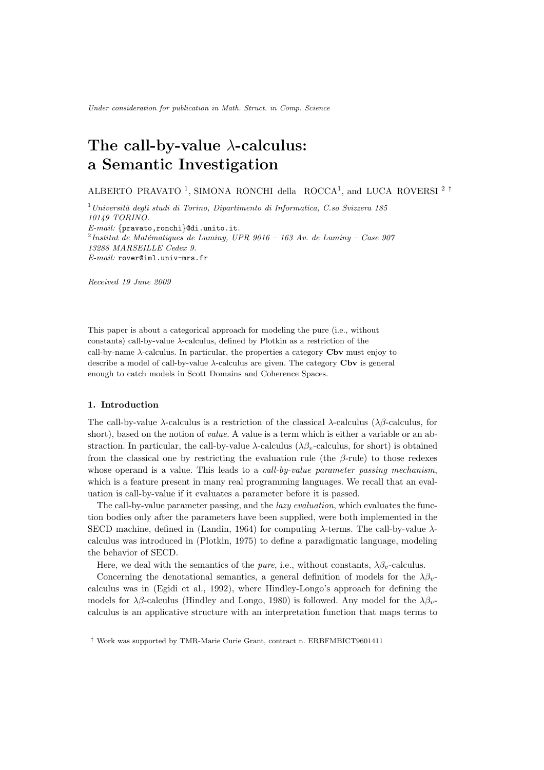*Under consideration for publication in Math. Struct. in Comp. Science*

# The call-by-value $\lambda$-calculus: a Semantic Investigation

ALBERTO PRAVATO [1], SIMONA RONCHI della ROCCA[1], and LUCA ROVERSI [2] †

[1] *Università degli studi di Torino, Dipartimento di Informatica, C.so Svizzera 185 10149 TORINO.*
*E-mail:* {pravato,ronchi}@di.unito.it.
[2] *Institut de Matématiques de Luminy, UPR 9016 – 163 Av. de Luminy – Case 907 13288 MARSEILLE Cedex 9.*
*E-mail:* rover@iml.univ-mrs.fr

*Received 19 June 2009*

This paper is about a categorical approach for modeling the pure (i.e., without constants) call-by-value $\lambda$-calculus, defined by Plotkin as a restriction of the call-by-name $\lambda$-calculus. In particular, the properties a category **Cbv** must enjoy to describe a model of call-by-value $\lambda$-calculus are given. The category **Cbv** is general enough to catch models in Scott Domains and Coherence Spaces.

## 1. Introduction

The call-by-value $\lambda$-calculus is a restriction of the classical $\lambda$-calculus ($\lambda\beta$-calculus, for short), based on the notion of *value*. A value is a term which is either a variable or an abstraction. In particular, the call-by-value $\lambda$-calculus ($\lambda\beta_v$-calculus, for short) is obtained from the classical one by restricting the evaluation rule (the $\beta$-rule) to those redexes whose operand is a value. This leads to a *call-by-value parameter passing mechanism*, which is a feature present in many real programming languages. We recall that an evaluation is call-by-value if it evaluates a parameter before it is passed.

The call-by-value parameter passing, and the *lazy evaluation*, which evaluates the function bodies only after the parameters have been supplied, were both implemented in the SECD machine, defined in (Landin, 1964) for computing $\lambda$-terms. The call-by-value $\lambda$-calculus was introduced in (Plotkin, 1975) to define a paradigmatic language, modeling the behavior of SECD.

Here, we deal with the semantics of the *pure*, i.e., without constants, $\lambda\beta_v$-calculus.

Concerning the denotational semantics, a general definition of models for the $\lambda\beta_v$-calculus was in (Egidi et al., 1992), where Hindley-Longo's approach for defining the models for $\lambda\beta$-calculus (Hindley and Longo, 1980) is followed. Any model for the $\lambda\beta_v$-calculus is an applicative structure with an interpretation function that maps terms to

† Work was supported by TMR-Marie Curie Grant, contract n. ERBFMBICT9601411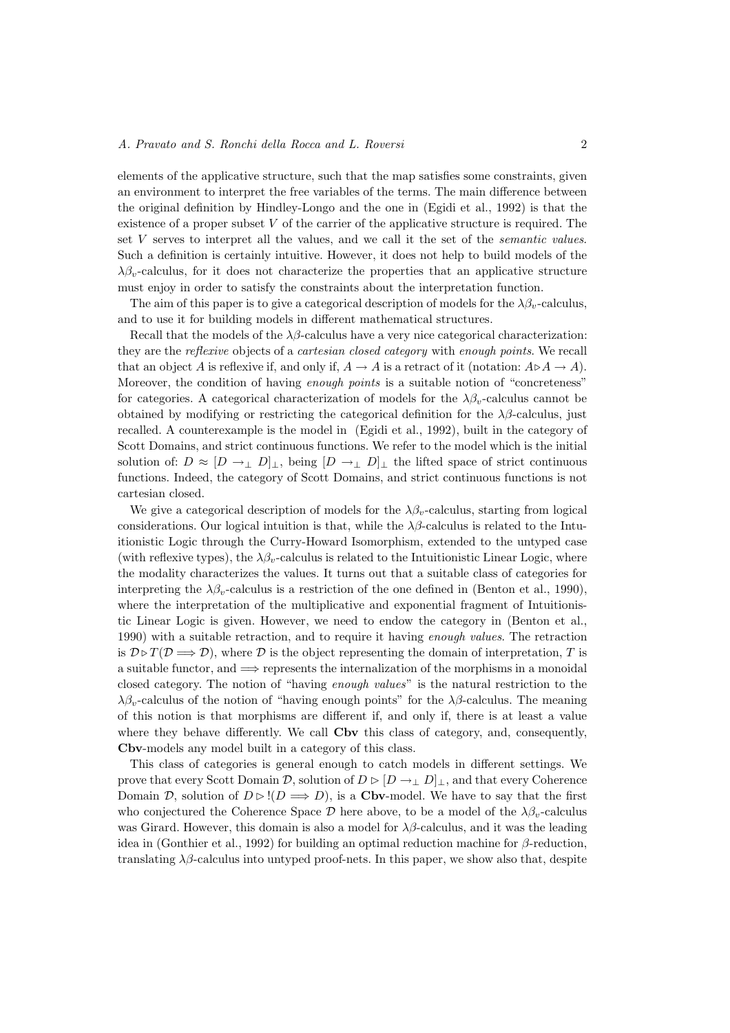elements of the applicative structure, such that the map satisfies some constraints, given an environment to interpret the free variables of the terms. The main difference between the original definition by Hindley-Longo and the one in (Egidi et al., 1992) is that the existence of a proper subset $V$ of the carrier of the applicative structure is required. The set $V$ serves to interpret all the values, and we call it the set of the *semantic values*. Such a definition is certainly intuitive. However, it does not help to build models of the $\lambda\beta_v$-calculus, for it does not characterize the properties that an applicative structure must enjoy in order to satisfy the constraints about the interpretation function.

The aim of this paper is to give a categorical description of models for the $\lambda\beta_v$-calculus, and to use it for building models in different mathematical structures.

Recall that the models of the $\lambda\beta$-calculus have a very nice categorical characterization: they are the *reflexive* objects of a *cartesian closed category* with *enough points*. We recall that an object $A$ is reflexive if, and only if, $A \to A$ is a retract of it (notation: $A \triangleright A \to A$). Moreover, the condition of having *enough points* is a suitable notion of "concreteness" for categories. A categorical characterization of models for the $\lambda\beta_v$-calculus cannot be obtained by modifying or restricting the categorical definition for the $\lambda\beta$-calculus, just recalled. A counterexample is the model in (Egidi et al., 1992), built in the category of Scott Domains, and strict continuous functions. We refer to the model which is the initial solution of: $D \approx [D \to_\perp D]_\perp$, being $[D \to_\perp D]_\perp$ the lifted space of strict continuous functions. Indeed, the category of Scott Domains, and strict continuous functions is not cartesian closed.

We give a categorical description of models for the $\lambda\beta_v$-calculus, starting from logical considerations. Our logical intuition is that, while the $\lambda\beta$-calculus is related to the Intuitionistic Logic through the Curry-Howard Isomorphism, extended to the untyped case (with reflexive types), the $\lambda\beta_v$-calculus is related to the Intuitionistic Linear Logic, where the modality characterizes the values. It turns out that a suitable class of categories for interpreting the $\lambda\beta_v$-calculus is a restriction of the one defined in (Benton et al., 1990), where the interpretation of the multiplicative and exponential fragment of Intuitionistic Linear Logic is given. However, we need to endow the category in (Benton et al., 1990) with a suitable retraction, and to require it having *enough values*. The retraction is $\mathcal{D} \triangleright T(\mathcal{D} \Longrightarrow \mathcal{D})$, where $\mathcal{D}$ is the object representing the domain of interpretation, $T$ is a suitable functor, and $\Longrightarrow$ represents the internalization of the morphisms in a monoidal closed category. The notion of "having *enough values*" is the natural restriction to the $\lambda\beta_v$-calculus of the notion of "having enough points" for the $\lambda\beta$-calculus. The meaning of this notion is that morphisms are different if, and only if, there is at least a value where they behave differently. We call **Cbv** this class of category, and, consequently, **Cbv**-models any model built in a category of this class.

This class of categories is general enough to catch models in different settings. We prove that every Scott Domain $\mathcal{D}$, solution of $D \triangleright [D \to_\perp D]_\perp$, and that every Coherence Domain $\mathcal{D}$, solution of $D \triangleright !(D \Longrightarrow D)$, is a **Cbv**-model. We have to say that the first who conjectured the Coherence Space $\mathcal{D}$ here above, to be a model of the $\lambda\beta_v$-calculus was Girard. However, this domain is also a model for $\lambda\beta$-calculus, and it was the leading idea in (Gonthier et al., 1992) for building an optimal reduction machine for $\beta$-reduction, translating $\lambda\beta$-calculus into untyped proof-nets. In this paper, we show also that, despite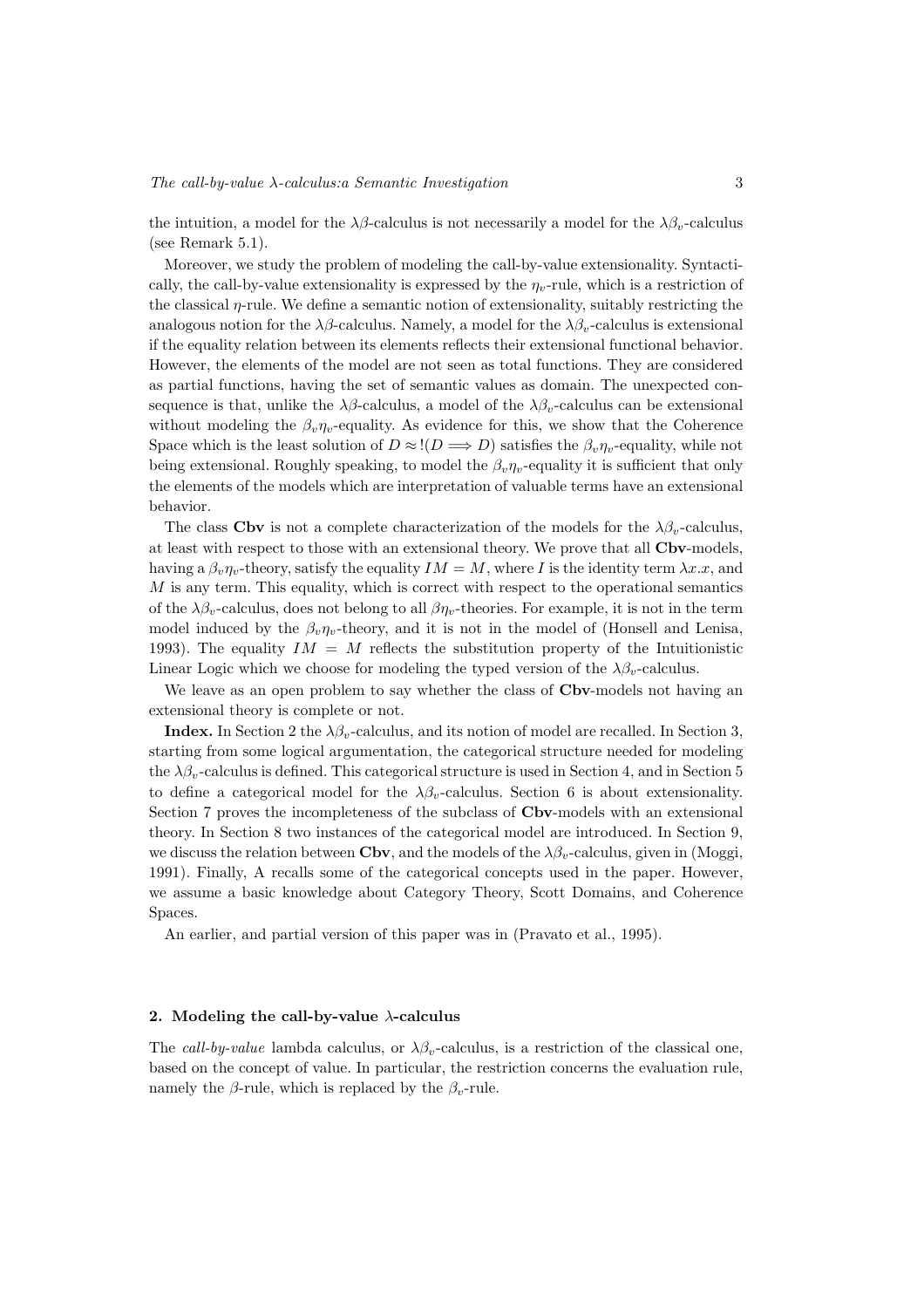the intuition, a model for the $\lambda\beta$-calculus is not necessarily a model for the $\lambda\beta_v$-calculus (see Remark 5.1).

Moreover, we study the problem of modeling the call-by-value extensionality. Syntactically, the call-by-value extensionality is expressed by the $\eta_v$-rule, which is a restriction of the classical $\eta$-rule. We define a semantic notion of extensionality, suitably restricting the analogous notion for the $\lambda\beta$-calculus. Namely, a model for the $\lambda\beta_v$-calculus is extensional if the equality relation between its elements reflects their extensional functional behavior. However, the elements of the model are not seen as total functions. They are considered as partial functions, having the set of semantic values as domain. The unexpected consequence is that, unlike the $\lambda\beta$-calculus, a model of the $\lambda\beta_v$-calculus can be extensional without modeling the $\beta_v\eta_v$-equality. As evidence for this, we show that the Coherence Space which is the least solution of $D \approx !(D \Longrightarrow D)$ satisfies the $\beta_v\eta_v$-equality, while not being extensional. Roughly speaking, to model the $\beta_v\eta_v$-equality it is sufficient that only the elements of the models which are interpretation of valuable terms have an extensional behavior.

The class **Cbv** is not a complete characterization of the models for the $\lambda\beta_v$-calculus, at least with respect to those with an extensional theory. We prove that all **Cbv**-models, having a $\beta_v\eta_v$-theory, satisfy the equality $IM = M$, where $I$ is the identity term $\lambda x.x$, and $M$ is any term. This equality, which is correct with respect to the operational semantics of the $\lambda\beta_v$-calculus, does not belong to all $\beta\eta_v$-theories. For example, it is not in the term model induced by the $\beta_v\eta_v$-theory, and it is not in the model of (Honsell and Lenisa, 1993). The equality $IM = M$ reflects the substitution property of the Intuitionistic Linear Logic which we choose for modeling the typed version of the $\lambda\beta_v$-calculus.

We leave as an open problem to say whether the class of **Cbv**-models not having an extensional theory is complete or not.

**Index.** In Section 2 the $\lambda\beta_v$-calculus, and its notion of model are recalled. In Section 3, starting from some logical argumentation, the categorical structure needed for modeling the $\lambda\beta_v$-calculus is defined. This categorical structure is used in Section 4, and in Section 5 to define a categorical model for the $\lambda\beta_v$-calculus. Section 6 is about extensionality. Section 7 proves the incompleteness of the subclass of **Cbv**-models with an extensional theory. In Section 8 two instances of the categorical model are introduced. In Section 9, we discuss the relation between **Cbv**, and the models of the $\lambda\beta_v$-calculus, given in (Moggi, 1991). Finally, A recalls some of the categorical concepts used in the paper. However, we assume a basic knowledge about Category Theory, Scott Domains, and Coherence Spaces.

An earlier, and partial version of this paper was in (Pravato et al., 1995).

## 2. Modeling the call-by-value $\lambda$-calculus

The *call-by-value* lambda calculus, or $\lambda\beta_v$-calculus, is a restriction of the classical one, based on the concept of value. In particular, the restriction concerns the evaluation rule, namely the $\beta$-rule, which is replaced by the $\beta_v$-rule.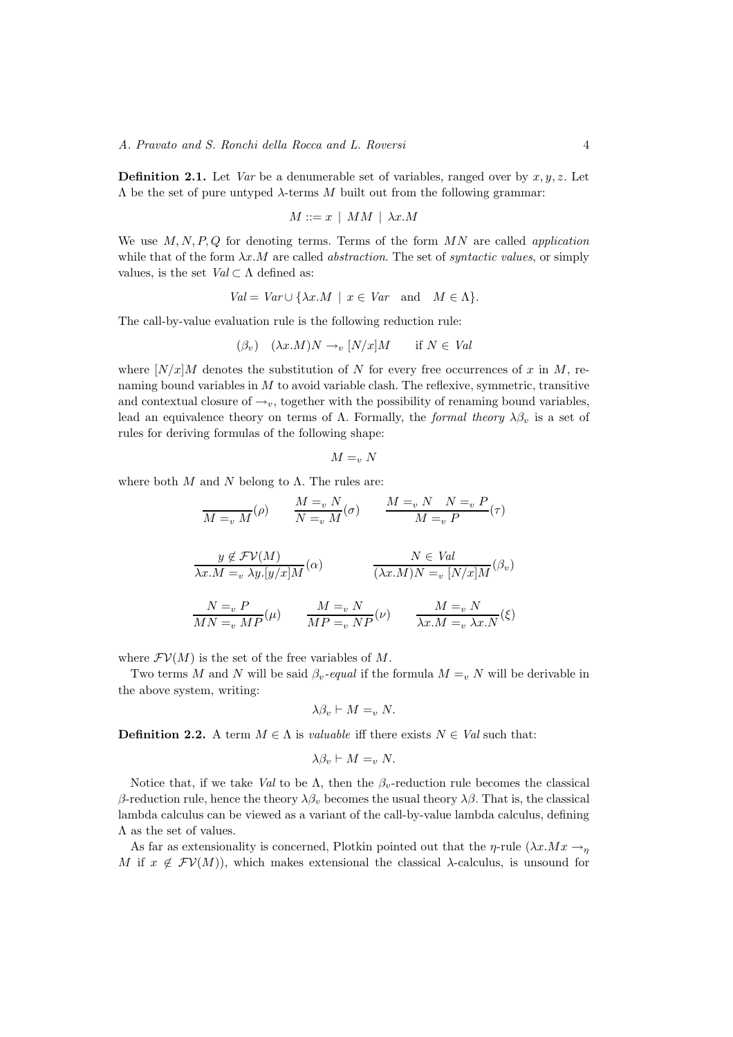**Definition 2.1.** Let *Var* be a denumerable set of variables, ranged over by $x, y, z$. Let $\Lambda$ be the set of pure untyped $\lambda$-terms $M$ built out from the following grammar:

$$M ::= x \mid MM \mid \lambda x.M$$

We use $M, N, P, Q$ for denoting terms. Terms of the form $MN$ are called *application* while that of the form $\lambda x.M$ are called *abstraction*. The set of *syntactic values*, or simply values, is the set $Val \subset \Lambda$ defined as:

$$Val = Var \cup \{\lambda x.M \mid x \in Var \quad \text{and} \quad M \in \Lambda\}.$$

The call-by-value evaluation rule is the following reduction rule:

$$(\beta_v) \quad (\lambda x.M)N \rightarrow_v [N/x]M \qquad \text{if } N \in Val$$

where $[N/x]M$ denotes the substitution of $N$ for every free occurrences of $x$ in $M$, renaming bound variables in $M$ to avoid variable clash. The reflexive, symmetric, transitive and contextual closure of $\rightarrow_v$, together with the possibility of renaming bound variables, lead an equivalence theory on terms of $\Lambda$. Formally, the *formal theory* $\lambda\beta_v$ is a set of rules for deriving formulas of the following shape:

$$M =_v N$$

where both $M$ and $N$ belong to $\Lambda$. The rules are:

$$\frac{}{M =_v M}(\rho) \qquad \frac{M =_v N}{N =_v M}(\sigma) \qquad \frac{M =_v N \quad N =_v P}{M =_v P}(\tau)$$

$$\frac{y \notin \mathcal{FV}(M)}{\lambda x.M =_v \lambda y.[y/x]M}(\alpha) \qquad \frac{N \in Val}{(\lambda x.M)N =_v [N/x]M}(\beta_v)$$

$$\frac{N =_v P}{MN =_v MP}(\mu) \qquad \frac{M =_v N}{MP =_v NP}(\nu) \qquad \frac{M =_v N}{\lambda x.M =_v \lambda x.N}(\xi)$$

where $\mathcal{FV}(M)$ is the set of the free variables of $M$.

Two terms $M$ and $N$ will be said $\beta_v$*-equal* if the formula $M =_v N$ will be derivable in the above system, writing:

$$\lambda\beta_v \vdash M =_v N.$$

**Definition 2.2.** A term $M \in \Lambda$ is *valuable* iff there exists $N \in Val$ such that:

$$\lambda\beta_v \vdash M =_v N.$$

Notice that, if we take *Val* to be $\Lambda$, then the $\beta_v$-reduction rule becomes the classical $\beta$-reduction rule, hence the theory $\lambda\beta_v$ becomes the usual theory $\lambda\beta$. That is, the classical lambda calculus can be viewed as a variant of the call-by-value lambda calculus, defining $\Lambda$ as the set of values.

As far as extensionality is concerned, Plotkin pointed out that the $\eta$-rule ($\lambda x.Mx \rightarrow_\eta M$ if $x \notin \mathcal{FV}(M)$), which makes extensional the classical $\lambda$-calculus, is unsound for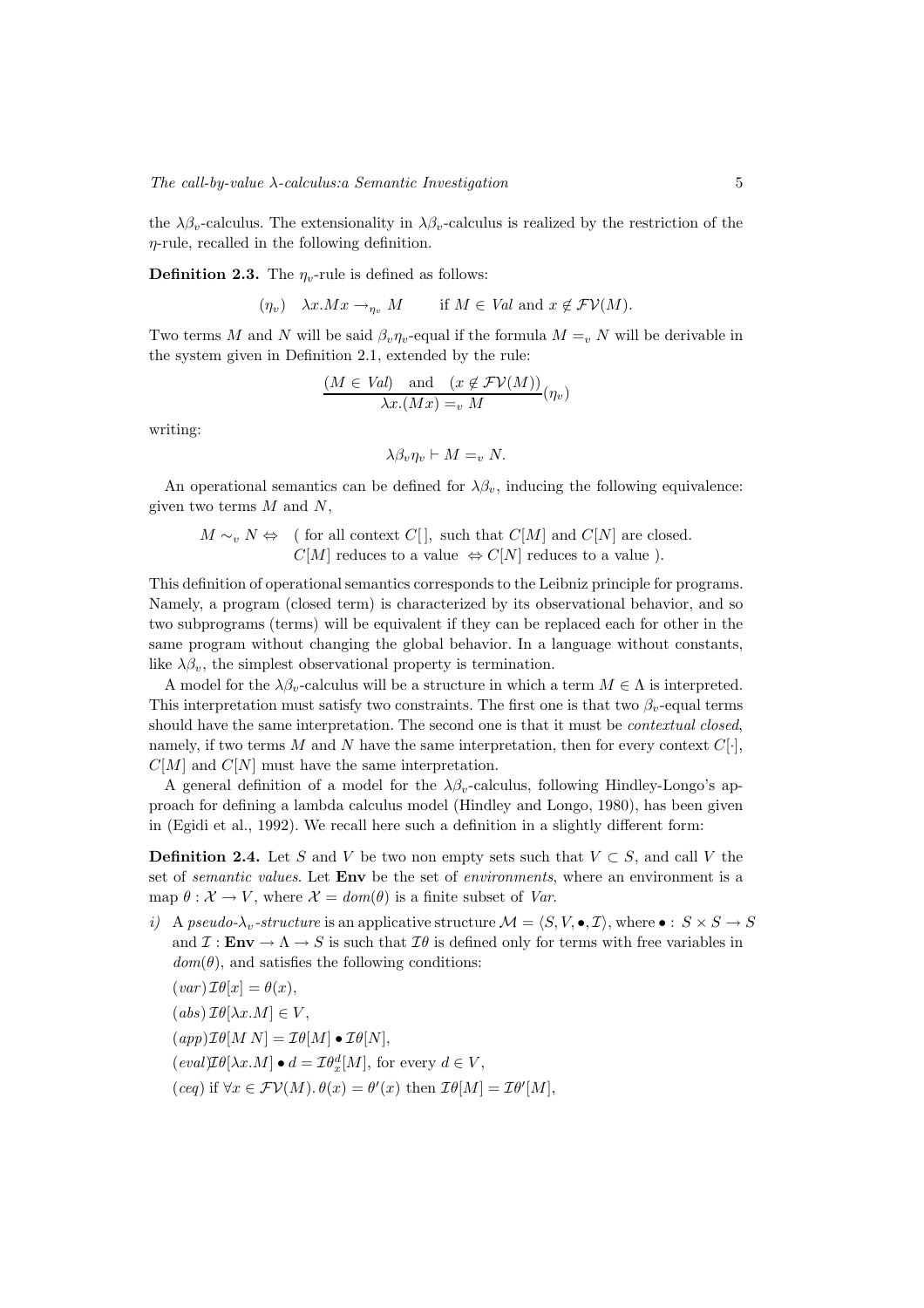the $\lambda\beta_v$-calculus. The extensionality in $\lambda\beta_v$-calculus is realized by the restriction of the $\eta$-rule, recalled in the following definition.

**Definition 2.3.** The $\eta_v$-rule is defined as follows:

$$(\eta_v) \quad \lambda x.Mx \rightarrow_{\eta_v} M \qquad \text{if } M \in \mathit{Val} \text{ and } x \notin \mathcal{FV}(M).$$

Two terms $M$ and $N$ will be said $\beta_v\eta_v$-equal if the formula $M =_v N$ will be derivable in the system given in Definition 2.1, extended by the rule:

$$\frac{(M \in \mathit{Val}) \quad \text{and} \quad (x \notin \mathcal{FV}(M))}{\lambda x.(Mx) =_v M}(\eta_v)$$

writing:

$$\lambda\beta_v\eta_v \vdash M =_v N.$$

An operational semantics can be defined for $\lambda\beta_v$, inducing the following equivalence: given two terms $M$ and $N$,

$$M \sim_v N \Leftrightarrow \text{ ( for all context } C[\,], \text{ such that } C[M] \text{ and } C[N] \text{ are closed.} \\ C[M] \text{ reduces to a value } \Leftrightarrow C[N] \text{ reduces to a value ).}$$

This definition of operational semantics corresponds to the Leibniz principle for programs. Namely, a program (closed term) is characterized by its observational behavior, and so two subprograms (terms) will be equivalent if they can be replaced each for other in the same program without changing the global behavior. In a language without constants, like $\lambda\beta_v$, the simplest observational property is termination.

A model for the $\lambda\beta_v$-calculus will be a structure in which a term $M \in \Lambda$ is interpreted. This interpretation must satisfy two constraints. The first one is that two $\beta_v$-equal terms should have the same interpretation. The second one is that it must be *contextual closed*, namely, if two terms $M$ and $N$ have the same interpretation, then for every context $C[\cdot]$, $C[M]$ and $C[N]$ must have the same interpretation.

A general definition of a model for the $\lambda\beta_v$-calculus, following Hindley-Longo's approach for defining a lambda calculus model (Hindley and Longo, 1980), has been given in (Egidi et al., 1992). We recall here such a definition in a slightly different form:

**Definition 2.4.** Let $S$ and $V$ be two non empty sets such that $V \subset S$, and call $V$ the set of *semantic values*. Let **Env** be the set of *environments*, where an environment is a map $\theta : \mathcal{X} \rightarrow V$, where $\mathcal{X} = dom(\theta)$ is a finite subset of *Var*.

*i)* A *pseudo-$\lambda_v$-structure* is an applicative structure $\mathcal{M} = \langle S, V, \bullet, \mathcal{I}\rangle$, where $\bullet : S \times S \rightarrow S$ and $\mathcal{I} : \mathbf{Env} \rightarrow \Lambda \rightarrow S$ is such that $\mathcal{I}\theta$ is defined only for terms with free variables in $dom(\theta)$, and satisfies the following conditions:

$(var)\, \mathcal{I}\theta[x] = \theta(x)$,

$(abs)\, \mathcal{I}\theta[\lambda x.M] \in V$,

$(app)\, \mathcal{I}\theta[M\ N] = \mathcal{I}\theta[M] \bullet \mathcal{I}\theta[N]$,

$(eval)\, \mathcal{I}\theta[\lambda x.M] \bullet d = \mathcal{I}\theta^d_x[M]$, for every $d \in V$,

$(ceq)$ if $\forall x \in \mathcal{FV}(M).\, \theta(x) = \theta'(x)$ then $\mathcal{I}\theta[M] = \mathcal{I}\theta'[M]$,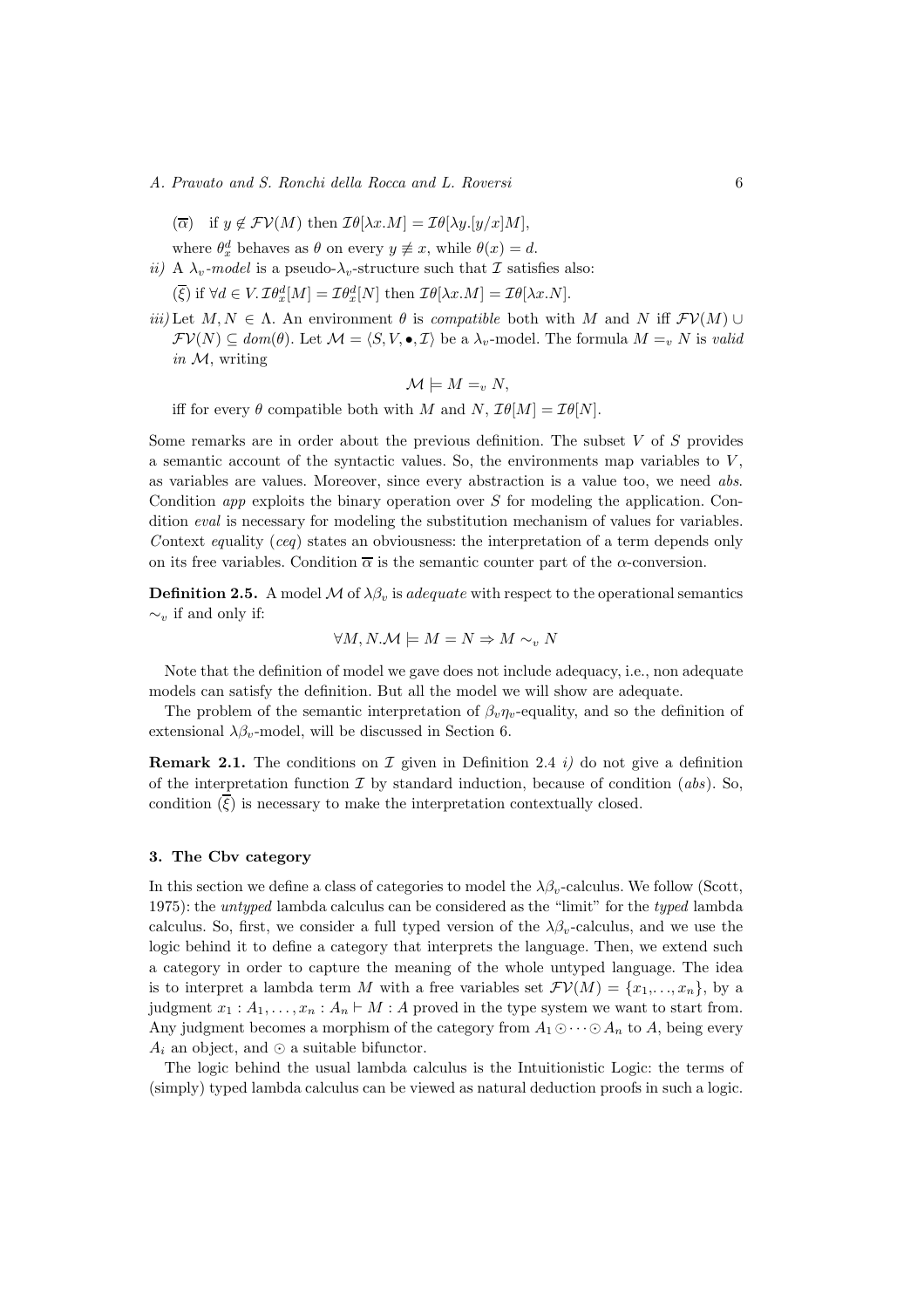($\overline{\alpha}$)   if $y \notin \mathcal{FV}(M)$ then $\mathcal{I}\theta[\lambda x.M] = \mathcal{I}\theta[\lambda y.[y/x]M]$,

where $\theta^d_x$ behaves as $\theta$ on every $y \not\equiv x$, while $\theta(x) = d$.

*ii)* A $\lambda_v$*-model* is a pseudo-$\lambda_v$-structure such that $\mathcal{I}$ satisfies also:

($\overline{\xi}$) if $\forall d \in V. \mathcal{I}\theta^d_x[M] = \mathcal{I}\theta^d_x[N]$ then $\mathcal{I}\theta[\lambda x.M] = \mathcal{I}\theta[\lambda x.N]$.

*iii)* Let $M, N \in \Lambda$. An environment $\theta$ is *compatible* both with $M$ and $N$ iff $\mathcal{FV}(M) \cup \mathcal{FV}(N) \subseteq dom(\theta)$. Let $\mathcal{M} = \langle S, V, \bullet, \mathcal{I}\rangle$ be a $\lambda_v$-model. The formula $M =_v N$ is *valid in* $\mathcal{M}$, writing

$$\mathcal{M} \models M =_v N,$$

iff for every $\theta$ compatible both with $M$ and $N$, $\mathcal{I}\theta[M] = \mathcal{I}\theta[N]$.

Some remarks are in order about the previous definition. The subset $V$ of $S$ provides a semantic account of the syntactic values. So, the environments map variables to $V$, as variables are values. Moreover, since every abstraction is a value too, we need *abs*. Condition *app* exploits the binary operation over $S$ for modeling the application. Condition *eval* is necessary for modeling the substitution mechanism of values for variables. *C*ontext *eq*uality (*ceq*) states an obviousness: the interpretation of a term depends only on its free variables. Condition $\overline{\alpha}$ is the semantic counter part of the $\alpha$-conversion.

**Definition 2.5.** A model $\mathcal{M}$ of $\lambda\beta_v$ is *adequate* with respect to the operational semantics $\sim_v$ if and only if:

$$\forall M, N. \mathcal{M} \models M = N \Rightarrow M \sim_v N$$

Note that the definition of model we gave does not include adequacy, i.e., non adequate models can satisfy the definition. But all the model we will show are adequate.

The problem of the semantic interpretation of $\beta_v\eta_v$-equality, and so the definition of extensional $\lambda\beta_v$-model, will be discussed in Section 6.

**Remark 2.1.** The conditions on $\mathcal{I}$ given in Definition 2.4 *i)* do not give a definition of the interpretation function $\mathcal{I}$ by standard induction, because of condition (*abs*). So, condition ($\overline{\xi}$) is necessary to make the interpretation contextually closed.

### 3. The Cbv category

In this section we define a class of categories to model the $\lambda\beta_v$-calculus. We follow (Scott, 1975): the *untyped* lambda calculus can be considered as the "limit" for the *typed* lambda calculus. So, first, we consider a full typed version of the $\lambda\beta_v$-calculus, and we use the logic behind it to define a category that interprets the language. Then, we extend such a category in order to capture the meaning of the whole untyped language. The idea is to interpret a lambda term $M$ with a free variables set $\mathcal{FV}(M) = \{x_1, \ldots, x_n\}$, by a judgment $x_1 : A_1, \ldots, x_n : A_n \vdash M : A$ proved in the type system we want to start from. Any judgment becomes a morphism of the category from $A_1 \odot \cdots \odot A_n$ to $A$, being every $A_i$ an object, and $\odot$ a suitable bifunctor.

The logic behind the usual lambda calculus is the Intuitionistic Logic: the terms of (simply) typed lambda calculus can be viewed as natural deduction proofs in such a logic.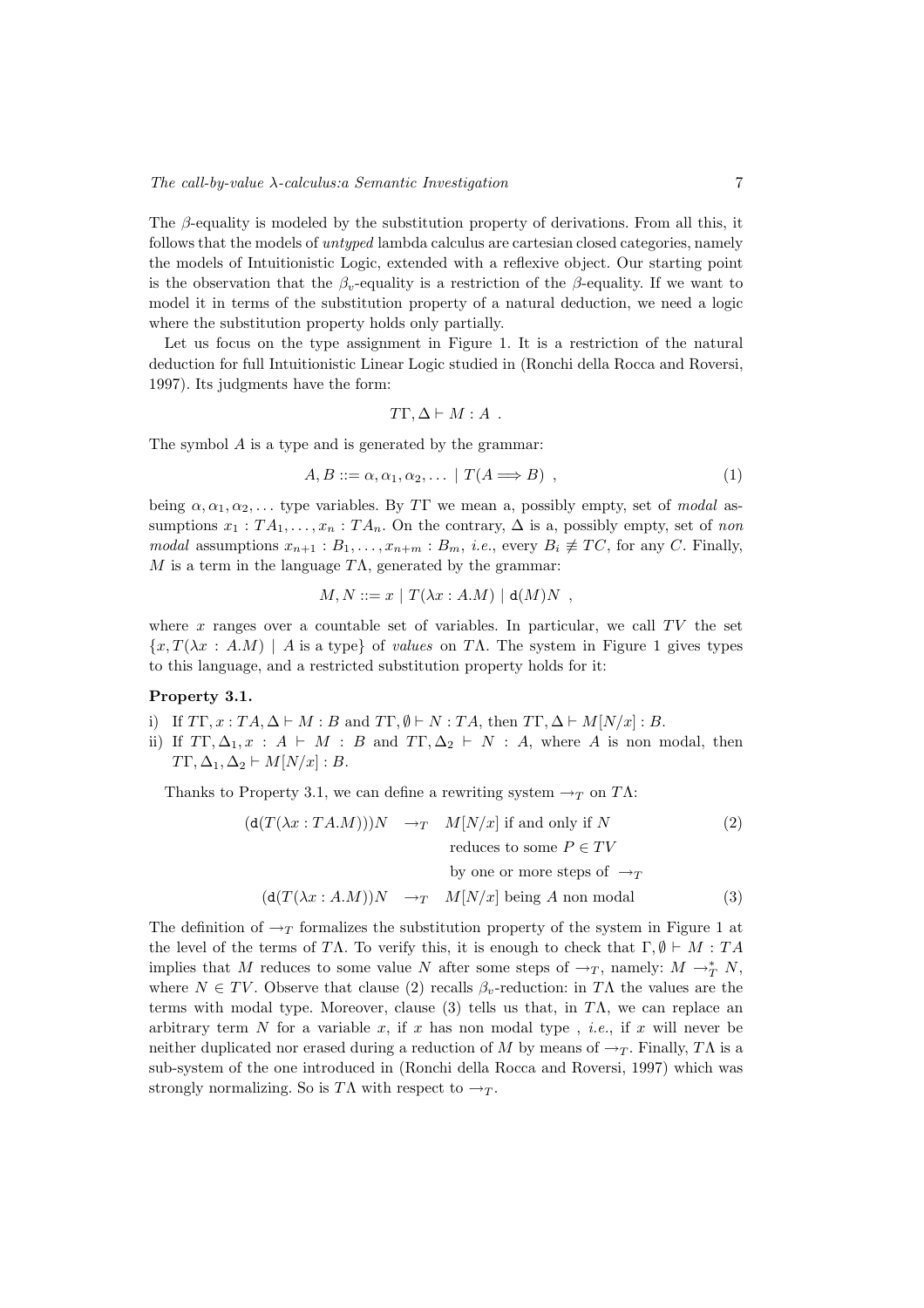The $\beta$-equality is modeled by the substitution property of derivations. From all this, it follows that the models of *untyped* lambda calculus are cartesian closed categories, namely the models of Intuitionistic Logic, extended with a reflexive object. Our starting point is the observation that the $\beta_v$-equality is a restriction of the $\beta$-equality. If we want to model it in terms of the substitution property of a natural deduction, we need a logic where the substitution property holds only partially.

Let us focus on the type assignment in Figure 1. It is a restriction of the natural deduction for full Intuitionistic Linear Logic studied in (Ronchi della Rocca and Roversi, 1997). Its judgments have the form:

$$T\Gamma, \Delta \vdash M : A \ .$$

The symbol $A$ is a type and is generated by the grammar:

$$A, B ::= \alpha, \alpha_1, \alpha_2, \ldots \mid T(A \Longrightarrow B) \ , \tag{1}$$

being $\alpha, \alpha_1, \alpha_2, \ldots$ type variables. By $T\Gamma$ we mean a, possibly empty, set of *modal* assumptions $x_1 : TA_1, \ldots, x_n : TA_n$. On the contrary, $\Delta$ is a, possibly empty, set of *non modal* assumptions $x_{n+1} : B_1, \ldots, x_{n+m} : B_m$, *i.e.*, every $B_i \not\equiv TC$, for any $C$. Finally, $M$ is a term in the language $T\Lambda$, generated by the grammar:

$$M, N ::= x \mid T(\lambda x : A.M) \mid \mathtt{d}(M)N \ ,$$

where $x$ ranges over a countable set of variables. In particular, we call $TV$ the set $\{x, T(\lambda x : A.M) \mid A \text{ is a type}\}$ of *values* on $T\Lambda$. The system in Figure 1 gives types to this language, and a restricted substitution property holds for it:

**Property 3.1.**

i) If $T\Gamma, x : TA, \Delta \vdash M : B$ and $T\Gamma, \emptyset \vdash N : TA$, then $T\Gamma, \Delta \vdash M[N/x] : B$.
ii) If $T\Gamma, \Delta_1, x : A \vdash M : B$ and $T\Gamma, \Delta_2 \vdash N : A$, where $A$ is non modal, then $T\Gamma, \Delta_1, \Delta_2 \vdash M[N/x] : B$.

Thanks to Property 3.1, we can define a rewriting system $\rightarrow_T$ on $T\Lambda$:

$$(\mathtt{d}(T(\lambda x : TA.M)))N \rightarrow_T M[N/x] \text{ if and only if } N \text{ reduces to some } P \in TV \text{ by one or more steps of } \rightarrow_T \tag{2}$$

$$(\mathtt{d}(T(\lambda x : A.M))N \rightarrow_T M[N/x] \text{ being } A \text{ non modal} \tag{3}$$

The definition of $\rightarrow_T$ formalizes the substitution property of the system in Figure 1 at the level of the terms of $T\Lambda$. To verify this, it is enough to check that $\Gamma, \emptyset \vdash M : TA$ implies that $M$ reduces to some value $N$ after some steps of $\rightarrow_T$, namely: $M \rightarrow_T^* N$, where $N \in TV$. Observe that clause (2) recalls $\beta_v$-reduction: in $T\Lambda$ the values are the terms with modal type. Moreover, clause (3) tells us that, in $T\Lambda$, we can replace an arbitrary term $N$ for a variable $x$, if $x$ has non modal type , *i.e.*, if $x$ will never be neither duplicated nor erased during a reduction of $M$ by means of $\rightarrow_T$. Finally, $T\Lambda$ is a sub-system of the one introduced in (Ronchi della Rocca and Roversi, 1997) which was strongly normalizing. So is $T\Lambda$ with respect to $\rightarrow_T$.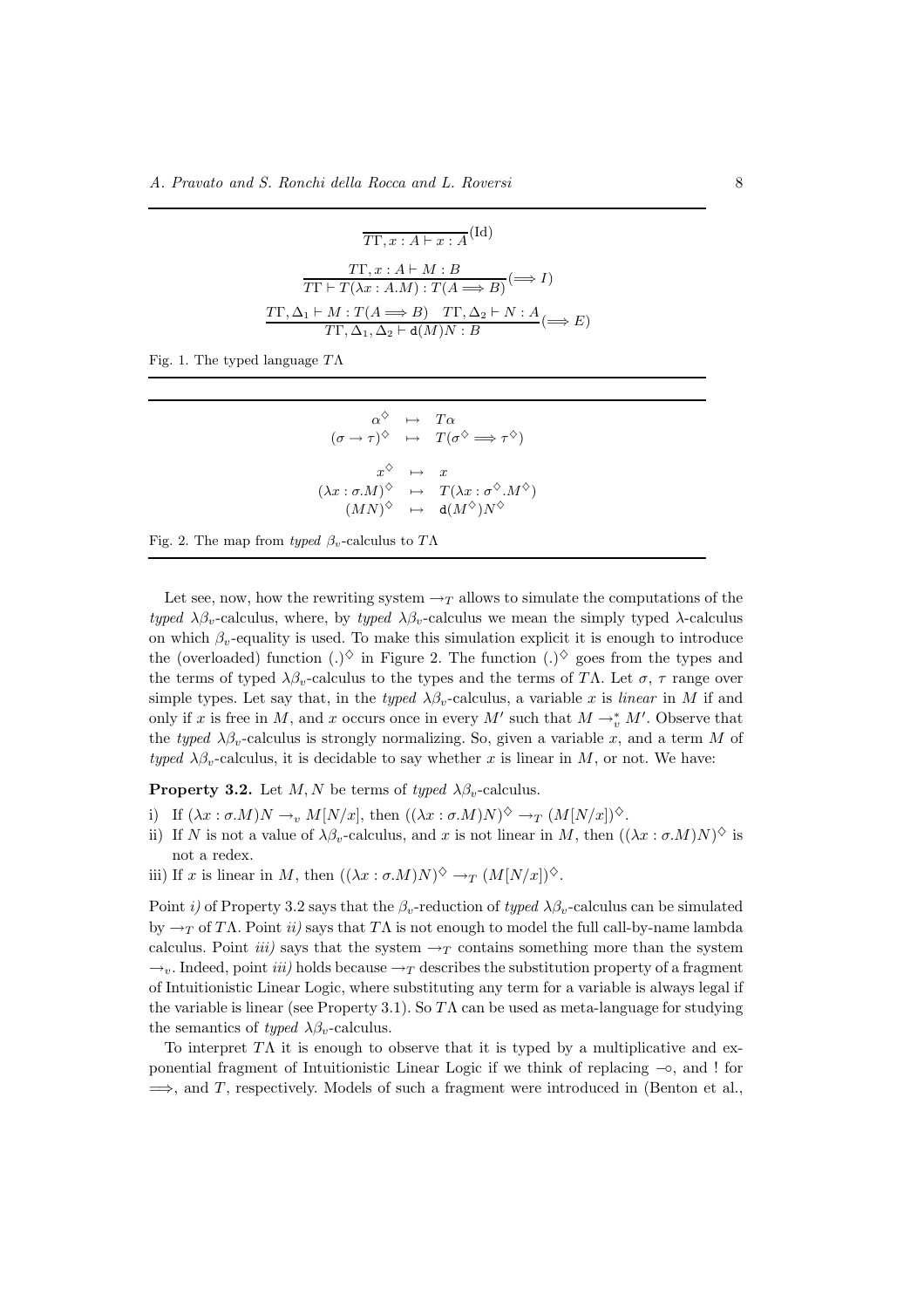$$\frac{}{T\Gamma, x : A \vdash x : A}(\text{Id})$$

$$\frac{T\Gamma, x : A \vdash M : B}{T\Gamma \vdash T(\lambda x : A.M) : T(A \Longrightarrow B)}(\Longrightarrow I)$$

$$\frac{T\Gamma, \Delta_1 \vdash M : T(A \Longrightarrow B) \quad T\Gamma, \Delta_2 \vdash N : A}{T\Gamma, \Delta_1, \Delta_2 \vdash \mathtt{d}(M)N : B}(\Longrightarrow E)$$

Fig. 1. The typed language $T\Lambda$

$$\begin{array}{rcl}
\alpha^{\diamondsuit} & \mapsto & T\alpha \\
(\sigma \to \tau)^{\diamondsuit} & \mapsto & T(\sigma^{\diamondsuit} \Longrightarrow \tau^{\diamondsuit}) \\
 & & \\
x^{\diamondsuit} & \mapsto & x \\
(\lambda x : \sigma.M)^{\diamondsuit} & \mapsto & T(\lambda x : \sigma^{\diamondsuit}.M^{\diamondsuit}) \\
(MN)^{\diamondsuit} & \mapsto & \mathtt{d}(M^{\diamondsuit})N^{\diamondsuit}
\end{array}$$

Fig. 2. The map from *typed* $\beta_v$-calculus to $T\Lambda$

Let see, now, how the rewriting system $\to_T$ allows to simulate the computations of the *typed* $\lambda\beta_v$-calculus, where, by *typed* $\lambda\beta_v$-calculus we mean the simply typed $\lambda$-calculus on which $\beta_v$-equality is used. To make this simulation explicit it is enough to introduce the (overloaded) function $(.)^{\diamondsuit}$ in Figure 2. The function $(.)^{\diamondsuit}$ goes from the types and the terms of typed $\lambda\beta_v$-calculus to the types and the terms of $T\Lambda$. Let $\sigma$, $\tau$ range over simple types. Let say that, in the *typed* $\lambda\beta_v$-calculus, a variable $x$ is *linear* in $M$ if and only if $x$ is free in $M$, and $x$ occurs once in every $M'$ such that $M \to_v^* M'$. Observe that the *typed* $\lambda\beta_v$-calculus is strongly normalizing. So, given a variable $x$, and a term $M$ of *typed* $\lambda\beta_v$-calculus, it is decidable to say whether $x$ is linear in $M$, or not. We have:

**Property 3.2.** Let $M, N$ be terms of *typed* $\lambda\beta_v$-calculus.

i) If $(\lambda x : \sigma.M)N \to_v M[N/x]$, then $((\lambda x : \sigma.M)N)^{\diamondsuit} \to_T (M[N/x])^{\diamondsuit}$.
ii) If $N$ is not a value of $\lambda\beta_v$-calculus, and $x$ is not linear in $M$, then $((\lambda x : \sigma.M)N)^{\diamondsuit}$ is not a redex.
iii) If $x$ is linear in $M$, then $((\lambda x : \sigma.M)N)^{\diamondsuit} \to_T (M[N/x])^{\diamondsuit}$.

Point *i)* of Property 3.2 says that the $\beta_v$-reduction of *typed* $\lambda\beta_v$-calculus can be simulated by $\to_T$ of $T\Lambda$. Point *ii)* says that $T\Lambda$ is not enough to model the full call-by-name lambda calculus. Point *iii)* says that the system $\to_T$ contains something more than the system $\to_v$. Indeed, point *iii)* holds because $\to_T$ describes the substitution property of a fragment of Intuitionistic Linear Logic, where substituting any term for a variable is always legal if the variable is linear (see Property 3.1). So $T\Lambda$ can be used as meta-language for studying the semantics of *typed* $\lambda\beta_v$-calculus.

To interpret $T\Lambda$ it is enough to observe that it is typed by a multiplicative and exponential fragment of Intuitionistic Linear Logic if we think of replacing $\multimap$, and ! for $\Longrightarrow$, and $T$, respectively. Models of such a fragment were introduced in (Benton et al.,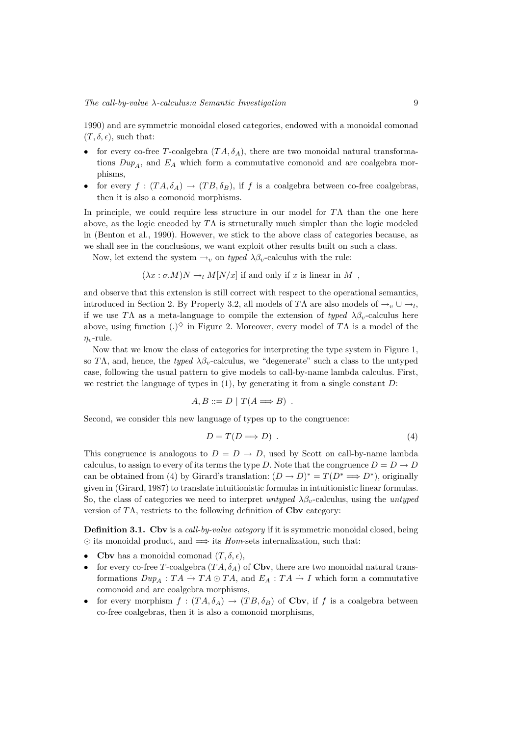1990) and are symmetric monoidal closed categories, endowed with a monoidal comonad $(T, \delta, \epsilon)$, such that:

- for every co-free $T$-coalgebra $(TA, \delta_A)$, there are two monoidal natural transformations $Dup_A$, and $E_A$ which form a commutative comonoid and are coalgebra morphisms,
- for every $f : (TA, \delta_A) \to (TB, \delta_B)$, if $f$ is a coalgebra between co-free coalgebras, then it is also a comonoid morphisms.

In principle, we could require less structure in our model for $T\Lambda$ than the one here above, as the logic encoded by $T\Lambda$ is structurally much simpler than the logic modeled in (Benton et al., 1990). However, we stick to the above class of categories because, as we shall see in the conclusions, we want exploit other results built on such a class.

Now, let extend the system $\to_v$ on *typed* $\lambda\beta_v$-calculus with the rule:

$$(\lambda x : \sigma.M)N \to_l M[N/x] \text{ if and only if } x \text{ is linear in } M \ ,$$

and observe that this extension is still correct with respect to the operational semantics, introduced in Section 2. By Property 3.2, all models of $T\Lambda$ are also models of $\to_v \cup \to_l$, if we use $T\Lambda$ as a meta-language to compile the extension of *typed* $\lambda\beta_v$-calculus here above, using function $(.)^{\diamondsuit}$ in Figure 2. Moreover, every model of $T\Lambda$ is a model of the $\eta_v$-rule.

Now that we know the class of categories for interpreting the type system in Figure 1, so $T\Lambda$, and, hence, the *typed* $\lambda\beta_v$-calculus, we "degenerate" such a class to the untyped case, following the usual pattern to give models to call-by-name lambda calculus. First, we restrict the language of types in (1), by generating it from a single constant $D$:

$$A, B ::= D \mid T(A \Longrightarrow B) \ .$$

Second, we consider this new language of types up to the congruence:

$$D = T(D \Longrightarrow D) \ . \tag{4}$$

This congruence is analogous to $D = D \to D$, used by Scott on call-by-name lambda calculus, to assign to every of its terms the type $D$. Note that the congruence $D = D \to D$ can be obtained from (4) by Girard's translation: $(D \to D)^* = T(D^* \Longrightarrow D^*)$, originally given in (Girard, 1987) to translate intuitionistic formulas in intuitionistic linear formulas. So, the class of categories we need to interpret *untyped* $\lambda\beta_v$-calculus, using the *untyped* version of $T\Lambda$, restricts to the following definition of **Cbv** category:

**Definition 3.1.** **Cbv** is a *call-by-value category* if it is symmetric monoidal closed, being $\odot$ its monoidal product, and $\Longrightarrow$ its *Hom*-sets internalization, such that:

- **Cbv** has a monoidal comonad $(T, \delta, \epsilon)$,
- for every co-free $T$-coalgebra $(TA, \delta_A)$ of **Cbv**, there are two monoidal natural transformations $Dup_A : TA \dot{\to} TA \odot TA$, and $E_A : TA \dot{\to} I$ which form a commutative comonoid and are coalgebra morphisms,
- for every morphism $f : (TA, \delta_A) \to (TB, \delta_B)$ of **Cbv**, if $f$ is a coalgebra between co-free coalgebras, then it is also a comonoid morphisms,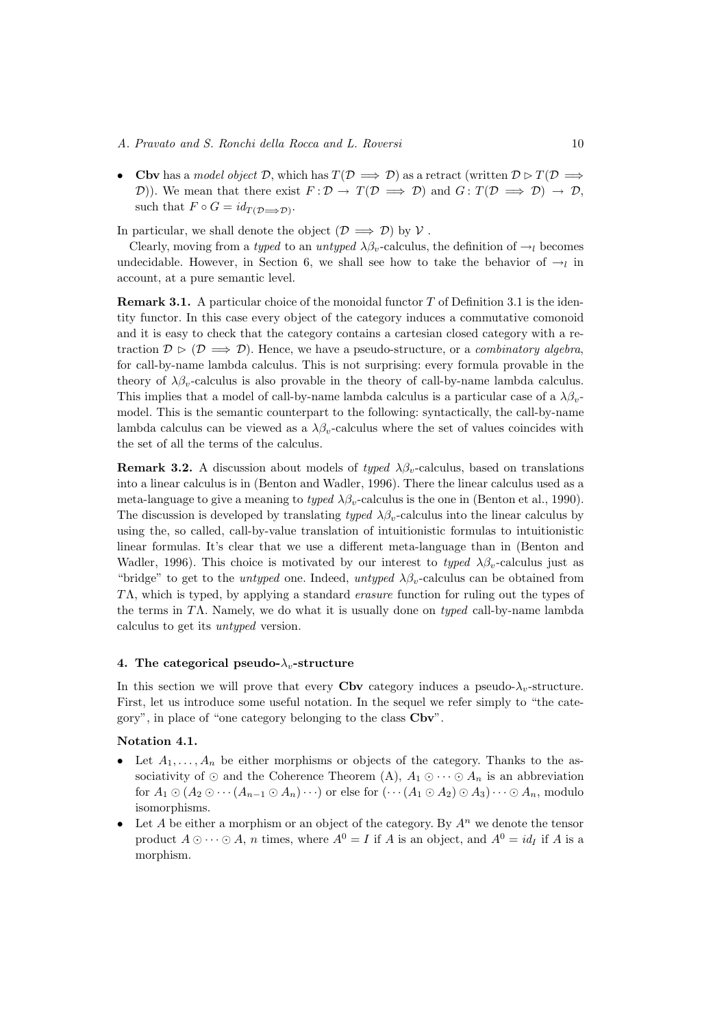- **Cbv** has a *model object* $\mathcal{D}$, which has $T(\mathcal{D} \Longrightarrow \mathcal{D})$ as a retract (written $\mathcal{D} \rhd T(\mathcal{D} \Longrightarrow \mathcal{D})$). We mean that there exist $F: \mathcal{D} \to T(\mathcal{D} \Longrightarrow \mathcal{D})$ and $G: T(\mathcal{D} \Longrightarrow \mathcal{D}) \to \mathcal{D}$, such that $F \circ G = id_{T(\mathcal{D} \Longrightarrow \mathcal{D})}$.

In particular, we shall denote the object $(\mathcal{D} \Longrightarrow \mathcal{D})$ by $\mathcal{V}$ .

Clearly, moving from a *typed* to an *untyped* $\lambda\beta_v$-calculus, the definition of $\to_l$ becomes undecidable. However, in Section 6, we shall see how to take the behavior of $\to_l$ in account, at a pure semantic level.

**Remark 3.1.** A particular choice of the monoidal functor $T$ of Definition 3.1 is the identity functor. In this case every object of the category induces a commutative comonoid and it is easy to check that the category contains a cartesian closed category with a retraction $\mathcal{D} \rhd (\mathcal{D} \Longrightarrow \mathcal{D})$. Hence, we have a pseudo-structure, or a *combinatory algebra*, for call-by-name lambda calculus. This is not surprising: every formula provable in the theory of $\lambda\beta_v$-calculus is also provable in the theory of call-by-name lambda calculus. This implies that a model of call-by-name lambda calculus is a particular case of a $\lambda\beta_v$-model. This is the semantic counterpart to the following: syntactically, the call-by-name lambda calculus can be viewed as a $\lambda\beta_v$-calculus where the set of values coincides with the set of all the terms of the calculus.

**Remark 3.2.** A discussion about models of *typed* $\lambda\beta_v$-calculus, based on translations into a linear calculus is in (Benton and Wadler, 1996). There the linear calculus used as a meta-language to give a meaning to *typed* $\lambda\beta_v$-calculus is the one in (Benton et al., 1990). The discussion is developed by translating *typed* $\lambda\beta_v$-calculus into the linear calculus by using the, so called, call-by-value translation of intuitionistic formulas to intuitionistic linear formulas. It's clear that we use a different meta-language than in (Benton and Wadler, 1996). This choice is motivated by our interest to *typed* $\lambda\beta_v$-calculus just as "bridge" to get to the *untyped* one. Indeed, *untyped* $\lambda\beta_v$-calculus can be obtained from $T\Lambda$, which is typed, by applying a standard *erasure* function for ruling out the types of the terms in $T\Lambda$. Namely, we do what it is usually done on *typed* call-by-name lambda calculus to get its *untyped* version.

## 4. The categorical pseudo-$\lambda_v$-structure

In this section we will prove that every **Cbv** category induces a pseudo-$\lambda_v$-structure. First, let us introduce some useful notation. In the sequel we refer simply to "the category", in place of "one category belonging to the class **Cbv**".

**Notation 4.1.**

- Let $A_1, \ldots, A_n$ be either morphisms or objects of the category. Thanks to the associativity of $\odot$ and the Coherence Theorem (A), $A_1 \odot \cdots \odot A_n$ is an abbreviation for $A_1 \odot (A_2 \odot \cdots (A_{n-1} \odot A_n) \cdots)$ or else for $(\cdots (A_1 \odot A_2) \odot A_3) \cdots \odot A_n$, modulo isomorphisms.
- Let $A$ be either a morphism or an object of the category. By $A^n$ we denote the tensor product $A \odot \cdots \odot A$, $n$ times, where $A^0 = I$ if $A$ is an object, and $A^0 = id_I$ if $A$ is a morphism.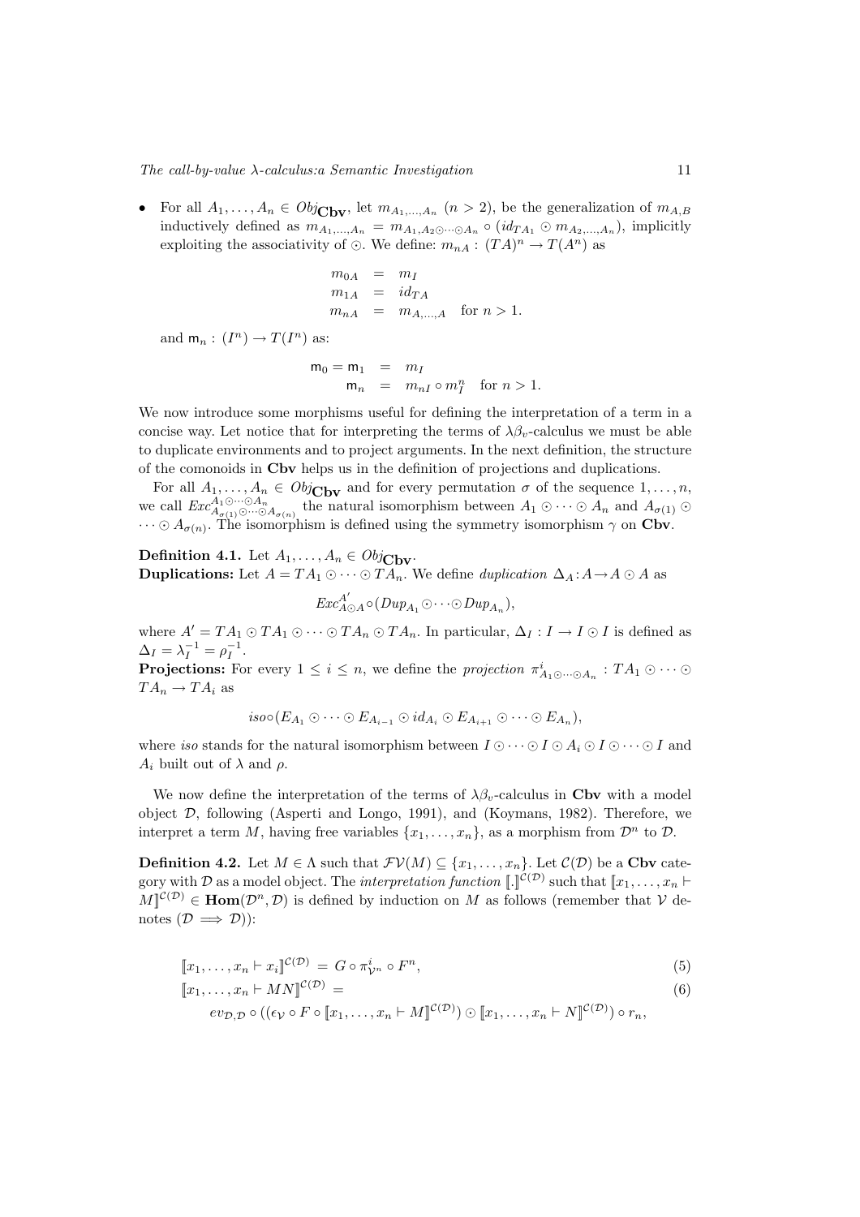- For all $A_1, \ldots, A_n \in Obj_{\mathbf{Cbv}}$, let $m_{A_1,\ldots,A_n}$ $(n > 2)$, be the generalization of $m_{A,B}$ inductively defined as $m_{A_1,\ldots,A_n} = m_{A_1, A_2 \odot \cdots \odot A_n} \circ (id_{TA_1} \odot m_{A_2,\ldots,A_n})$, implicitly exploiting the associativity of $\odot$. We define: $m_{nA} : (TA)^n \to T(A^n)$ as

$$
\begin{aligned}
m_{0A} &= m_I \\
m_{1A} &= id_{TA} \\
m_{nA} &= m_{A,\ldots,A} \quad \text{for } n > 1.
\end{aligned}
$$

and $\mathsf{m}_n : (I^n) \to T(I^n)$ as:

$$
\begin{aligned}
\mathsf{m}_0 = \mathsf{m}_1 &= m_I \\
\mathsf{m}_n &= m_{nI} \circ m_I^n \quad \text{for } n > 1.
\end{aligned}
$$

We now introduce some morphisms useful for defining the interpretation of a term in a concise way. Let notice that for interpreting the terms of $\lambda\beta_v$-calculus we must be able to duplicate environments and to project arguments. In the next definition, the structure of the comonoids in **Cbv** helps us in the definition of projections and duplications.

For all $A_1, \ldots, A_n \in Obj_{\mathbf{Cbv}}$ and for every permutation $\sigma$ of the sequence $1, \ldots, n$, we call $Exc^{A_1 \odot \cdots \odot A_n}_{A_{\sigma(1)} \odot \cdots \odot A_{\sigma(n)}}$ the natural isomorphism between $A_1 \odot \cdots \odot A_n$ and $A_{\sigma(1)} \odot \cdots \odot A_{\sigma(n)}$. The isomorphism is defined using the symmetry isomorphism $\gamma$ on **Cbv**.

**Definition 4.1.** Let $A_1, \ldots, A_n \in Obj_{\mathbf{Cbv}}$.
**Duplications:** Let $A = TA_1 \odot \cdots \odot TA_n$. We define *duplication* $\Delta_A : A \to A \odot A$ as

$$
Exc^{A'}_{A \odot A} \circ (Dup_{A_1} \odot \cdots \odot Dup_{A_n}),
$$

where $A' = TA_1 \odot TA_1 \odot \cdots \odot TA_n \odot TA_n$. In particular, $\Delta_I : I \to I \odot I$ is defined as $\Delta_I = \lambda_I^{-1} = \rho_I^{-1}$.
**Projections:** For every $1 \le i \le n$, we define the *projection* $\pi^i_{A_1 \odot \cdots \odot A_n} : TA_1 \odot \cdots \odot TA_n \to TA_i$ as

$$
iso \circ (E_{A_1} \odot \cdots \odot E_{A_{i-1}} \odot id_{A_i} \odot E_{A_{i+1}} \odot \cdots \odot E_{A_n}),
$$

where *iso* stands for the natural isomorphism between $I \odot \cdots \odot I \odot A_i \odot I \odot \cdots \odot I$ and $A_i$ built out of $\lambda$ and $\rho$.

We now define the interpretation of the terms of $\lambda\beta_v$-calculus in **Cbv** with a model object $\mathcal{D}$, following (Asperti and Longo, 1991), and (Koymans, 1982). Therefore, we interpret a term $M$, having free variables $\{x_1, \ldots, x_n\}$, as a morphism from $\mathcal{D}^n$ to $\mathcal{D}$.

**Definition 4.2.** Let $M \in \Lambda$ such that $\mathcal{FV}(M) \subseteq \{x_1, \ldots, x_n\}$. Let $\mathcal{C}(\mathcal{D})$ be a **Cbv** category with $\mathcal{D}$ as a model object. The *interpretation function* $[\![.]\!]^{\mathcal{C}(\mathcal{D})}$ such that $[\![x_1, \ldots, x_n \vdash M]\!]^{\mathcal{C}(\mathcal{D})} \in \mathbf{Hom}(\mathcal{D}^n, \mathcal{D})$ is defined by induction on $M$ as follows (remember that $\mathcal{V}$ denotes $(\mathcal{D} \Longrightarrow \mathcal{D})$):

$$
[\![x_1, \ldots, x_n \vdash x_i]\!]^{\mathcal{C}(\mathcal{D})} = G \circ \pi^i_{\mathcal{V}^n} \circ F^n, \tag{5}
$$

$$
[\![x_1, \ldots, x_n \vdash MN]\!]^{\mathcal{C}(\mathcal{D})} = \tag{6}
$$

$$
ev_{\mathcal{D},\mathcal{D}} \circ ((\epsilon_{\mathcal{V}} \circ F \circ [\![x_1, \ldots, x_n \vdash M]\!]^{\mathcal{C}(\mathcal{D})}) \odot [\![x_1, \ldots, x_n \vdash N]\!]^{\mathcal{C}(\mathcal{D})}) \circ r_n,
$$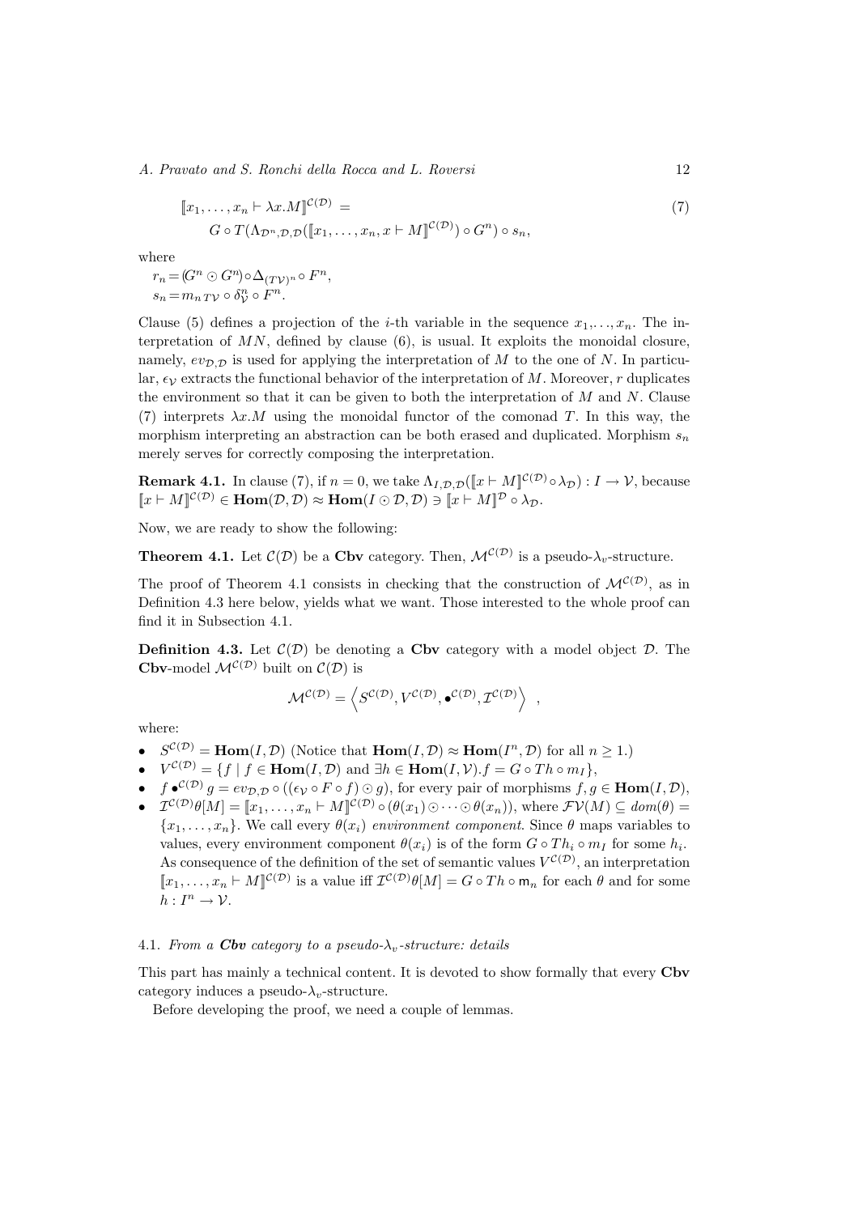$$[\![x_1,\ldots,x_n \vdash \lambda x.M]\!]^{\mathcal{C}(\mathcal{D})} = \qquad (7)$$
$$G \circ T(\Lambda_{\mathcal{D}^n,\mathcal{D},\mathcal{D}}([\![x_1,\ldots,x_n,x \vdash M]\!]^{\mathcal{C}(\mathcal{D})}) \circ G^n) \circ s_n,$$

where

$r_n = (G^n \odot G^n) \circ \Delta_{(T\mathcal{V})^n} \circ F^n$,
$s_n = m_{n\,T\mathcal{V}} \circ \delta^n_{\mathcal{V}} \circ F^n$.

Clause (5) defines a projection of the $i$-th variable in the sequence $x_1,\ldots,x_n$. The interpretation of $MN$, defined by clause (6), is usual. It exploits the monoidal closure, namely, $ev_{\mathcal{D},\mathcal{D}}$ is used for applying the interpretation of $M$ to the one of $N$. In particular, $\epsilon_{\mathcal{V}}$ extracts the functional behavior of the interpretation of $M$. Moreover, $r$ duplicates the environment so that it can be given to both the interpretation of $M$ and $N$. Clause (7) interprets $\lambda x.M$ using the monoidal functor of the comonad $T$. In this way, the morphism interpreting an abstraction can be both erased and duplicated. Morphism $s_n$ merely serves for correctly composing the interpretation.

**Remark 4.1.** In clause (7), if $n = 0$, we take $\Lambda_{I,\mathcal{D},\mathcal{D}}([\![x \vdash M]\!]^{\mathcal{C}(\mathcal{D})} \circ \lambda_{\mathcal{D}}) : I \to \mathcal{V}$, because $[\![x \vdash M]\!]^{\mathcal{C}(\mathcal{D})} \in \mathbf{Hom}(\mathcal{D},\mathcal{D}) \approx \mathbf{Hom}(I \odot \mathcal{D},\mathcal{D}) \ni [\![x \vdash M]\!]^{\mathcal{D}} \circ \lambda_{\mathcal{D}}$.

Now, we are ready to show the following:

**Theorem 4.1.** Let $\mathcal{C}(\mathcal{D})$ be a **Cbv** category. Then, $\mathcal{M}^{\mathcal{C}(\mathcal{D})}$ is a pseudo-$\lambda_v$-structure.

The proof of Theorem 4.1 consists in checking that the construction of $\mathcal{M}^{\mathcal{C}(\mathcal{D})}$, as in Definition 4.3 here below, yields what we want. Those interested to the whole proof can find it in Subsection 4.1.

**Definition 4.3.** Let $\mathcal{C}(\mathcal{D})$ be denoting a **Cbv** category with a model object $\mathcal{D}$. The **Cbv**-model $\mathcal{M}^{\mathcal{C}(\mathcal{D})}$ built on $\mathcal{C}(\mathcal{D})$ is

$$\mathcal{M}^{\mathcal{C}(\mathcal{D})} = \left\langle S^{\mathcal{C}(\mathcal{D})}, V^{\mathcal{C}(\mathcal{D})}, \bullet^{\mathcal{C}(\mathcal{D})}, \mathcal{I}^{\mathcal{C}(\mathcal{D})} \right\rangle \ ,$$

where:

- $S^{\mathcal{C}(\mathcal{D})} = \mathbf{Hom}(I,\mathcal{D})$ (Notice that $\mathbf{Hom}(I,\mathcal{D}) \approx \mathbf{Hom}(I^n,\mathcal{D})$ for all $n \geq 1$.)
- $V^{\mathcal{C}(\mathcal{D})} = \{f \mid f \in \mathbf{Hom}(I,\mathcal{D}) \text{ and } \exists h \in \mathbf{Hom}(I,\mathcal{V}).f = G \circ Th \circ m_I\}$,
- $f \bullet^{\mathcal{C}(\mathcal{D})} g = ev_{\mathcal{D},\mathcal{D}} \circ ((\epsilon_{\mathcal{V}} \circ F \circ f) \odot g)$, for every pair of morphisms $f, g \in \mathbf{Hom}(I,\mathcal{D})$,
- $\mathcal{I}^{\mathcal{C}(\mathcal{D})}\theta[M] = [\![x_1,\ldots,x_n \vdash M]\!]^{\mathcal{C}(\mathcal{D})} \circ (\theta(x_1) \odot \cdots \odot \theta(x_n))$, where $\mathcal{FV}(M) \subseteq dom(\theta) = \{x_1,\ldots,x_n\}$. We call every $\theta(x_i)$ *environment component*. Since $\theta$ maps variables to values, every environment component $\theta(x_i)$ is of the form $G \circ Th_i \circ m_I$ for some $h_i$. As consequence of the definition of the set of semantic values $V^{\mathcal{C}(\mathcal{D})}$, an interpretation $[\![x_1,\ldots,x_n \vdash M]\!]^{\mathcal{C}(\mathcal{D})}$ is a value iff $\mathcal{I}^{\mathcal{C}(\mathcal{D})}\theta[M] = G \circ Th \circ \mathsf{m}_n$ for each $\theta$ and for some $h : I^n \to \mathcal{V}$.

#### 4.1. *From a **Cbv** category to a pseudo-$\lambda_v$-structure: details*

This part has mainly a technical content. It is devoted to show formally that every **Cbv** category induces a pseudo-$\lambda_v$-structure.

Before developing the proof, we need a couple of lemmas.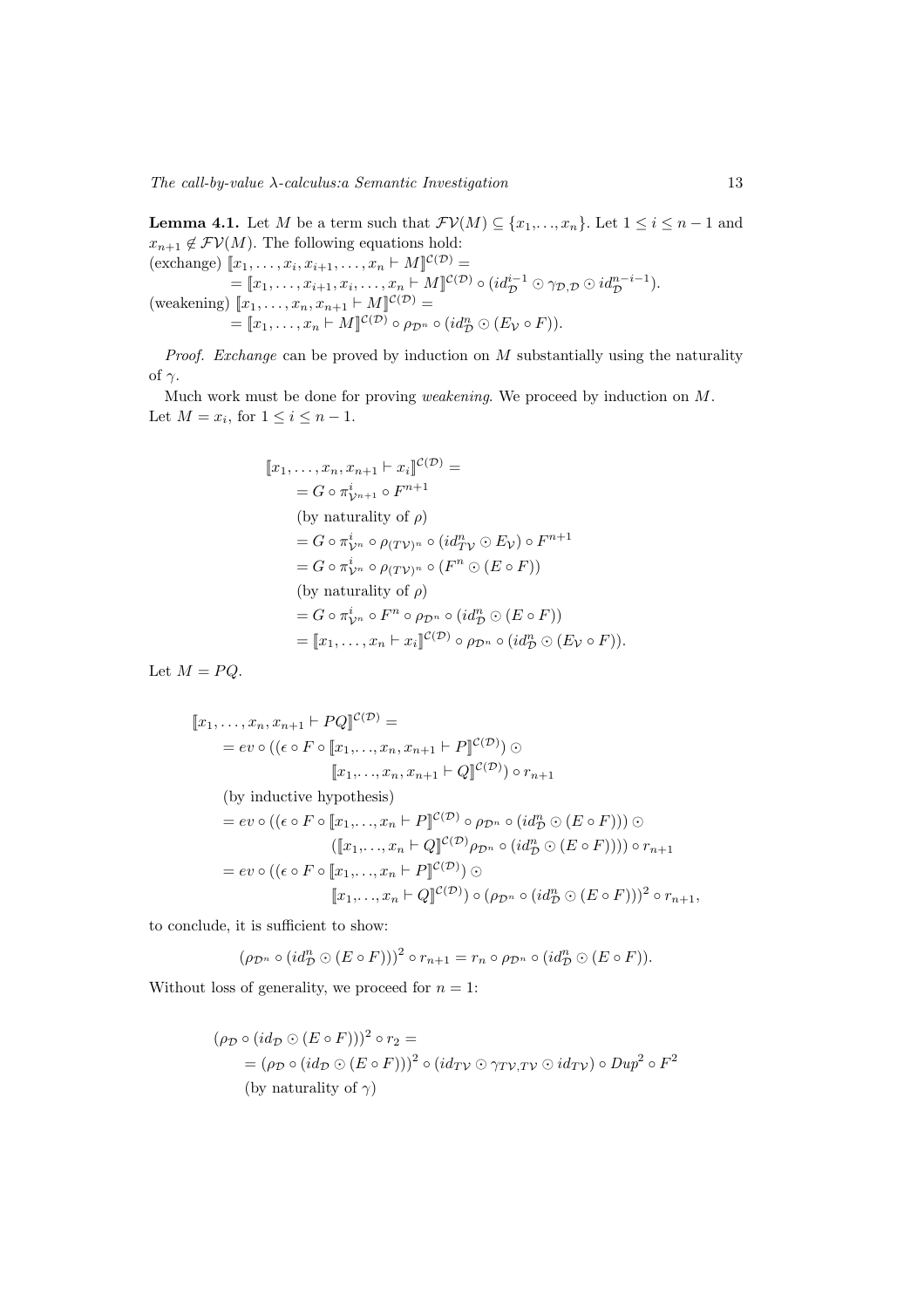**Lemma 4.1.** Let $M$ be a term such that $\mathcal{FV}(M) \subseteq \{x_1, \ldots, x_n\}$. Let $1 \leq i \leq n-1$ and $x_{n+1} \notin \mathcal{FV}(M)$. The following equations hold:
(exchange) $[\![x_1, \ldots, x_i, x_{i+1}, \ldots, x_n \vdash M]\!]^{\mathcal{C}(\mathcal{D})} =$
$= [\![x_1, \ldots, x_{i+1}, x_i, \ldots, x_n \vdash M]\!]^{\mathcal{C}(\mathcal{D})} \circ (id_{\mathcal{D}}^{i-1} \odot \gamma_{\mathcal{D},\mathcal{D}} \odot id_{\mathcal{D}}^{n-i-1})$.
(weakening) $[\![x_1, \ldots, x_n, x_{n+1} \vdash M]\!]^{\mathcal{C}(\mathcal{D})} =$
$= [\![x_1, \ldots, x_n \vdash M]\!]^{\mathcal{C}(\mathcal{D})} \circ \rho_{\mathcal{D}^n} \circ (id_{\mathcal{D}}^n \odot (E_{\mathcal{V}} \circ F))$.

*Proof.* *Exchange* can be proved by induction on $M$ substantially using the naturality of $\gamma$.

Much work must be done for proving *weakening*. We proceed by induction on $M$. Let $M = x_i$, for $1 \leq i \leq n-1$.

$$
\begin{aligned}
&[\![x_1, \ldots, x_n, x_{n+1} \vdash x_i]\!]^{\mathcal{C}(\mathcal{D})} = \\
&\quad = G \circ \pi^i_{\mathcal{V}^{n+1}} \circ F^{n+1} \\
&\quad \text{(by naturality of } \rho) \\
&\quad = G \circ \pi^i_{\mathcal{V}^n} \circ \rho_{(T\mathcal{V})^n} \circ (id^n_{T\mathcal{V}} \odot E_{\mathcal{V}}) \circ F^{n+1} \\
&\quad = G \circ \pi^i_{\mathcal{V}^n} \circ \rho_{(T\mathcal{V})^n} \circ (F^n \odot (E \circ F)) \\
&\quad \text{(by naturality of } \rho) \\
&\quad = G \circ \pi^i_{\mathcal{V}^n} \circ F^n \circ \rho_{\mathcal{D}^n} \circ (id^n_{\mathcal{D}} \odot (E \circ F)) \\
&\quad = [\![x_1, \ldots, x_n \vdash x_i]\!]^{\mathcal{C}(\mathcal{D})} \circ \rho_{\mathcal{D}^n} \circ (id^n_{\mathcal{D}} \odot (E_{\mathcal{V}} \circ F)).
\end{aligned}
$$

Let $M = PQ$.

$$
\begin{aligned}
&[\![x_1, \ldots, x_n, x_{n+1} \vdash PQ]\!]^{\mathcal{C}(\mathcal{D})} = \\
&\quad = ev \circ ((\epsilon \circ F \circ [\![x_1, \ldots, x_n, x_{n+1} \vdash P]\!]^{\mathcal{C}(\mathcal{D})}) \odot \\
&\qquad\qquad [\![x_1, \ldots, x_n, x_{n+1} \vdash Q]\!]^{\mathcal{C}(\mathcal{D})}) \circ r_{n+1} \\
&\quad \text{(by inductive hypothesis)} \\
&\quad = ev \circ ((\epsilon \circ F \circ [\![x_1, \ldots, x_n \vdash P]\!]^{\mathcal{C}(\mathcal{D})} \circ \rho_{\mathcal{D}^n} \circ (id^n_{\mathcal{D}} \odot (E \circ F))) \odot \\
&\qquad\qquad ([\![x_1, \ldots, x_n \vdash Q]\!]^{\mathcal{C}(\mathcal{D})} \rho_{\mathcal{D}^n} \circ (id^n_{\mathcal{D}} \odot (E \circ F)))) \circ r_{n+1} \\
&\quad = ev \circ ((\epsilon \circ F \circ [\![x_1, \ldots, x_n \vdash P]\!]^{\mathcal{C}(\mathcal{D})}) \odot \\
&\qquad\qquad [\![x_1, \ldots, x_n \vdash Q]\!]^{\mathcal{C}(\mathcal{D})}) \circ (\rho_{\mathcal{D}^n} \circ (id^n_{\mathcal{D}} \odot (E \circ F)))^2 \circ r_{n+1},
\end{aligned}
$$

to conclude, it is sufficient to show:

$$
(\rho_{\mathcal{D}^n} \circ (id^n_{\mathcal{D}} \odot (E \circ F)))^2 \circ r_{n+1} = r_n \circ \rho_{\mathcal{D}^n} \circ (id^n_{\mathcal{D}} \odot (E \circ F)).
$$

Without loss of generality, we proceed for $n = 1$:

$$
\begin{aligned}
&(\rho_{\mathcal{D}} \circ (id_{\mathcal{D}} \odot (E \circ F)))^2 \circ r_2 = \\
&\quad = (\rho_{\mathcal{D}} \circ (id_{\mathcal{D}} \odot (E \circ F)))^2 \circ (id_{T\mathcal{V}} \odot \gamma_{T\mathcal{V},T\mathcal{V}} \odot id_{T\mathcal{V}}) \circ Dup^2 \circ F^2 \\
&\quad \text{(by naturality of } \gamma)
\end{aligned}
$$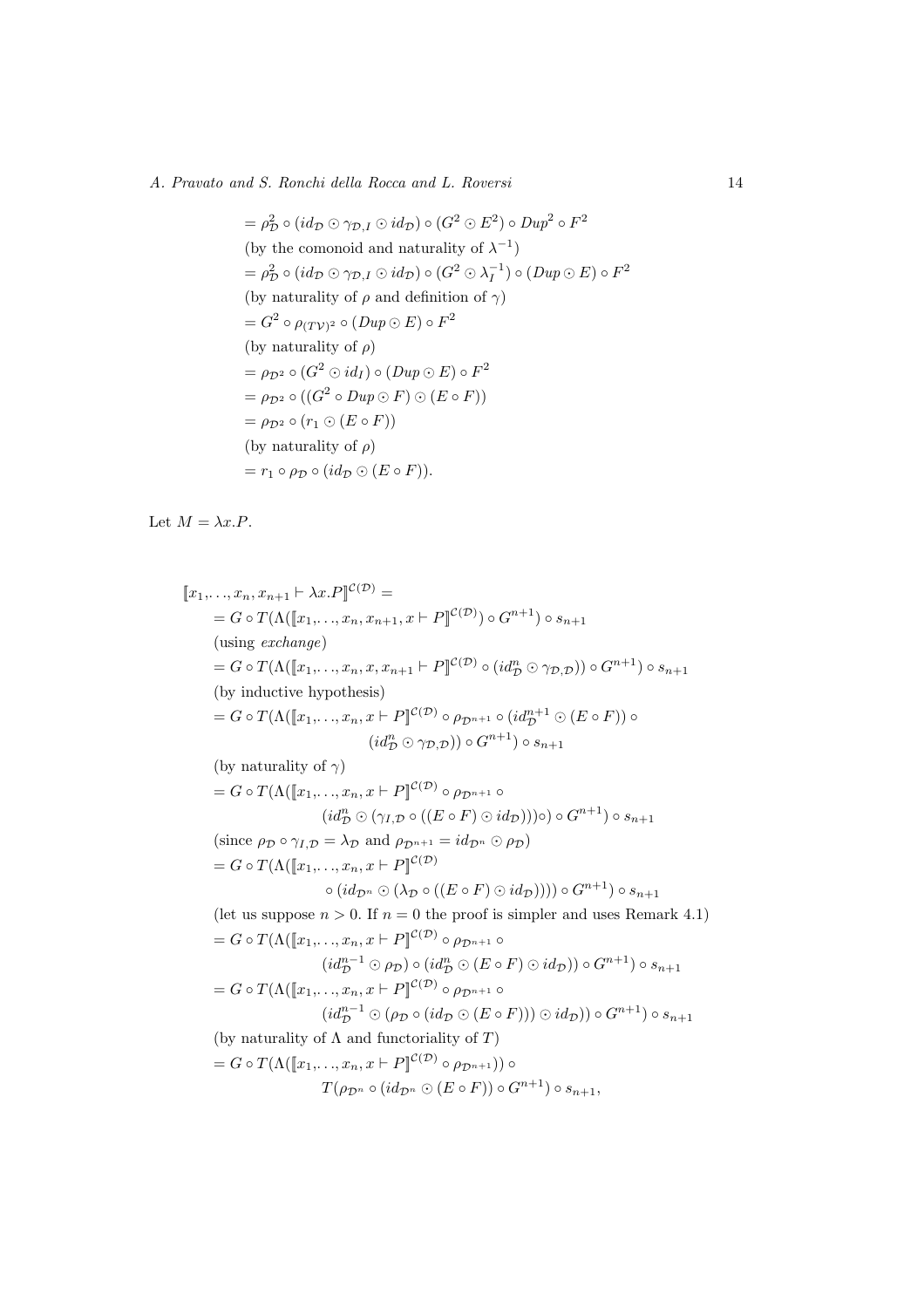$$= \rho^2_{\mathcal{D}} \circ (id_{\mathcal{D}} \odot \gamma_{\mathcal{D},I} \odot id_{\mathcal{D}}) \circ (G^2 \odot E^2) \circ Dup^2 \circ F^2$$

(by the comonoid and naturality of $\lambda^{-1}$)

$$= \rho^2_{\mathcal{D}} \circ (id_{\mathcal{D}} \odot \gamma_{\mathcal{D},I} \odot id_{\mathcal{D}}) \circ (G^2 \odot \lambda_I^{-1}) \circ (Dup \odot E) \circ F^2$$

(by naturality of $\rho$ and definition of $\gamma$)

$$= G^2 \circ \rho_{(T\mathcal{V})^2} \circ (Dup \odot E) \circ F^2$$

(by naturality of $\rho$)

$$= \rho_{\mathcal{D}^2} \circ (G^2 \odot id_I) \circ (Dup \odot E) \circ F^2$$

$$= \rho_{\mathcal{D}^2} \circ ((G^2 \circ Dup \odot F) \odot (E \circ F))$$

$$= \rho_{\mathcal{D}^2} \circ (r_1 \odot (E \circ F))$$

(by naturality of $\rho$)

$$= r_1 \circ \rho_{\mathcal{D}} \circ (id_{\mathcal{D}} \odot (E \circ F)).$$

Let $M = \lambda x.P$.

$$[\![x_1,\ldots,x_n,x_{n+1} \vdash \lambda x.P]\!]^{\mathcal{C}(\mathcal{D})} =$$

$$= G \circ T(\Lambda([\![x_1,\ldots,x_n,x_{n+1},x \vdash P]\!]^{\mathcal{C}(\mathcal{D})}) \circ G^{n+1}) \circ s_{n+1}$$

(using *exchange*)

$$= G \circ T(\Lambda([\![x_1,\ldots,x_n,x,x_{n+1} \vdash P]\!]^{\mathcal{C}(\mathcal{D})} \circ (id^n_{\mathcal{D}} \odot \gamma_{\mathcal{D},\mathcal{D}})) \circ G^{n+1}) \circ s_{n+1}$$

(by inductive hypothesis)

$$= G \circ T(\Lambda([\![x_1,\ldots,x_n,x \vdash P]\!]^{\mathcal{C}(\mathcal{D})} \circ \rho_{\mathcal{D}^{n+1}} \circ (id^{n+1}_{\mathcal{D}} \odot (E \circ F)) \circ (id^n_{\mathcal{D}} \odot \gamma_{\mathcal{D},\mathcal{D}})) \circ G^{n+1}) \circ s_{n+1}$$

(by naturality of $\gamma$)

$$= G \circ T(\Lambda([\![x_1,\ldots,x_n,x \vdash P]\!]^{\mathcal{C}(\mathcal{D})} \circ \rho_{\mathcal{D}^{n+1}} \circ (id^n_{\mathcal{D}} \odot (\gamma_{I,\mathcal{D}} \circ ((E \circ F) \odot id_{\mathcal{D}})))\circ) \circ G^{n+1}) \circ s_{n+1}$$

(since $\rho_{\mathcal{D}} \circ \gamma_{I,\mathcal{D}} = \lambda_{\mathcal{D}}$ and $\rho_{\mathcal{D}^{n+1}} = id_{\mathcal{D}^n} \odot \rho_{\mathcal{D}}$)

$$= G \circ T(\Lambda([\![x_1,\ldots,x_n,x \vdash P]\!]^{\mathcal{C}(\mathcal{D})} \circ (id_{\mathcal{D}^n} \odot (\lambda_{\mathcal{D}} \circ ((E \circ F) \odot id_{\mathcal{D}})))) \circ G^{n+1}) \circ s_{n+1}$$

(let us suppose $n > 0$. If $n = 0$ the proof is simpler and uses Remark 4.1)

$$= G \circ T(\Lambda([\![x_1,\ldots,x_n,x \vdash P]\!]^{\mathcal{C}(\mathcal{D})} \circ \rho_{\mathcal{D}^{n+1}} \circ (id^{n-1}_{\mathcal{D}} \odot \rho_{\mathcal{D}}) \circ (id^n_{\mathcal{D}} \odot (E \circ F) \odot id_{\mathcal{D}})) \circ G^{n+1}) \circ s_{n+1}$$

$$= G \circ T(\Lambda([\![x_1,\ldots,x_n,x \vdash P]\!]^{\mathcal{C}(\mathcal{D})} \circ \rho_{\mathcal{D}^{n+1}} \circ (id^{n-1}_{\mathcal{D}} \odot (\rho_{\mathcal{D}} \circ (id_{\mathcal{D}} \odot (E \circ F))) \odot id_{\mathcal{D}})) \circ G^{n+1}) \circ s_{n+1}$$

(by naturality of $\Lambda$ and functoriality of $T$)

$$= G \circ T(\Lambda([\![x_1,\ldots,x_n,x \vdash P]\!]^{\mathcal{C}(\mathcal{D})} \circ \rho_{\mathcal{D}^{n+1}})) \circ T(\rho_{\mathcal{D}^n} \circ (id_{\mathcal{D}^n} \odot (E \circ F)) \circ G^{n+1}) \circ s_{n+1},$$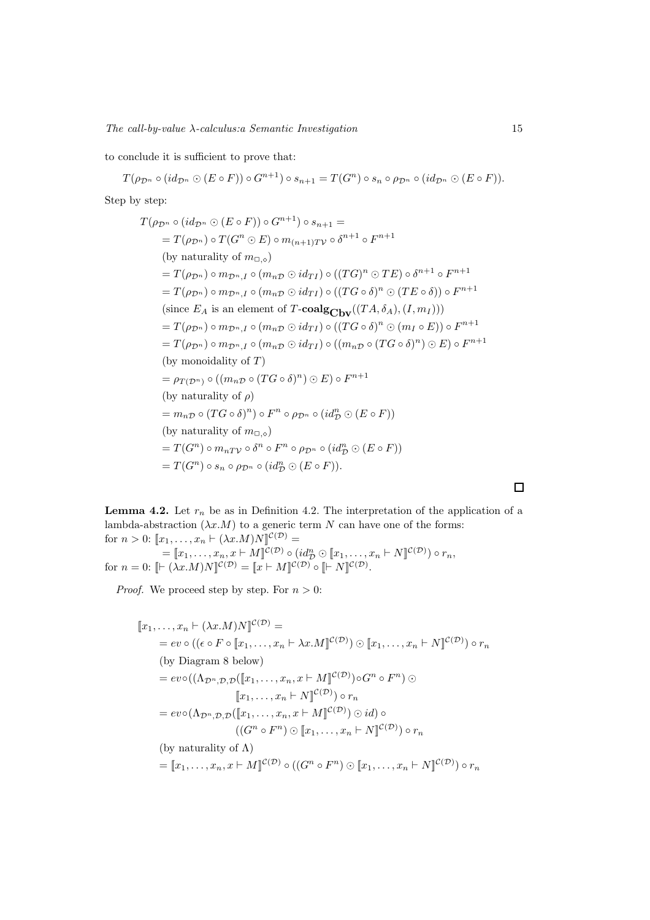to conclude it is sufficient to prove that:

$$T(\rho_{\mathcal{D}^n} \circ (id_{\mathcal{D}^n} \odot (E \circ F)) \circ G^{n+1}) \circ s_{n+1} = T(G^n) \circ s_n \circ \rho_{\mathcal{D}^n} \circ (id_{\mathcal{D}^n} \odot (E \circ F)).$$

Step by step:

$$
\begin{aligned}
&T(\rho_{\mathcal{D}^n} \circ (id_{\mathcal{D}^n} \odot (E \circ F)) \circ G^{n+1}) \circ s_{n+1} = \\
&\quad = T(\rho_{\mathcal{D}^n}) \circ T(G^n \odot E) \circ m_{(n+1)T\mathcal{V}} \circ \delta^{n+1} \circ F^{n+1} \\
&\quad \text{(by naturality of } m_{\square,\diamond}) \\
&\quad = T(\rho_{\mathcal{D}^n}) \circ m_{\mathcal{D}^n,I} \circ (m_{n\mathcal{D}} \odot id_{TI}) \circ ((TG)^n \odot TE) \circ \delta^{n+1} \circ F^{n+1} \\
&\quad = T(\rho_{\mathcal{D}^n}) \circ m_{\mathcal{D}^n,I} \circ (m_{n\mathcal{D}} \odot id_{TI}) \circ ((TG \circ \delta)^n \odot (TE \circ \delta)) \circ F^{n+1} \\
&\quad \text{(since } E_A \text{ is an element of } T\text{-}\mathbf{coalg}_{\mathbf{Cbv}}((TA, \delta_A), (I, m_I))) \\
&\quad = T(\rho_{\mathcal{D}^n}) \circ m_{\mathcal{D}^n,I} \circ (m_{n\mathcal{D}} \odot id_{TI}) \circ ((TG \circ \delta)^n \odot (m_I \circ E)) \circ F^{n+1} \\
&\quad = T(\rho_{\mathcal{D}^n}) \circ m_{\mathcal{D}^n,I} \circ (m_{n\mathcal{D}} \odot id_{TI}) \circ ((m_{n\mathcal{D}} \circ (TG \circ \delta)^n) \odot E) \circ F^{n+1} \\
&\quad \text{(by monoidality of } T) \\
&\quad = \rho_{T(\mathcal{D}^n)} \circ ((m_{n\mathcal{D}} \circ (TG \circ \delta)^n) \odot E) \circ F^{n+1} \\
&\quad \text{(by naturality of } \rho) \\
&\quad = m_{n\mathcal{D}} \circ (TG \circ \delta)^n) \circ F^n \circ \rho_{\mathcal{D}^n} \circ (id^n_{\mathcal{D}} \odot (E \circ F)) \\
&\quad \text{(by naturality of } m_{\square,\diamond}) \\
&\quad = T(G^n) \circ m_{nT\mathcal{V}} \circ \delta^n \circ F^n \circ \rho_{\mathcal{D}^n} \circ (id^n_{\mathcal{D}} \odot (E \circ F)) \\
&\quad = T(G^n) \circ s_n \circ \rho_{\mathcal{D}^n} \circ (id^n_{\mathcal{D}} \odot (E \circ F)).
\end{aligned}
$$

□

**Lemma 4.2.** Let $r_n$ be as in Definition 4.2. The interpretation of the application of a lambda-abstraction $(\lambda x.M)$ to a generic term $N$ can have one of the forms:
for $n > 0$: $[\![x_1, \ldots, x_n \vdash (\lambda x.M)N]\!]^{\mathcal{C}(\mathcal{D})} =$
$= [\![x_1, \ldots, x_n, x \vdash M]\!]^{\mathcal{C}(\mathcal{D})} \circ (id^n_{\mathcal{D}} \odot [\![x_1, \ldots, x_n \vdash N]\!]^{\mathcal{C}(\mathcal{D})}) \circ r_n$,
for $n = 0$: $[\![\vdash (\lambda x.M)N]\!]^{\mathcal{C}(\mathcal{D})} = [\![x \vdash M]\!]^{\mathcal{C}(\mathcal{D})} \circ [\![\vdash N]\!]^{\mathcal{C}(\mathcal{D})}$.

*Proof.* We proceed step by step. For $n > 0$:

$$
\begin{aligned}
&[\![x_1, \ldots, x_n \vdash (\lambda x.M)N]\!]^{\mathcal{C}(\mathcal{D})} = \\
&\quad = ev \circ ((\epsilon \circ F \circ [\![x_1, \ldots, x_n \vdash \lambda x.M]\!]^{\mathcal{C}(\mathcal{D})}) \odot [\![x_1, \ldots, x_n \vdash N]\!]^{\mathcal{C}(\mathcal{D})}) \circ r_n \\
&\quad \text{(by Diagram 8 below)} \\
&\quad = ev \circ ((\Lambda_{\mathcal{D}^n,\mathcal{D},\mathcal{D}}([\![x_1, \ldots, x_n, x \vdash M]\!]^{\mathcal{C}(\mathcal{D})}) \circ G^n \circ F^n) \odot \\
&\qquad\qquad [\![x_1, \ldots, x_n \vdash N]\!]^{\mathcal{C}(\mathcal{D})}) \circ r_n \\
&\quad = ev \circ (\Lambda_{\mathcal{D}^n,\mathcal{D},\mathcal{D}}([\![x_1, \ldots, x_n, x \vdash M]\!]^{\mathcal{C}(\mathcal{D})}) \odot id) \circ \\
&\qquad\qquad ((G^n \circ F^n) \odot [\![x_1, \ldots, x_n \vdash N]\!]^{\mathcal{C}(\mathcal{D})}) \circ r_n \\
&\quad \text{(by naturality of } \Lambda) \\
&\quad = [\![x_1, \ldots, x_n, x \vdash M]\!]^{\mathcal{C}(\mathcal{D})} \circ ((G^n \circ F^n) \odot [\![x_1, \ldots, x_n \vdash N]\!]^{\mathcal{C}(\mathcal{D})}) \circ r_n
\end{aligned}
$$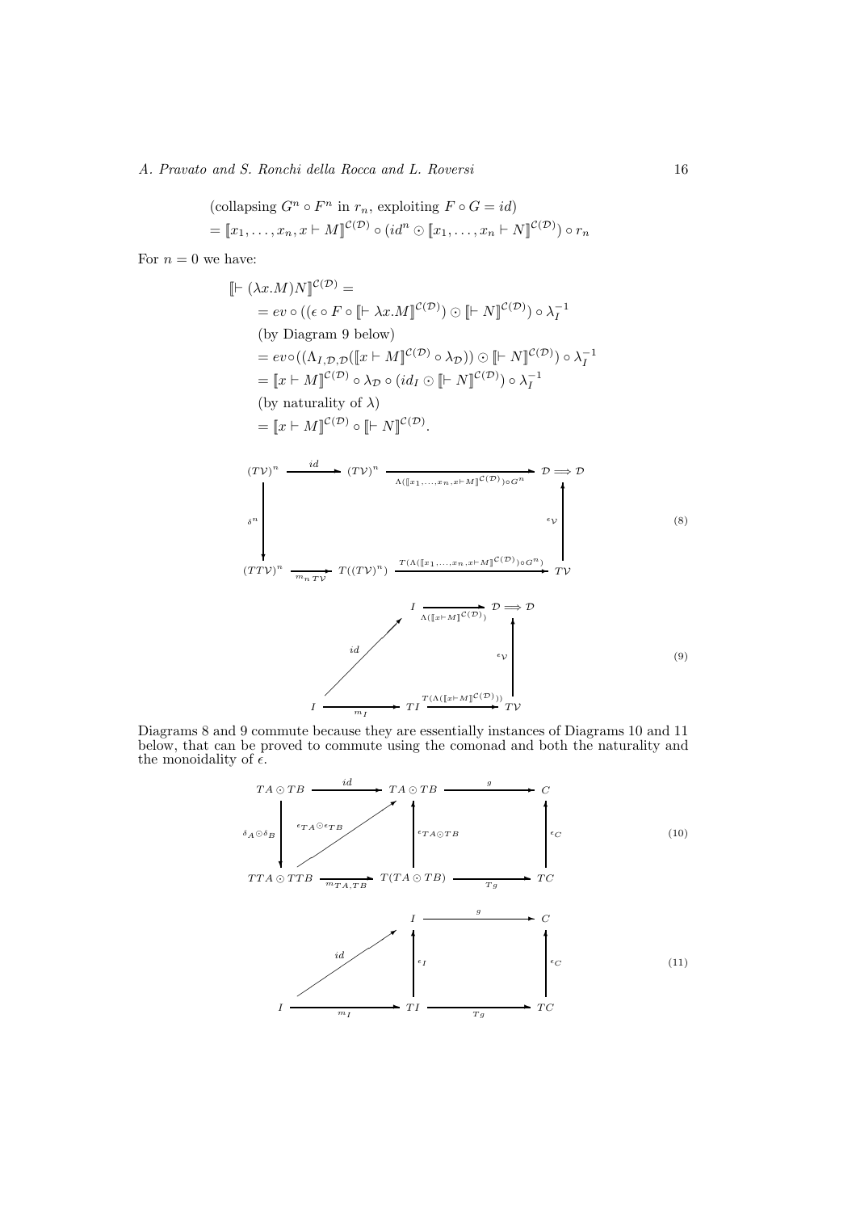(collapsing $G^n \circ F^n$ in $r_n$, exploiting $F \circ G = id$)
$= [\![x_1, \ldots, x_n, x \vdash M]\!]^{\mathcal{C}(\mathcal{D})} \circ (id^n \odot [\![x_1, \ldots, x_n \vdash N]\!]^{\mathcal{C}(\mathcal{D})}) \circ r_n$

For $n = 0$ we have:

$$
\begin{aligned}
&[\![\vdash (\lambda x.M)N]\!]^{\mathcal{C}(\mathcal{D})} = \\
&= ev \circ ((\epsilon \circ F \circ [\![\vdash \lambda x.M]\!]^{\mathcal{C}(\mathcal{D})}) \odot [\![\vdash N]\!]^{\mathcal{C}(\mathcal{D})}) \circ \lambda_I^{-1} \\
&\text{(by Diagram 9 below)} \\
&= ev \circ ((\Lambda_{I,\mathcal{D},\mathcal{D}}([\![x \vdash M]\!]^{\mathcal{C}(\mathcal{D})} \circ \lambda_{\mathcal{D}})) \odot [\![\vdash N]\!]^{\mathcal{C}(\mathcal{D})}) \circ \lambda_I^{-1} \\
&= [\![x \vdash M]\!]^{\mathcal{C}(\mathcal{D})} \circ \lambda_{\mathcal{D}} \circ (id_I \odot [\![\vdash N]\!]^{\mathcal{C}(\mathcal{D})}) \circ \lambda_I^{-1} \\
&\text{(by naturality of } \lambda\text{)} \\
&= [\![x \vdash M]\!]^{\mathcal{C}(\mathcal{D})} \circ [\![\vdash N]\!]^{\mathcal{C}(\mathcal{D})}.
\end{aligned}
$$

$$
\begin{array}{ccccc}
(T\mathcal{V})^n & \xrightarrow{id} & (T\mathcal{V})^n & \xrightarrow{\Lambda([\![x_1,\ldots,x_n,x\vdash M]\!]^{\mathcal{C}(\mathcal{D})})\circ G^n} & \mathcal{D} \Longrightarrow \mathcal{D} \\
\downarrow{\delta^n} & & & & \uparrow{\epsilon_{\mathcal{V}}} \\
(TT\mathcal{V})^n & \xrightarrow{m_n\, T\mathcal{V}} & T((T\mathcal{V})^n) & \xrightarrow{T(\Lambda([\![x_1,\ldots,x_n,x\vdash M]\!]^{\mathcal{C}(\mathcal{D})})\circ G^n)} & T\mathcal{V}
\end{array}
\tag{8}
$$

$$
\begin{array}{ccccc}
 & & I & \xrightarrow{\Lambda([\![x\vdash M]\!]^{\mathcal{C}(\mathcal{D})})} & \mathcal{D} \Longrightarrow \mathcal{D} \\
 & \nearrow{id} & & & \uparrow{\epsilon_{\mathcal{V}}} \\
I & \xrightarrow{m_I} & TI & \xrightarrow{T(\Lambda([\![x\vdash M]\!]^{\mathcal{C}(\mathcal{D})}))} & T\mathcal{V}
\end{array}
\tag{9}
$$

Diagrams 8 and 9 commute because they are essentially instances of Diagrams 10 and 11 below, that can be proved to commute using the comonad and both the naturality and the monoidality of $\epsilon$.

$$
\begin{array}{ccccc}
TA \odot TB & \xrightarrow{id} & TA \odot TB & \xrightarrow{g} & C \\
\downarrow{\delta_A \odot \delta_B} & \nearrow{\epsilon_{TA} \odot \epsilon_{TB}} & \uparrow{\epsilon_{TA \odot TB}} & & \uparrow{\epsilon_C} \\
TTA \odot TTB & \xrightarrow{m_{TA,TB}} & T(TA \odot TB) & \xrightarrow{Tg} & TC
\end{array}
\tag{10}
$$

$$
\begin{array}{ccccc}
 & & I & \xrightarrow{g} & C \\
 & \nearrow{id} & \uparrow{\epsilon_I} & & \uparrow{\epsilon_C} \\
I & \xrightarrow{m_I} & TI & \xrightarrow{Tg} & TC
\end{array}
\tag{11}
$$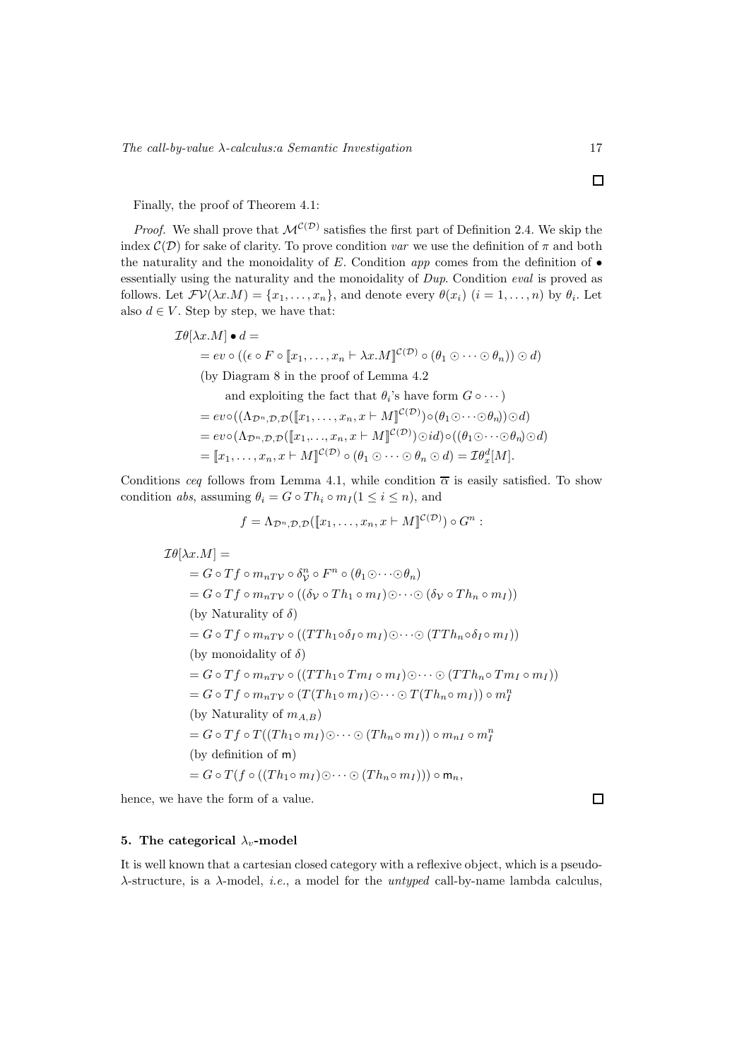□

Finally, the proof of Theorem 4.1:

*Proof.* We shall prove that $\mathcal{M}^{\mathcal{C}(\mathcal{D})}$ satisfies the first part of Definition 2.4. We skip the index $\mathcal{C}(\mathcal{D})$ for sake of clarity. To prove condition *var* we use the definition of $\pi$ and both the naturality and the monoidality of $E$. Condition *app* comes from the definition of $\bullet$ essentially using the naturality and the monoidality of *Dup*. Condition *eval* is proved as follows. Let $\mathcal{FV}(\lambda x.M) = \{x_1, \ldots, x_n\}$, and denote every $\theta(x_i)$ $(i = 1, \ldots, n)$ by $\theta_i$. Let also $d \in V$. Step by step, we have that:

$$
\begin{aligned}
&\mathcal{I}\theta[\lambda x.M] \bullet d = \\
&= ev \circ ((\epsilon \circ F \circ [\![x_1, \ldots, x_n \vdash \lambda x.M]\!]^{\mathcal{C}(\mathcal{D})} \circ (\theta_1 \odot \cdots \odot \theta_n)) \odot d) \\
&\text{(by Diagram 8 in the proof of Lemma 4.2} \\
&\qquad \text{and exploiting the fact that } \theta_i\text{'s have form } G \circ \cdots) \\
&= ev \circ ((\Lambda_{\mathcal{D}^n, \mathcal{D}, \mathcal{D}}([\![x_1, \ldots, x_n, x \vdash M]\!]^{\mathcal{C}(\mathcal{D})}) \circ (\theta_1 \odot \cdots \odot \theta_n)) \odot d) \\
&= ev \circ (\Lambda_{\mathcal{D}^n, \mathcal{D}, \mathcal{D}}([\![x_1, \ldots, x_n, x \vdash M]\!]^{\mathcal{C}(\mathcal{D})}) \odot id) \circ ((\theta_1 \odot \cdots \odot \theta_n) \odot d) \\
&= [\![x_1, \ldots, x_n, x \vdash M]\!]^{\mathcal{C}(\mathcal{D})} \circ (\theta_1 \odot \cdots \odot \theta_n \odot d) = \mathcal{I}\theta^d_x[M].
\end{aligned}
$$

Conditions *ceq* follows from Lemma 4.1, while condition $\overline{\alpha}$ is easily satisfied. To show condition *abs*, assuming $\theta_i = G \circ Th_i \circ m_I (1 \le i \le n)$, and

$$f = \Lambda_{\mathcal{D}^n, \mathcal{D}, \mathcal{D}}([\![x_1, \ldots, x_n, x \vdash M]\!]^{\mathcal{C}(\mathcal{D})}) \circ G^n :$$

$$
\begin{aligned}
&\mathcal{I}\theta[\lambda x.M] = \\
&= G \circ Tf \circ m_{nT\mathcal{V}} \circ \delta^n_{\mathcal{V}} \circ F^n \circ (\theta_1 \odot \cdots \odot \theta_n) \\
&= G \circ Tf \circ m_{nT\mathcal{V}} \circ ((\delta_{\mathcal{V}} \circ Th_1 \circ m_I) \odot \cdots \odot (\delta_{\mathcal{V}} \circ Th_n \circ m_I)) \\
&\text{(by Naturality of } \delta) \\
&= G \circ Tf \circ m_{nT\mathcal{V}} \circ ((TTh_1 \circ \delta_I \circ m_I) \odot \cdots \odot (TTh_n \circ \delta_I \circ m_I)) \\
&\text{(by monoidality of } \delta) \\
&= G \circ Tf \circ m_{nT\mathcal{V}} \circ ((TTh_1 \circ Tm_I \circ m_I) \odot \cdots \odot (TTh_n \circ Tm_I \circ m_I)) \\
&= G \circ Tf \circ m_{nT\mathcal{V}} \circ (T(Th_1 \circ m_I) \odot \cdots \odot T(Th_n \circ m_I)) \circ m^n_I \\
&\text{(by Naturality of } m_{A,B}) \\
&= G \circ Tf \circ T((Th_1 \circ m_I) \odot \cdots \odot (Th_n \circ m_I)) \circ m_{nI} \circ m^n_I \\
&\text{(by definition of } \mathsf{m}) \\
&= G \circ T(f \circ ((Th_1 \circ m_I) \odot \cdots \odot (Th_n \circ m_I))) \circ \mathsf{m}_n,
\end{aligned}
$$

hence, we have the form of a value. □

## 5. The categorical $\lambda_v$-model

It is well known that a cartesian closed category with a reflexive object, which is a pseudo-$\lambda$-structure, is a $\lambda$-model, *i.e.*, a model for the *untyped* call-by-name lambda calculus,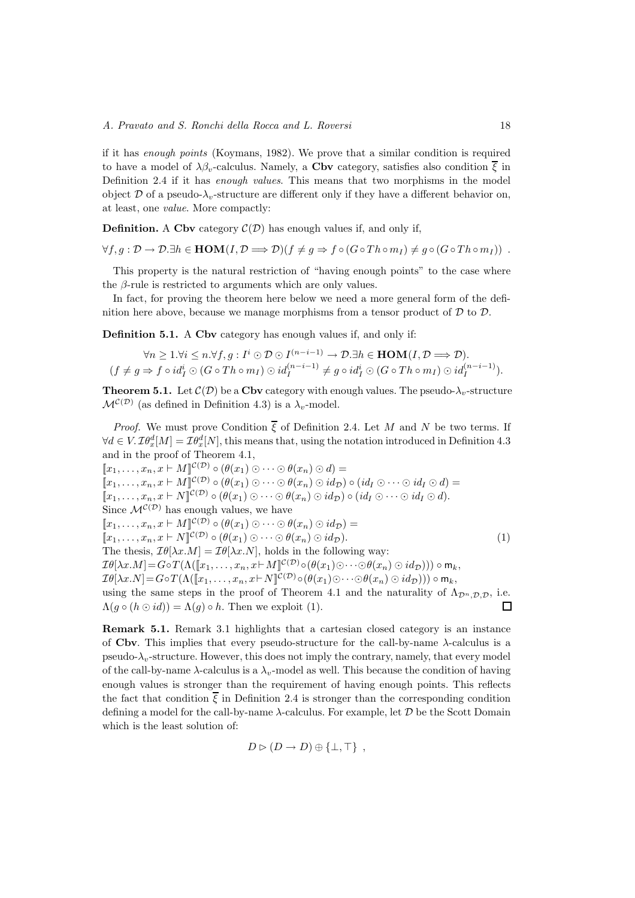if it has *enough points* (Koymans, 1982). We prove that a similar condition is required to have a model of $\lambda\beta_v$-calculus. Namely, a **Cbv** category, satisfies also condition $\overline{\xi}$ in Definition 2.4 if it has *enough values*. This means that two morphisms in the model object $\mathcal{D}$ of a pseudo-$\lambda_v$-structure are different only if they have a different behavior on, at least, one *value*. More compactly:

**Definition.** A **Cbv** category $\mathcal{C}(\mathcal{D})$ has enough values if, and only if,

$$\forall f, g : \mathcal{D} \to \mathcal{D}. \exists h \in \mathbf{HOM}(I, \mathcal{D} \Longrightarrow \mathcal{D})(f \neq g \Rightarrow f \circ (G \circ Th \circ m_I) \neq g \circ (G \circ Th \circ m_I)) \ .$$

This property is the natural restriction of "having enough points" to the case where the $\beta$-rule is restricted to arguments which are only values.

In fact, for proving the theorem here below we need a more general form of the definition here above, because we manage morphisms from a tensor product of $\mathcal{D}$ to $\mathcal{D}$.

**Definition 5.1.** A **Cbv** category has enough values if, and only if:

$$\forall n \geq 1. \forall i \leq n. \forall f, g : I^i \odot \mathcal{D} \odot I^{(n-i-1)} \to \mathcal{D}. \exists h \in \mathbf{HOM}(I, \mathcal{D} \Longrightarrow \mathcal{D}).$$
$$(f \neq g \Rightarrow f \circ id_I^i \odot (G \circ Th \circ m_I) \odot id_I^{(n-i-1)} \neq g \circ id_I^i \odot (G \circ Th \circ m_I) \odot id_I^{(n-i-1)}).$$

**Theorem 5.1.** Let $\mathcal{C}(\mathcal{D})$ be a **Cbv** category with enough values. The pseudo-$\lambda_v$-structure $\mathcal{M}^{\mathcal{C}(\mathcal{D})}$ (as defined in Definition 4.3) is a $\lambda_v$-model.

*Proof.* We must prove Condition $\overline{\xi}$ of Definition 2.4. Let $M$ and $N$ be two terms. If $\forall d \in V. \mathcal{I}\theta_x^d[M] = \mathcal{I}\theta_x^d[N]$, this means that, using the notation introduced in Definition 4.3 and in the proof of Theorem 4.1,

$[\![x_1, \ldots, x_n, x \vdash M]\!]^{\mathcal{C}(\mathcal{D})} \circ (\theta(x_1) \odot \cdots \odot \theta(x_n) \odot d) =$
$[\![x_1, \ldots, x_n, x \vdash M]\!]^{\mathcal{C}(\mathcal{D})} \circ (\theta(x_1) \odot \cdots \odot \theta(x_n) \odot id_{\mathcal{D}}) \circ (id_I \odot \cdots \odot id_I \odot d) =$
$[\![x_1, \ldots, x_n, x \vdash N]\!]^{\mathcal{C}(\mathcal{D})} \circ (\theta(x_1) \odot \cdots \odot \theta(x_n) \odot id_{\mathcal{D}}) \circ (id_I \odot \cdots \odot id_I \odot d)$.

Since $\mathcal{M}^{\mathcal{C}(\mathcal{D})}$ has enough values, we have

$$[\![x_1, \ldots, x_n, x \vdash M]\!]^{\mathcal{C}(\mathcal{D})} \circ (\theta(x_1) \odot \cdots \odot \theta(x_n) \odot id_{\mathcal{D}}) = [\![x_1, \ldots, x_n, x \vdash N]\!]^{\mathcal{C}(\mathcal{D})} \circ (\theta(x_1) \odot \cdots \odot \theta(x_n) \odot id_{\mathcal{D}}). \quad (1)$$

The thesis, $\mathcal{I}\theta[\lambda x.M] = \mathcal{I}\theta[\lambda x.N]$, holds in the following way:

$\mathcal{I}\theta[\lambda x.M] = G \circ T(\Lambda([\![x_1, \ldots, x_n, x \vdash M]\!]^{\mathcal{C}(\mathcal{D})} \circ (\theta(x_1) \odot \cdots \odot \theta(x_n) \odot id_{\mathcal{D}}))) \circ \mathsf{m}_k$,
$\mathcal{I}\theta[\lambda x.N] = G \circ T(\Lambda([\![x_1, \ldots, x_n, x \vdash N]\!]^{\mathcal{C}(\mathcal{D})} \circ (\theta(x_1) \odot \cdots \odot \theta(x_n) \odot id_{\mathcal{D}}))) \circ \mathsf{m}_k$,

using the same steps in the proof of Theorem 4.1 and the naturality of $\Lambda_{\mathcal{D}^n, \mathcal{D}, \mathcal{D}}$, i.e. $\Lambda(g \circ (h \odot id)) = \Lambda(g) \circ h$. Then we exploit (1). $\square$

**Remark 5.1.** Remark 3.1 highlights that a cartesian closed category is an instance of **Cbv**. This implies that every pseudo-structure for the call-by-name $\lambda$-calculus is a pseudo-$\lambda_v$-structure. However, this does not imply the contrary, namely, that every model of the call-by-name $\lambda$-calculus is a $\lambda_v$-model as well. This because the condition of having enough values is stronger than the requirement of having enough points. This reflects the fact that condition $\overline{\xi}$ in Definition 2.4 is stronger than the corresponding condition defining a model for the call-by-name $\lambda$-calculus. For example, let $\mathcal{D}$ be the Scott Domain which is the least solution of:

$$D \rhd (D \to D) \oplus \{\bot, \top\} \ ,$$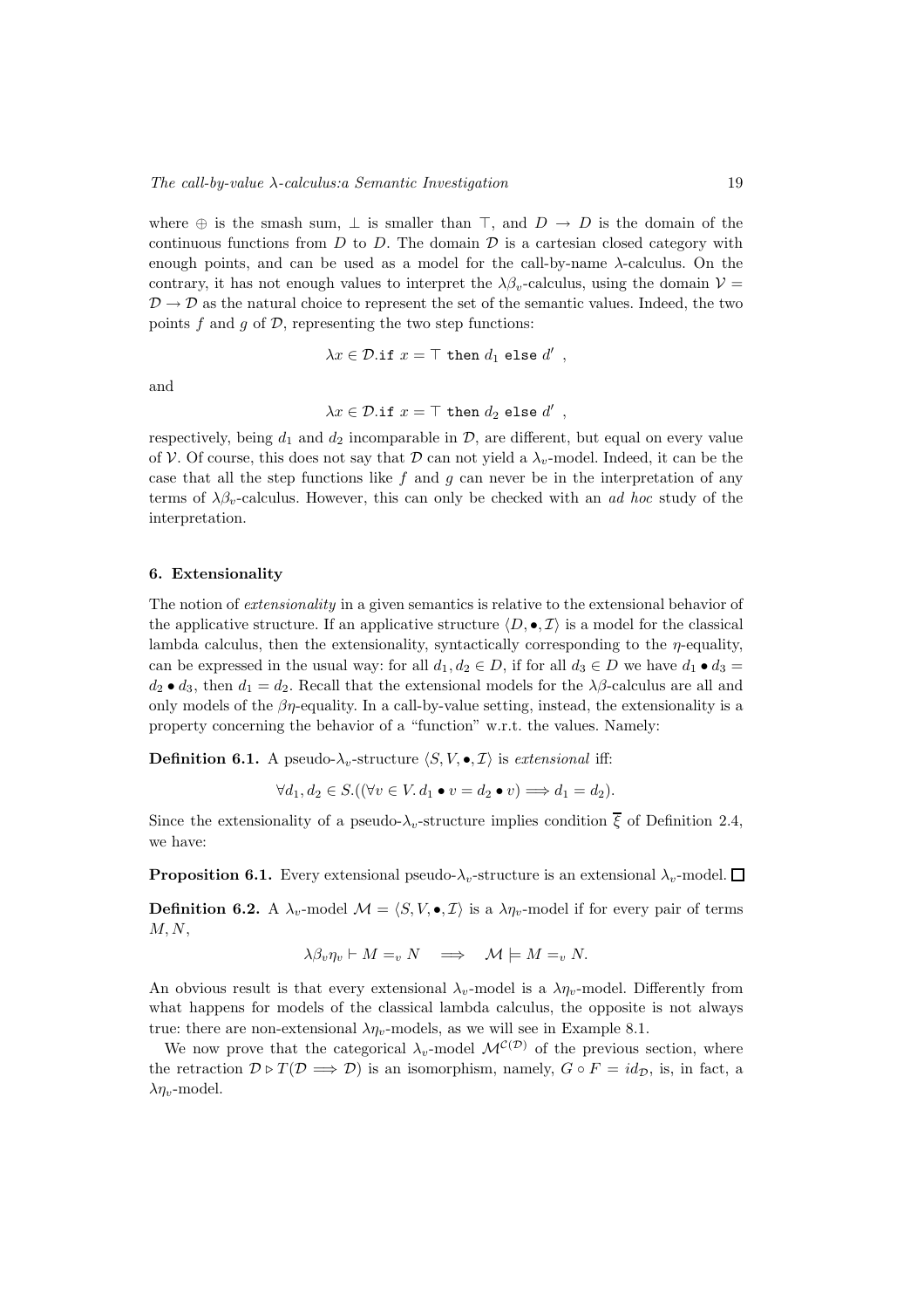where $\oplus$ is the smash sum, $\bot$ is smaller than $\top$, and $D \to D$ is the domain of the continuous functions from $D$ to $D$. The domain $\mathcal{D}$ is a cartesian closed category with enough points, and can be used as a model for the call-by-name $\lambda$-calculus. On the contrary, it has not enough values to interpret the $\lambda\beta_v$-calculus, using the domain $\mathcal{V} = \mathcal{D} \to \mathcal{D}$ as the natural choice to represent the set of the semantic values. Indeed, the two points $f$ and $g$ of $\mathcal{D}$, representing the two step functions:

$$\lambda x \in \mathcal{D}.\texttt{if } x = \top \texttt{ then } d_1 \texttt{ else } d' \ ,$$

and

$$\lambda x \in \mathcal{D}.\texttt{if } x = \top \texttt{ then } d_2 \texttt{ else } d' \ ,$$

respectively, being $d_1$ and $d_2$ incomparable in $\mathcal{D}$, are different, but equal on every value of $\mathcal{V}$. Of course, this does not say that $\mathcal{D}$ can not yield a $\lambda_v$-model. Indeed, it can be the case that all the step functions like $f$ and $g$ can never be in the interpretation of any terms of $\lambda\beta_v$-calculus. However, this can only be checked with an *ad hoc* study of the interpretation.

## 6. Extensionality

The notion of *extensionality* in a given semantics is relative to the extensional behavior of the applicative structure. If an applicative structure $\langle D, \bullet, \mathcal{I}\rangle$ is a model for the classical lambda calculus, then the extensionality, syntactically corresponding to the $\eta$-equality, can be expressed in the usual way: for all $d_1, d_2 \in D$, if for all $d_3 \in D$ we have $d_1 \bullet d_3 = d_2 \bullet d_3$, then $d_1 = d_2$. Recall that the extensional models for the $\lambda\beta$-calculus are all and only models of the $\beta\eta$-equality. In a call-by-value setting, instead, the extensionality is a property concerning the behavior of a "function" w.r.t. the values. Namely:

**Definition 6.1.** A pseudo-$\lambda_v$-structure $\langle S, V, \bullet, \mathcal{I}\rangle$ is *extensional* iff:

$$\forall d_1, d_2 \in S.((\forall v \in V.\, d_1 \bullet v = d_2 \bullet v) \Longrightarrow d_1 = d_2).$$

Since the extensionality of a pseudo-$\lambda_v$-structure implies condition $\overline{\xi}$ of Definition 2.4, we have:

**Proposition 6.1.** Every extensional pseudo-$\lambda_v$-structure is an extensional $\lambda_v$-model. $\square$

**Definition 6.2.** A $\lambda_v$-model $\mathcal{M} = \langle S, V, \bullet, \mathcal{I}\rangle$ is a $\lambda\eta_v$-model if for every pair of terms $M, N$,

$$\lambda\beta_v\eta_v \vdash M =_v N \quad \Longrightarrow \quad \mathcal{M} \models M =_v N.$$

An obvious result is that every extensional $\lambda_v$-model is a $\lambda\eta_v$-model. Differently from what happens for models of the classical lambda calculus, the opposite is not always true: there are non-extensional $\lambda\eta_v$-models, as we will see in Example 8.1.

We now prove that the categorical $\lambda_v$-model $\mathcal{M}^{\mathcal{C}(\mathcal{D})}$ of the previous section, where the retraction $\mathcal{D} \triangleright T(\mathcal{D} \Longrightarrow \mathcal{D})$ is an isomorphism, namely, $G \circ F = id_{\mathcal{D}}$, is, in fact, a $\lambda\eta_v$-model.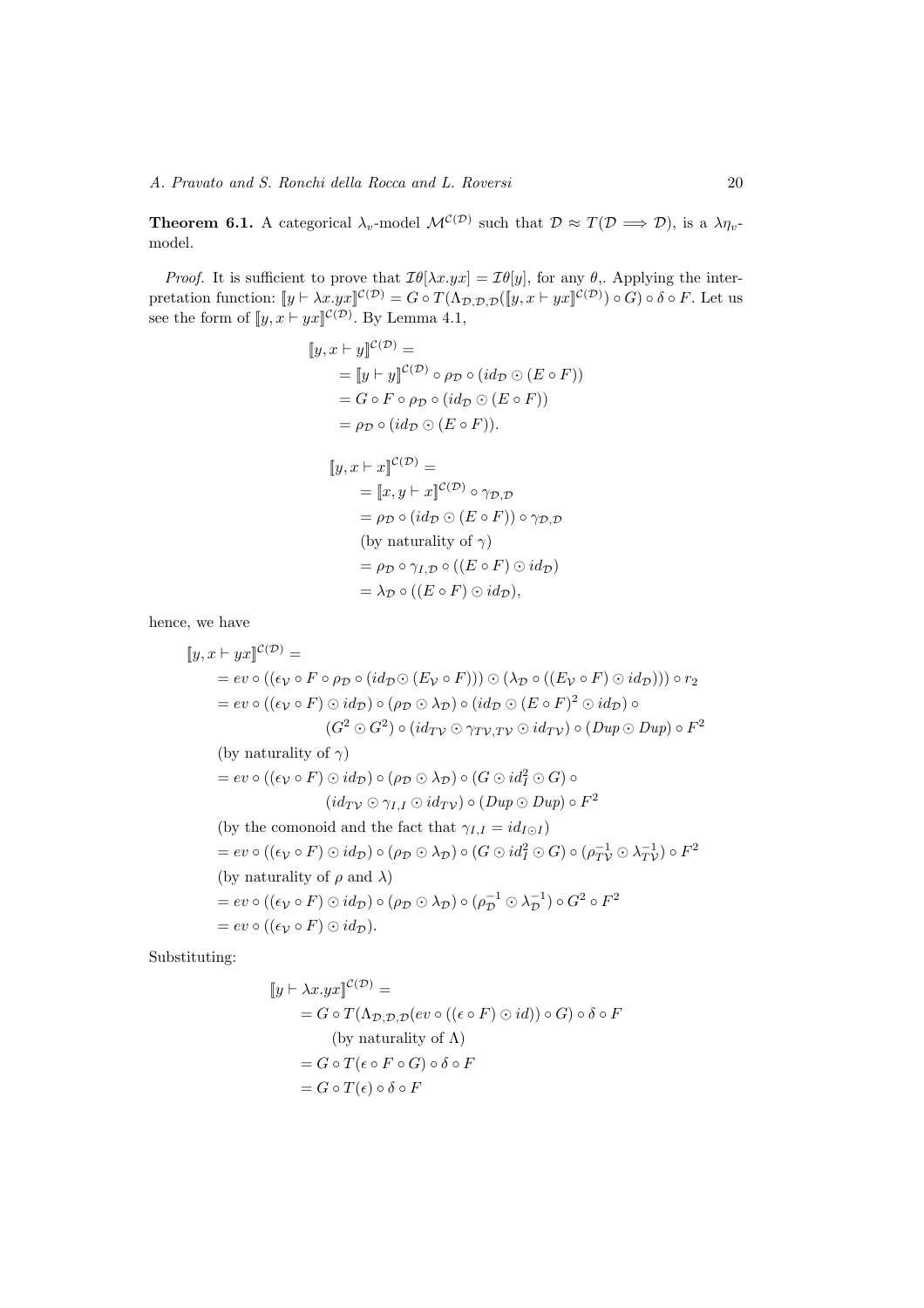**Theorem 6.1.** A categorical $\lambda_v$-model $\mathcal{M}^{\mathcal{C}(\mathcal{D})}$ such that $\mathcal{D} \approx T(\mathcal{D} \Longrightarrow \mathcal{D})$, is a $\lambda\eta_v$-model.

*Proof.* It is sufficient to prove that $\mathcal{I}\theta[\lambda x.yx] = \mathcal{I}\theta[y]$, for any $\theta$,. Applying the interpretation function: $[\![y \vdash \lambda x.yx]\!]^{\mathcal{C}(\mathcal{D})} = G \circ T(\Lambda_{\mathcal{D},\mathcal{D},\mathcal{D}}([\![y, x \vdash yx]\!]^{\mathcal{C}(\mathcal{D})}) \circ G) \circ \delta \circ F$. Let us see the form of $[\![y, x \vdash yx]\!]^{\mathcal{C}(\mathcal{D})}$. By Lemma 4.1,

$$
\begin{aligned}
&[\![y, x \vdash y]\!]^{\mathcal{C}(\mathcal{D})} = \\
&\quad = [\![y \vdash y]\!]^{\mathcal{C}(\mathcal{D})} \circ \rho_{\mathcal{D}} \circ (id_{\mathcal{D}} \odot (E \circ F)) \\
&\quad = G \circ F \circ \rho_{\mathcal{D}} \circ (id_{\mathcal{D}} \odot (E \circ F)) \\
&\quad = \rho_{\mathcal{D}} \circ (id_{\mathcal{D}} \odot (E \circ F)).
\end{aligned}
$$

$$
\begin{aligned}
&[\![y, x \vdash x]\!]^{\mathcal{C}(\mathcal{D})} = \\
&\quad = [\![x, y \vdash x]\!]^{\mathcal{C}(\mathcal{D})} \circ \gamma_{\mathcal{D},\mathcal{D}} \\
&\quad = \rho_{\mathcal{D}} \circ (id_{\mathcal{D}} \odot (E \circ F)) \circ \gamma_{\mathcal{D},\mathcal{D}} \\
&\quad \text{(by naturality of } \gamma) \\
&\quad = \rho_{\mathcal{D}} \circ \gamma_{I,\mathcal{D}} \circ ((E \circ F) \odot id_{\mathcal{D}}) \\
&\quad = \lambda_{\mathcal{D}} \circ ((E \circ F) \odot id_{\mathcal{D}}),
\end{aligned}
$$

hence, we have

$$
\begin{aligned}
&[\![y, x \vdash yx]\!]^{\mathcal{C}(\mathcal{D})} = \\
&\quad = ev \circ ((\epsilon_{\mathcal{V}} \circ F \circ \rho_{\mathcal{D}} \circ (id_{\mathcal{D}} \odot (E_{\mathcal{V}} \circ F))) \odot (\lambda_{\mathcal{D}} \circ ((E_{\mathcal{V}} \circ F) \odot id_{\mathcal{D}}))) \circ r_2 \\
&\quad = ev \circ ((\epsilon_{\mathcal{V}} \circ F) \odot id_{\mathcal{D}}) \circ (\rho_{\mathcal{D}} \odot \lambda_{\mathcal{D}}) \circ (id_{\mathcal{D}} \odot (E \circ F)^2 \odot id_{\mathcal{D}}) \circ \\
&\qquad\qquad (G^2 \odot G^2) \circ (id_{T\mathcal{V}} \odot \gamma_{T\mathcal{V},T\mathcal{V}} \odot id_{T\mathcal{V}}) \circ (Dup \odot Dup) \circ F^2 \\
&\quad \text{(by naturality of } \gamma) \\
&\quad = ev \circ ((\epsilon_{\mathcal{V}} \circ F) \odot id_{\mathcal{D}}) \circ (\rho_{\mathcal{D}} \odot \lambda_{\mathcal{D}}) \circ (G \odot id_I^2 \odot G) \circ \\
&\qquad\qquad (id_{T\mathcal{V}} \odot \gamma_{I,I} \odot id_{T\mathcal{V}}) \circ (Dup \odot Dup) \circ F^2 \\
&\quad \text{(by the comonoid and the fact that } \gamma_{I,I} = id_{I \odot I}) \\
&\quad = ev \circ ((\epsilon_{\mathcal{V}} \circ F) \odot id_{\mathcal{D}}) \circ (\rho_{\mathcal{D}} \odot \lambda_{\mathcal{D}}) \circ (G \odot id_I^2 \odot G) \circ (\rho_{T\mathcal{V}}^{-1} \odot \lambda_{T\mathcal{V}}^{-1}) \circ F^2 \\
&\quad \text{(by naturality of } \rho \text{ and } \lambda) \\
&\quad = ev \circ ((\epsilon_{\mathcal{V}} \circ F) \odot id_{\mathcal{D}}) \circ (\rho_{\mathcal{D}} \odot \lambda_{\mathcal{D}}) \circ (\rho_{\mathcal{D}}^{-1} \odot \lambda_{\mathcal{D}}^{-1}) \circ G^2 \circ F^2 \\
&\quad = ev \circ ((\epsilon_{\mathcal{V}} \circ F) \odot id_{\mathcal{D}}).
\end{aligned}
$$

Substituting:

$$
\begin{aligned}
&[\![y \vdash \lambda x.yx]\!]^{\mathcal{C}(\mathcal{D})} = \\
&\quad = G \circ T(\Lambda_{\mathcal{D},\mathcal{D},\mathcal{D}}(ev \circ ((\epsilon \circ F) \odot id)) \circ G) \circ \delta \circ F \\
&\qquad \text{(by naturality of } \Lambda) \\
&\quad = G \circ T(\epsilon \circ F \circ G) \circ \delta \circ F \\
&\quad = G \circ T(\epsilon) \circ \delta \circ F
\end{aligned}
$$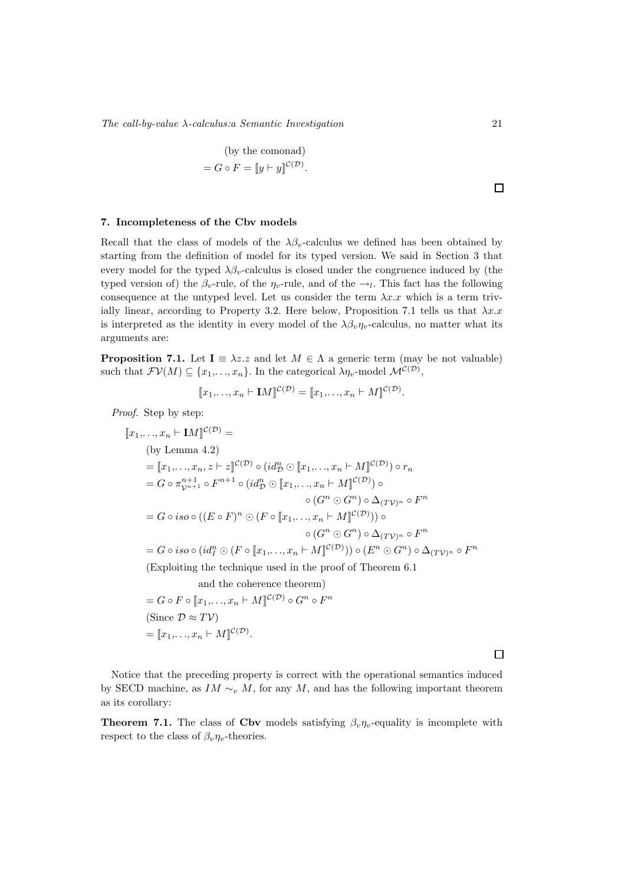(by the comonad)

$$= G \circ F = [\![y \vdash y]\!]^{\mathcal{C}(\mathcal{D})}.$$

□

## 7. Incompleteness of the Cbv models

Recall that the class of models of the $\lambda\beta_v$-calculus we defined has been obtained by starting from the definition of model for its typed version. We said in Section 3 that every model for the typed $\lambda\beta_v$-calculus is closed under the congruence induced by (the typed version of) the $\beta_v$-rule, of the $\eta_v$-rule, and of the $\rightarrow_l$. This fact has the following consequence at the untyped level. Let us consider the term $\lambda x.x$ which is a term trivially linear, according to Property 3.2. Here below, Proposition 7.1 tells us that $\lambda x.x$ is interpreted as the identity in every model of the $\lambda\beta_v\eta_v$-calculus, no matter what its arguments are:

**Proposition 7.1.** Let $\mathbf{I} \equiv \lambda z.z$ and let $M \in \Lambda$ a generic term (may be not valuable) such that $\mathcal{FV}(M) \subseteq \{x_1,\ldots,x_n\}$. In the categorical $\lambda\eta_v$-model $\mathcal{M}^{\mathcal{C}(\mathcal{D})}$,

$$[\![x_1,\ldots,x_n \vdash \mathbf{I}M]\!]^{\mathcal{C}(\mathcal{D})} = [\![x_1,\ldots,x_n \vdash M]\!]^{\mathcal{C}(\mathcal{D})}.$$

*Proof.* Step by step:

$$
\begin{aligned}
&[\![x_1,\ldots,x_n \vdash \mathbf{I}M]\!]^{\mathcal{C}(\mathcal{D})} = \\
&\quad \text{(by Lemma 4.2)} \\
&\quad = [\![x_1,\ldots,x_n,z \vdash z]\!]^{\mathcal{C}(\mathcal{D})} \circ (id_{\mathcal{D}}^n \odot [\![x_1,\ldots,x_n \vdash M]\!]^{\mathcal{C}(\mathcal{D})}) \circ r_n \\
&\quad = G \circ \pi_{\mathcal{V}^{n+1}}^{n+1} \circ F^{n+1} \circ (id_{\mathcal{D}}^n \odot [\![x_1,\ldots,x_n \vdash M]\!]^{\mathcal{C}(\mathcal{D})}) \circ \\
&\qquad\qquad\qquad\qquad\qquad\qquad \circ (G^n \odot G^n) \circ \Delta_{(T\mathcal{V})^n} \circ F^n \\
&\quad = G \circ iso \circ ((E \circ F)^n \odot (F \circ [\![x_1,\ldots,x_n \vdash M]\!]^{\mathcal{C}(\mathcal{D})})) \circ \\
&\qquad\qquad\qquad\qquad\qquad\qquad \circ (G^n \odot G^n) \circ \Delta_{(T\mathcal{V})^n} \circ F^n \\
&\quad = G \circ iso \circ (id_I^n \odot (F \circ [\![x_1,\ldots,x_n \vdash M]\!]^{\mathcal{C}(\mathcal{D})})) \circ (E^n \odot G^n) \circ \Delta_{(T\mathcal{V})^n} \circ F^n \\
&\quad \text{(Exploiting the technique used in the proof of Theorem 6.1} \\
&\qquad\qquad \text{and the coherence theorem)} \\
&\quad = G \circ F \circ [\![x_1,\ldots,x_n \vdash M]\!]^{\mathcal{C}(\mathcal{D})} \circ G^n \circ F^n \\
&\quad \text{(Since } \mathcal{D} \approx T\mathcal{V}) \\
&\quad = [\![x_1,\ldots,x_n \vdash M]\!]^{\mathcal{C}(\mathcal{D})}.
\end{aligned}
$$

□

Notice that the preceding property is correct with the operational semantics induced by SECD machine, as $IM \sim_v M$, for any $M$, and has the following important theorem as its corollary:

**Theorem 7.1.** The class of **Cbv** models satisfying $\beta_v\eta_v$-equality is incomplete with respect to the class of $\beta_v\eta_v$-theories.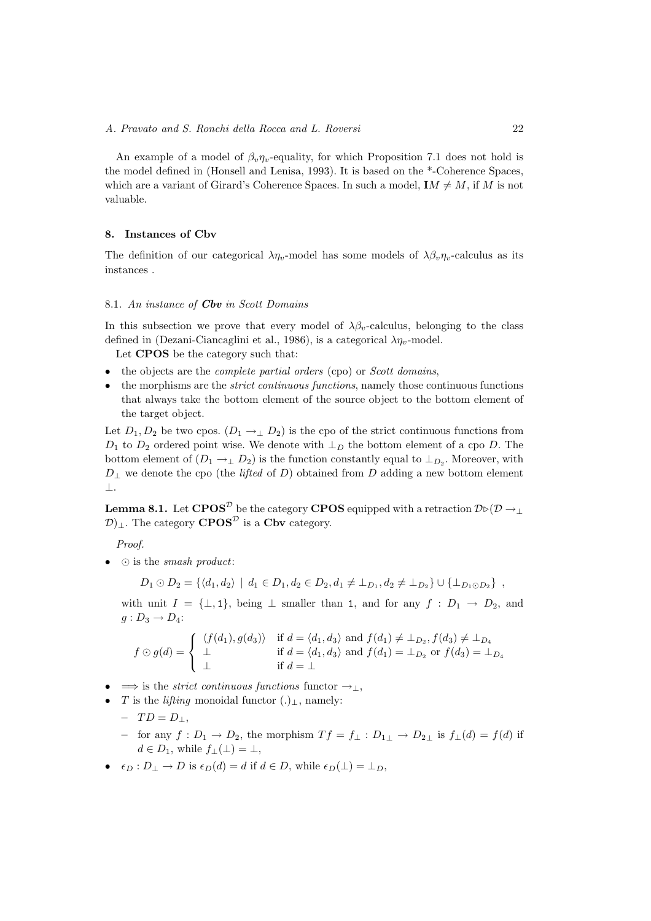An example of a model of $\beta_v\eta_v$-equality, for which Proposition 7.1 does not hold is the model defined in (Honsell and Lenisa, 1993). It is based on the *-Coherence Spaces, which are a variant of Girard's Coherence Spaces. In such a model, $\mathbf{I}M \neq M$, if $M$ is not valuable.

## 8. Instances of Cbv

The definition of our categorical $\lambda\eta_v$-model has some models of $\lambda\beta_v\eta_v$-calculus as its instances .

### 8.1. *An instance of **Cbv** in Scott Domains*

In this subsection we prove that every model of $\lambda\beta_v$-calculus, belonging to the class defined in (Dezani-Ciancaglini et al., 1986), is a categorical $\lambda\eta_v$-model.

Let **CPOS** be the category such that:

- the objects are the *complete partial orders* (cpo) or *Scott domains*,
- the morphisms are the *strict continuous functions*, namely those continuous functions that always take the bottom element of the source object to the bottom element of the target object.

Let $D_1, D_2$ be two cpos. $(D_1 \to_\perp D_2)$ is the cpo of the strict continuous functions from $D_1$ to $D_2$ ordered point wise. We denote with $\perp_D$ the bottom element of a cpo $D$. The bottom element of $(D_1 \to_\perp D_2)$ is the function constantly equal to $\perp_{D_2}$. Moreover, with $D_\perp$ we denote the cpo (the *lifted* of $D$) obtained from $D$ adding a new bottom element $\perp$.

**Lemma 8.1.** Let $\mathbf{CPOS}^{\mathcal{D}}$ be the category **CPOS** equipped with a retraction $\mathcal{D} \triangleright (\mathcal{D} \to_\perp \mathcal{D})_\perp$. The category $\mathbf{CPOS}^{\mathcal{D}}$ is a **Cbv** category.

*Proof.*

- $\odot$ is the *smash product*:

$$D_1 \odot D_2 = \{\langle d_1, d_2\rangle \mid d_1 \in D_1, d_2 \in D_2, d_1 \neq \perp_{D_1}, d_2 \neq \perp_{D_2}\} \cup \{\perp_{D_1 \odot D_2}\} \ ,$$

  with unit $I = \{\perp, \mathtt{1}\}$, being $\perp$ smaller than $\mathtt{1}$, and for any $f : D_1 \to D_2$, and $g : D_3 \to D_4$:

$$f \odot g(d) = \begin{cases} \langle f(d_1), g(d_3)\rangle & \text{if } d = \langle d_1, d_3\rangle \text{ and } f(d_1) \neq \perp_{D_2}, f(d_3) \neq \perp_{D_4} \\ \perp & \text{if } d = \langle d_1, d_3\rangle \text{ and } f(d_1) = \perp_{D_2} \text{ or } f(d_3) = \perp_{D_4} \\ \perp & \text{if } d = \perp \end{cases}$$

- $\Longrightarrow$ is the *strict continuous functions* functor $\to_\perp$,
- $T$ is the *lifting* monoidal functor $(.)_\perp$, namely:
  - $TD = D_\perp$,
  - for any $f : D_1 \to D_2$, the morphism $Tf = f_\perp : D_{1\perp} \to D_{2\perp}$ is $f_\perp(d) = f(d)$ if $d \in D_1$, while $f_\perp(\perp) = \perp$,
- $\epsilon_D : D_\perp \to D$ is $\epsilon_D(d) = d$ if $d \in D$, while $\epsilon_D(\perp) = \perp_D$,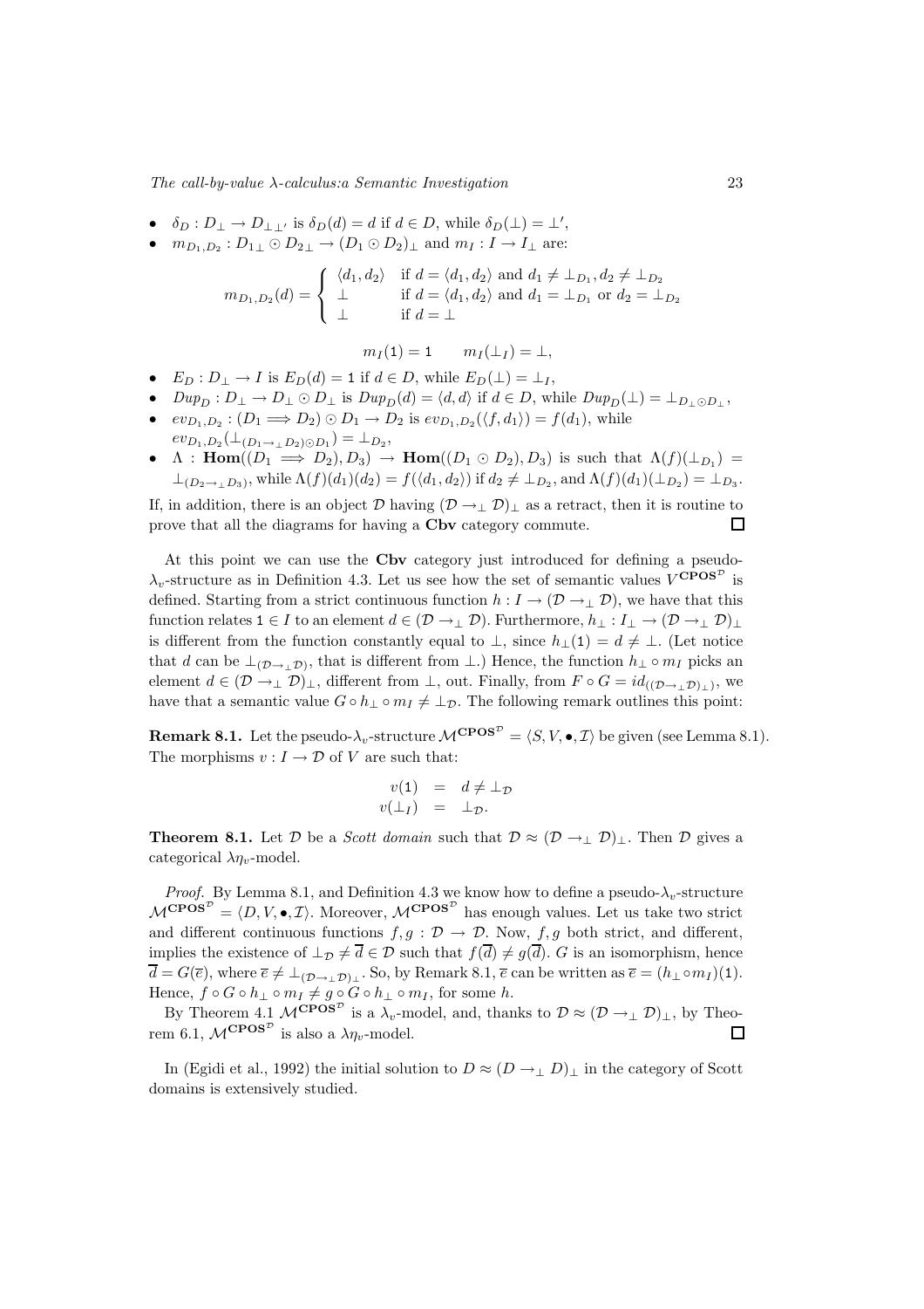- $\delta_D : D_\perp \to D_{\perp\perp'}$ is $\delta_D(d) = d$ if $d \in D$, while $\delta_D(\perp) = \perp'$,
- $m_{D_1,D_2} : D_{1\perp} \odot D_{2\perp} \to (D_1 \odot D_2)_\perp$ and $m_I : I \to I_\perp$ are:

$$m_{D_1,D_2}(d) = \begin{cases} \langle d_1, d_2 \rangle & \text{if } d = \langle d_1, d_2 \rangle \text{ and } d_1 \neq \perp_{D_1}, d_2 \neq \perp_{D_2} \\ \perp & \text{if } d = \langle d_1, d_2 \rangle \text{ and } d_1 = \perp_{D_1} \text{ or } d_2 = \perp_{D_2} \\ \perp & \text{if } d = \perp \end{cases}$$

$$m_I(\mathtt{1}) = \mathtt{1} \qquad m_I(\perp_I) = \perp,$$

- $E_D : D_\perp \to I$ is $E_D(d) = \mathtt{1}$ if $d \in D$, while $E_D(\perp) = \perp_I$,
- $Dup_D : D_\perp \to D_\perp \odot D_\perp$ is $Dup_D(d) = \langle d, d \rangle$ if $d \in D$, while $Dup_D(\perp) = \perp_{D_\perp \odot D_\perp}$,
- $ev_{D_1,D_2} : (D_1 \Longrightarrow D_2) \odot D_1 \to D_2$ is $ev_{D_1,D_2}(\langle f, d_1 \rangle) = f(d_1)$, while $ev_{D_1,D_2}(\perp_{(D_1 \to_\perp D_2) \odot D_1}) = \perp_{D_2}$,
- $\Lambda : \mathbf{Hom}((D_1 \Longrightarrow D_2), D_3) \to \mathbf{Hom}((D_1 \odot D_2), D_3)$ is such that $\Lambda(f)(\perp_{D_1}) = \perp_{(D_2 \to_\perp D_3)}$, while $\Lambda(f)(d_1)(d_2) = f(\langle d_1, d_2 \rangle)$ if $d_2 \neq \perp_{D_2}$, and $\Lambda(f)(d_1)(\perp_{D_2}) = \perp_{D_3}$.

If, in addition, there is an object $\mathcal{D}$ having $(\mathcal{D} \to_\perp \mathcal{D})_\perp$ as a retract, then it is routine to prove that all the diagrams for having a **Cbv** category commute. □

At this point we can use the **Cbv** category just introduced for defining a pseudo-$\lambda_v$-structure as in Definition 4.3. Let us see how the set of semantic values $V^{\mathbf{CPOS}^\mathcal{D}}$ is defined. Starting from a strict continuous function $h : I \to (\mathcal{D} \to_\perp \mathcal{D})$, we have that this function relates $\mathtt{1} \in I$ to an element $d \in (\mathcal{D} \to_\perp \mathcal{D})$. Furthermore, $h_\perp : I_\perp \to (\mathcal{D} \to_\perp \mathcal{D})_\perp$ is different from the function constantly equal to $\perp$, since $h_\perp(\mathtt{1}) = d \neq \perp$. (Let notice that $d$ can be $\perp_{(\mathcal{D} \to_\perp \mathcal{D})}$, that is different from $\perp$.) Hence, the function $h_\perp \circ m_I$ picks an element $d \in (\mathcal{D} \to_\perp \mathcal{D})_\perp$, different from $\perp$, out. Finally, from $F \circ G = id_{((\mathcal{D} \to_\perp \mathcal{D})_\perp)}$, we have that a semantic value $G \circ h_\perp \circ m_I \neq \perp_\mathcal{D}$. The following remark outlines this point:

**Remark 8.1.** Let the pseudo-$\lambda_v$-structure $\mathcal{M}^{\mathbf{CPOS}^\mathcal{D}} = \langle S, V, \bullet, \mathcal{I} \rangle$ be given (see Lemma 8.1). The morphisms $v : I \to \mathcal{D}$ of $V$ are such that:

$$\begin{aligned} v(\mathtt{1}) &= d \neq \perp_\mathcal{D} \\ v(\perp_I) &= \perp_\mathcal{D}. \end{aligned}$$

**Theorem 8.1.** Let $\mathcal{D}$ be a *Scott domain* such that $\mathcal{D} \approx (\mathcal{D} \to_\perp \mathcal{D})_\perp$. Then $\mathcal{D}$ gives a categorical $\lambda\eta_v$-model.

*Proof.* By Lemma 8.1, and Definition 4.3 we know how to define a pseudo-$\lambda_v$-structure $\mathcal{M}^{\mathbf{CPOS}^\mathcal{D}} = \langle D, V, \bullet, \mathcal{I} \rangle$. Moreover, $\mathcal{M}^{\mathbf{CPOS}^\mathcal{D}}$ has enough values. Let us take two strict and different continuous functions $f, g : \mathcal{D} \to \mathcal{D}$. Now, $f, g$ both strict, and different, implies the existence of $\perp_\mathcal{D} \neq \overline{d} \in \mathcal{D}$ such that $f(\overline{d}) \neq g(\overline{d})$. $G$ is an isomorphism, hence $\overline{d} = G(\overline{e})$, where $\overline{e} \neq \perp_{(\mathcal{D} \to_\perp \mathcal{D})_\perp}$. So, by Remark 8.1, $\overline{e}$ can be written as $\overline{e} = (h_\perp \circ m_I)(\mathtt{1})$. Hence, $f \circ G \circ h_\perp \circ m_I \neq g \circ G \circ h_\perp \circ m_I$, for some $h$.

By Theorem 4.1 $\mathcal{M}^{\mathbf{CPOS}^\mathcal{D}}$ is a $\lambda_v$-model, and, thanks to $\mathcal{D} \approx (\mathcal{D} \to_\perp \mathcal{D})_\perp$, by Theorem 6.1, $\mathcal{M}^{\mathbf{CPOS}^\mathcal{D}}$ is also a $\lambda\eta_v$-model. □

In (Egidi et al., 1992) the initial solution to $D \approx (D \to_\perp D)_\perp$ in the category of Scott domains is extensively studied.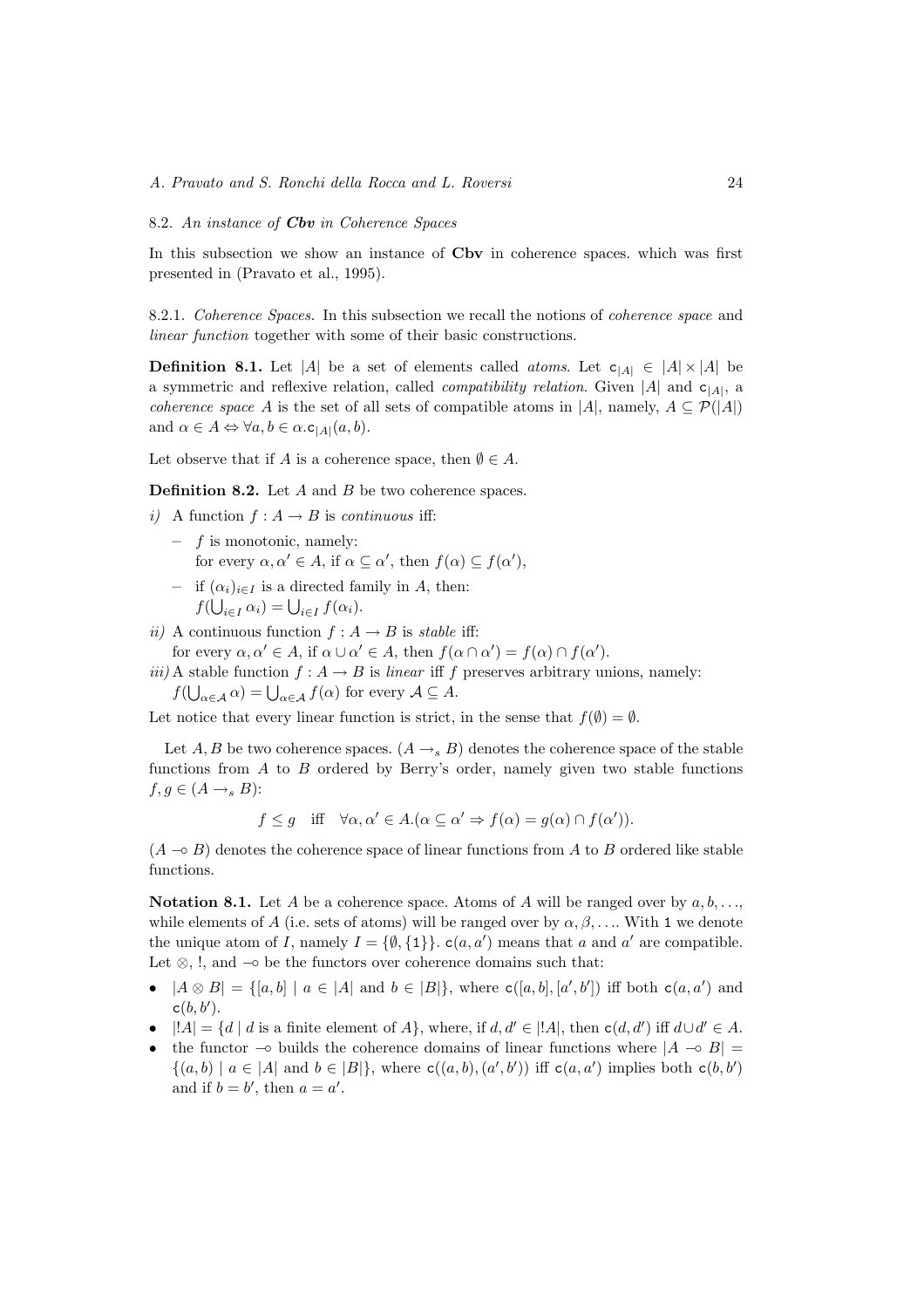### 8.2. *An instance of **Cbv** in Coherence Spaces*

In this subsection we show an instance of **Cbv** in coherence spaces. which was first presented in (Pravato et al., 1995).

#### 8.2.1. *Coherence Spaces.*

In this subsection we recall the notions of *coherence space* and *linear function* together with some of their basic constructions.

**Definition 8.1.** Let $|A|$ be a set of elements called *atoms*. Let $\mathtt{c}_{|A|} \in |A| \times |A|$ be a symmetric and reflexive relation, called *compatibility relation*. Given $|A|$ and $\mathtt{c}_{|A|}$, a *coherence space* $A$ is the set of all sets of compatible atoms in $|A|$, namely, $A \subseteq \mathcal{P}(|A|)$ and $\alpha \in A \Leftrightarrow \forall a, b \in \alpha.\mathtt{c}_{|A|}(a, b)$.

Let observe that if $A$ is a coherence space, then $\emptyset \in A$.

**Definition 8.2.** Let $A$ and $B$ be two coherence spaces.

*i)* A function $f : A \to B$ is *continuous* iff:
  - $f$ is monotonic, namely: for every $\alpha, \alpha' \in A$, if $\alpha \subseteq \alpha'$, then $f(\alpha) \subseteq f(\alpha')$,
  - if $(\alpha_i)_{i \in I}$ is a directed family in $A$, then: $f(\bigcup_{i \in I} \alpha_i) = \bigcup_{i \in I} f(\alpha_i)$.

*ii)* A continuous function $f : A \to B$ is *stable* iff: for every $\alpha, \alpha' \in A$, if $\alpha \cup \alpha' \in A$, then $f(\alpha \cap \alpha') = f(\alpha) \cap f(\alpha')$.

*iii)* A stable function $f : A \to B$ is *linear* iff $f$ preserves arbitrary unions, namely: $f(\bigcup_{\alpha \in \mathcal{A}} \alpha) = \bigcup_{\alpha \in \mathcal{A}} f(\alpha)$ for every $\mathcal{A} \subseteq A$.

Let notice that every linear function is strict, in the sense that $f(\emptyset) = \emptyset$.

Let $A, B$ be two coherence spaces. $(A \to_s B)$ denotes the coherence space of the stable functions from $A$ to $B$ ordered by Berry's order, namely given two stable functions $f, g \in (A \to_s B)$:

$$f \leq g \quad \text{iff} \quad \forall \alpha, \alpha' \in A.(\alpha \subseteq \alpha' \Rightarrow f(\alpha) = g(\alpha) \cap f(\alpha')).$$

$(A \multimap B)$ denotes the coherence space of linear functions from $A$ to $B$ ordered like stable functions.

**Notation 8.1.** Let $A$ be a coherence space. Atoms of $A$ will be ranged over by $a, b, \ldots$, while elements of $A$ (i.e. sets of atoms) will be ranged over by $\alpha, \beta, \ldots$. With $\mathtt{1}$ we denote the unique atom of $I$, namely $I = \{\emptyset, \{\mathtt{1}\}\}$. $\mathtt{c}(a, a')$ means that $a$ and $a'$ are compatible. Let $\otimes$, $!$, and $\multimap$ be the functors over coherence domains such that:

- $|A \otimes B| = \{[a, b] \mid a \in |A| \text{ and } b \in |B|\}$, where $\mathtt{c}([a, b], [a', b'])$ iff both $\mathtt{c}(a, a')$ and $\mathtt{c}(b, b')$.
- $|!A| = \{d \mid d \text{ is a finite element of } A\}$, where, if $d, d' \in |!A|$, then $\mathtt{c}(d, d')$ iff $d \cup d' \in A$.
- the functor $\multimap$ builds the coherence domains of linear functions where $|A \multimap B| = \{(a, b) \mid a \in |A| \text{ and } b \in |B|\}$, where $\mathtt{c}((a, b), (a', b'))$ iff $\mathtt{c}(a, a')$ implies both $\mathtt{c}(b, b')$ and if $b = b'$, then $a = a'$.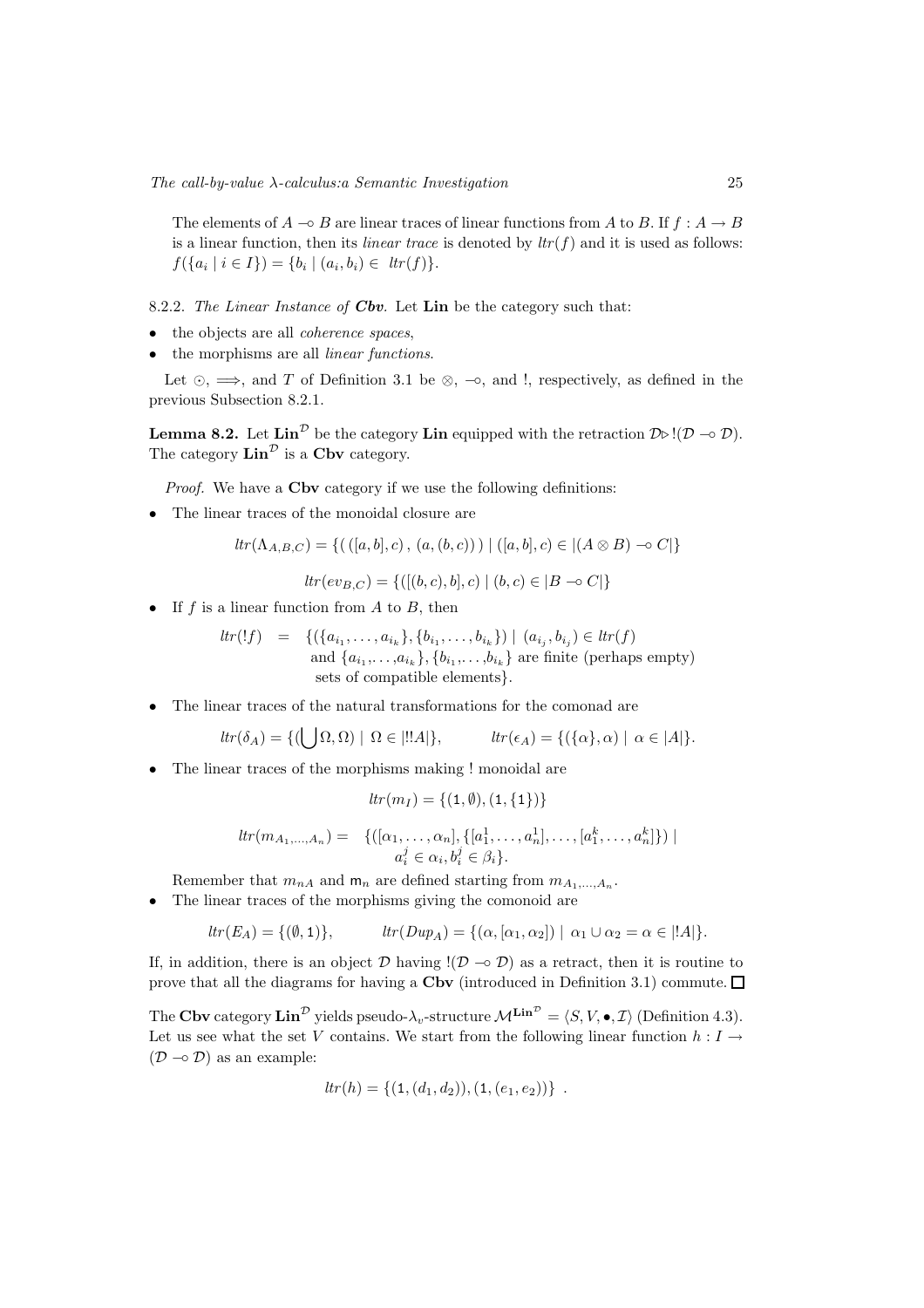The elements of $A \multimap B$ are linear traces of linear functions from $A$ to $B$. If $f : A \to B$ is a linear function, then its *linear trace* is denoted by $ltr(f)$ and it is used as follows: $f(\{a_i \mid i \in I\}) = \{b_i \mid (a_i, b_i) \in \ ltr(f)\}$.

8.2.2. *The Linear Instance of* ***Cbv***. Let **Lin** be the category such that:

- the objects are all *coherence spaces*,
- the morphisms are all *linear functions*.

Let $\odot$, $\Longrightarrow$, and $T$ of Definition 3.1 be $\otimes$, $\multimap$, and $!$, respectively, as defined in the previous Subsection 8.2.1.

**Lemma 8.2.** Let $\mathbf{Lin}^{\mathcal{D}}$ be the category **Lin** equipped with the retraction $\mathcal{D} \triangleright !(\mathcal{D} \multimap \mathcal{D})$. The category $\mathbf{Lin}^{\mathcal{D}}$ is a **Cbv** category.

*Proof.* We have a **Cbv** category if we use the following definitions:

- The linear traces of the monoidal closure are

$$ltr(\Lambda_{A,B,C}) = \{(\,([a,b],c)\,,\,(a,(b,c))\,) \mid ([a,b],c) \in |(A \otimes B) \multimap C|\}$$

$$ltr(ev_{B,C}) = \{([(b,c),b],c) \mid (b,c) \in |B \multimap C|\}$$

- If $f$ is a linear function from $A$ to $B$, then

$$ltr(!f) \;=\; \{(\{a_{i_1},\ldots,a_{i_k}\},\{b_{i_1},\ldots,b_{i_k}\}) \mid (a_{i_j},b_{i_j}) \in ltr(f) \text{ and } \{a_{i_1},\ldots,a_{i_k}\},\{b_{i_1},\ldots,b_{i_k}\} \text{ are finite (perhaps empty) sets of compatible elements}\}.$$

- The linear traces of the natural transformations for the comonad are

$$ltr(\delta_A) = \{(\bigcup \Omega, \Omega) \mid \Omega \in |!!A|\}, \qquad ltr(\epsilon_A) = \{(\{\alpha\},\alpha) \mid \alpha \in |A|\}.$$

- The linear traces of the morphisms making ! monoidal are

$$ltr(m_I) = \{(\mathtt{1},\emptyset),(\mathtt{1},\{\mathtt{1}\})\}$$

$$ltr(m_{A_1,\ldots,A_n}) = \{([\alpha_1,\ldots,\alpha_n],\{[a^1_1,\ldots,a^1_n],\ldots,[a^k_1,\ldots,a^k_n]\}) \mid a^j_i \in \alpha_i, b^j_i \in \beta_i\}.$$

  Remember that $m_{nA}$ and $\mathsf{m}_n$ are defined starting from $m_{A_1,\ldots,A_n}$.
- The linear traces of the morphisms giving the comonoid are

$$ltr(E_A) = \{(\emptyset,\mathtt{1})\}, \qquad ltr(Dup_A) = \{(\alpha,[\alpha_1,\alpha_2]) \mid \alpha_1 \cup \alpha_2 = \alpha \in |!A|\}.$$

If, in addition, there is an object $\mathcal{D}$ having $!(\mathcal{D} \multimap \mathcal{D})$ as a retract, then it is routine to prove that all the diagrams for having a **Cbv** (introduced in Definition 3.1) commute. $\Box$

The **Cbv** category $\mathbf{Lin}^{\mathcal{D}}$ yields pseudo-$\lambda_v$-structure $\mathcal{M}^{\mathbf{Lin}^{\mathcal{D}}} = \langle S, V, \bullet, \mathcal{I}\rangle$ (Definition 4.3). Let us see what the set $V$ contains. We start from the following linear function $h : I \to (\mathcal{D} \multimap \mathcal{D})$ as an example:

$$ltr(h) = \{(\mathtt{1},(d_1,d_2)),(\mathtt{1},(e_1,e_2))\} \; .$$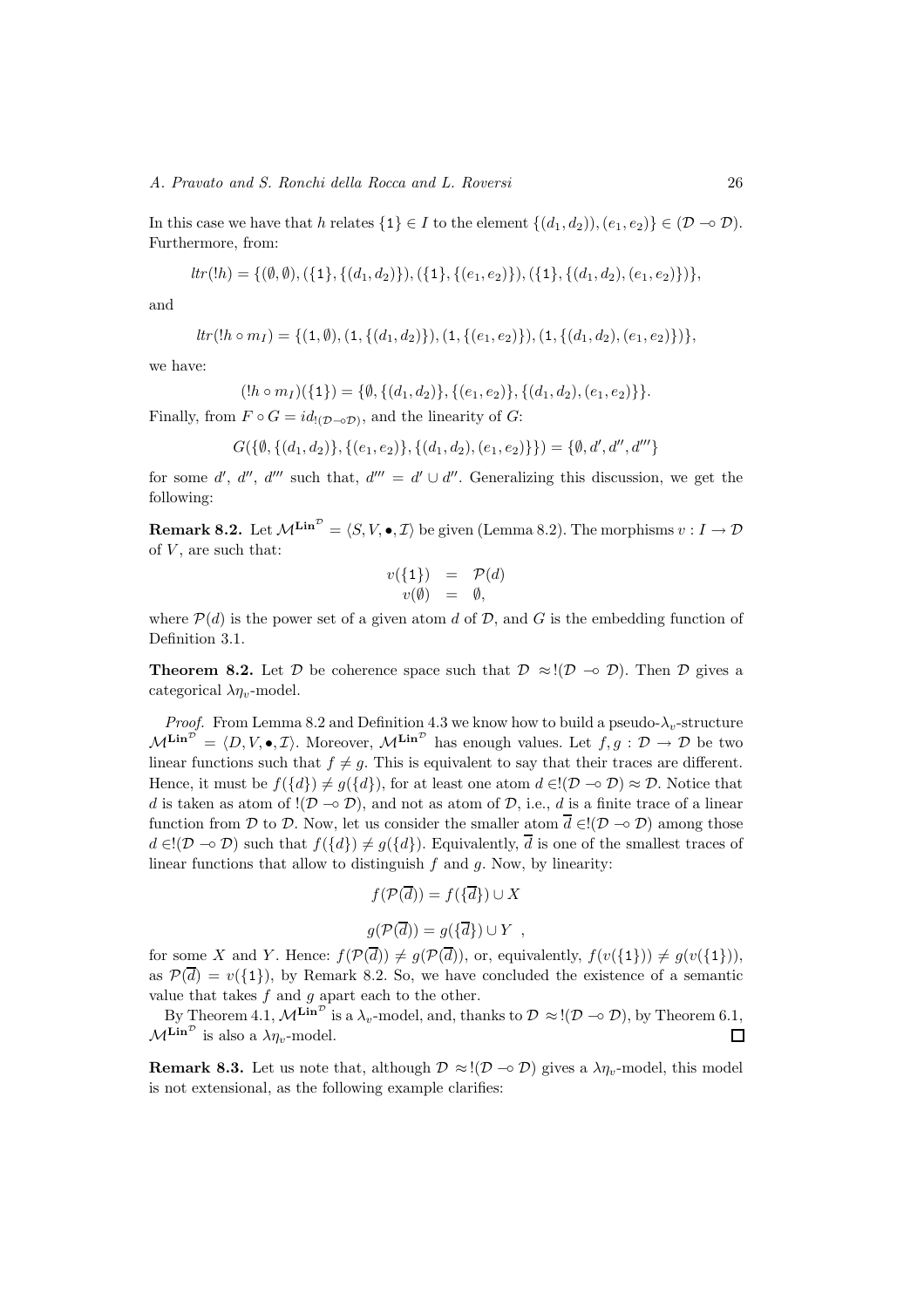In this case we have that $h$ relates $\{1\} \in I$ to the element $\{(d_1, d_2)), (e_1, e_2)\} \in (\mathcal{D} \multimap \mathcal{D})$. Furthermore, from:

$$ltr(!h) = \{(\emptyset, \emptyset), (\{1\}, \{(d_1, d_2)\}), (\{1\}, \{(e_1, e_2)\}), (\{1\}, \{(d_1, d_2), (e_1, e_2)\})\},$$

and

$$ltr(!h \circ m_I) = \{(1, \emptyset), (1, \{(d_1, d_2)\}), (1, \{(e_1, e_2)\}), (1, \{(d_1, d_2), (e_1, e_2)\})\},$$

we have:

$$(!h \circ m_I)(\{1\}) = \{\emptyset, \{(d_1, d_2)\}, \{(e_1, e_2)\}, \{(d_1, d_2), (e_1, e_2)\}\}.$$

Finally, from $F \circ G = id_{!(\mathcal{D} \multimap \mathcal{D})}$, and the linearity of $G$:

$$G(\{\emptyset, \{(d_1, d_2)\}, \{(e_1, e_2)\}, \{(d_1, d_2), (e_1, e_2)\}\}) = \{\emptyset, d', d'', d'''\}$$

for some $d'$, $d''$, $d'''$ such that, $d''' = d' \cup d''$. Generalizing this discussion, we get the following:

**Remark 8.2.** Let $\mathcal{M}^{\mathbf{Lin}^{\mathcal{D}}} = \langle S, V, \bullet, \mathcal{I} \rangle$ be given (Lemma 8.2). The morphisms $v : I \to \mathcal{D}$ of $V$, are such that:

$$\begin{array}{rcl} v(\{1\}) & = & \mathcal{P}(d) \\ v(\emptyset) & = & \emptyset, \end{array}$$

where $\mathcal{P}(d)$ is the power set of a given atom $d$ of $\mathcal{D}$, and $G$ is the embedding function of Definition 3.1.

**Theorem 8.2.** Let $\mathcal{D}$ be coherence space such that $\mathcal{D} \approx !(\mathcal{D} \multimap \mathcal{D})$. Then $\mathcal{D}$ gives a categorical $\lambda\eta_v$-model.

*Proof.* From Lemma 8.2 and Definition 4.3 we know how to build a pseudo-$\lambda_v$-structure $\mathcal{M}^{\mathbf{Lin}^{\mathcal{D}}} = \langle D, V, \bullet, \mathcal{I} \rangle$. Moreover, $\mathcal{M}^{\mathbf{Lin}^{\mathcal{D}}}$ has enough values. Let $f, g : \mathcal{D} \to \mathcal{D}$ be two linear functions such that $f \neq g$. This is equivalent to say that their traces are different. Hence, it must be $f(\{d\}) \neq g(\{d\})$, for at least one atom $d \in !(\mathcal{D} \multimap \mathcal{D}) \approx \mathcal{D}$. Notice that $d$ is taken as atom of $!(\mathcal{D} \multimap \mathcal{D})$, and not as atom of $\mathcal{D}$, i.e., $d$ is a finite trace of a linear function from $\mathcal{D}$ to $\mathcal{D}$. Now, let us consider the smaller atom $\overline{d} \in !(\mathcal{D} \multimap \mathcal{D})$ among those $d \in !(\mathcal{D} \multimap \mathcal{D})$ such that $f(\{d\}) \neq g(\{d\})$. Equivalently, $\overline{d}$ is one of the smallest traces of linear functions that allow to distinguish $f$ and $g$. Now, by linearity:

$$f(\mathcal{P}(\overline{d})) = f(\{\overline{d}\}) \cup X$$

$$g(\mathcal{P}(\overline{d})) = g(\{\overline{d}\}) \cup Y \ \ ,$$

for some $X$ and $Y$. Hence: $f(\mathcal{P}(\overline{d})) \neq g(\mathcal{P}(\overline{d}))$, or, equivalently, $f(v(\{1\})) \neq g(v(\{1\}))$, as $\mathcal{P}(\overline{d}) = v(\{1\})$, by Remark 8.2. So, we have concluded the existence of a semantic value that takes $f$ and $g$ apart each to the other.

By Theorem 4.1, $\mathcal{M}^{\mathbf{Lin}^{\mathcal{D}}}$ is a $\lambda_v$-model, and, thanks to $\mathcal{D} \approx !(\mathcal{D} \multimap \mathcal{D})$, by Theorem 6.1, $\mathcal{M}^{\mathbf{Lin}^{\mathcal{D}}}$ is also a $\lambda\eta_v$-model. $\square$

**Remark 8.3.** Let us note that, although $\mathcal{D} \approx !(\mathcal{D} \multimap \mathcal{D})$ gives a $\lambda\eta_v$-model, this model is not extensional, as the following example clarifies: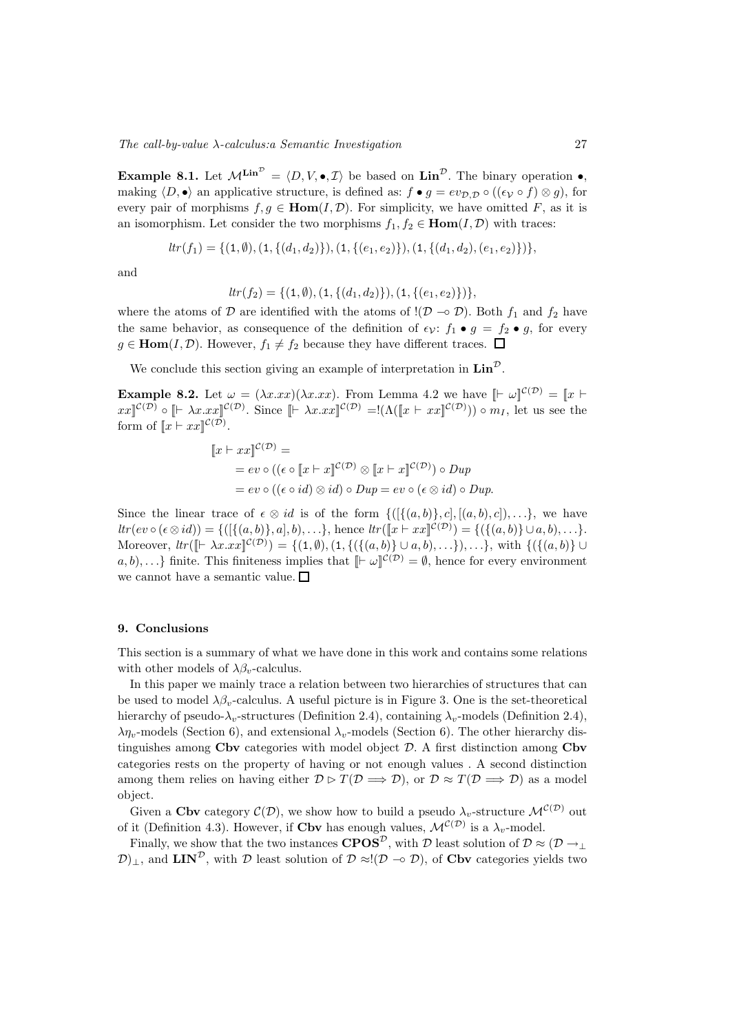**Example 8.1.** Let $\mathcal{M}^{\mathbf{Lin}^{\mathcal{D}}} = \langle D, V, \bullet, \mathcal{I}\rangle$ be based on $\mathbf{Lin}^{\mathcal{D}}$. The binary operation $\bullet$, making $\langle D, \bullet\rangle$ an applicative structure, is defined as: $f \bullet g = ev_{\mathcal{D},\mathcal{D}} \circ ((\epsilon_{\mathcal{V}} \circ f) \otimes g)$, for every pair of morphisms $f, g \in \mathbf{Hom}(I, \mathcal{D})$. For simplicity, we have omitted $F$, as it is an isomorphism. Let consider the two morphisms $f_1, f_2 \in \mathbf{Hom}(I, \mathcal{D})$ with traces:

$$ltr(f_1) = \{(\mathtt{1}, \emptyset), (\mathtt{1}, \{(d_1, d_2)\}), (\mathtt{1}, \{(e_1, e_2)\}), (\mathtt{1}, \{(d_1, d_2), (e_1, e_2)\})\},$$

and

$$ltr(f_2) = \{(\mathtt{1}, \emptyset), (\mathtt{1}, \{(d_1, d_2)\}), (\mathtt{1}, \{(e_1, e_2)\})\},$$

where the atoms of $\mathcal{D}$ are identified with the atoms of $!(\mathcal{D} \multimap \mathcal{D})$. Both $f_1$ and $f_2$ have the same behavior, as consequence of the definition of $\epsilon_{\mathcal{V}}$: $f_1 \bullet g = f_2 \bullet g$, for every $g \in \mathbf{Hom}(I, \mathcal{D})$. However, $f_1 \neq f_2$ because they have different traces. $\square$

We conclude this section giving an example of interpretation in $\mathbf{Lin}^{\mathcal{D}}$.

**Example 8.2.** Let $\omega = (\lambda x.xx)(\lambda x.xx)$. From Lemma 4.2 we have $[\![\vdash \omega]\!]^{\mathcal{C}(\mathcal{D})} = [\![x \vdash xx]\!]^{\mathcal{C}(\mathcal{D})} \circ [\![\vdash \lambda x.xx]\!]^{\mathcal{C}(\mathcal{D})}$. Since $[\![\vdash \lambda x.xx]\!]^{\mathcal{C}(\mathcal{D})} = !(\Lambda([\![x \vdash xx]\!]^{\mathcal{C}(\mathcal{D})})) \circ m_I$, let us see the form of $[\![x \vdash xx]\!]^{\mathcal{C}(\mathcal{D})}$.

$$\begin{aligned}
&[\![x \vdash xx]\!]^{\mathcal{C}(\mathcal{D})} = \\
&\quad = ev \circ ((\epsilon \circ [\![x \vdash x]\!]^{\mathcal{C}(\mathcal{D})} \otimes [\![x \vdash x]\!]^{\mathcal{C}(\mathcal{D})}) \circ Dup \\
&\quad = ev \circ ((\epsilon \circ id) \otimes id) \circ Dup = ev \circ (\epsilon \otimes id) \circ Dup.
\end{aligned}$$

Since the linear trace of $\epsilon \otimes id$ is of the form $\{([\{(a,b)\}, c], [(a,b), c]), \ldots\}$, we have $ltr(ev \circ (\epsilon \otimes id)) = \{([\{(a,b)\}, a], b), \ldots\}$, hence $ltr([\![x \vdash xx]\!]^{\mathcal{C}(\mathcal{D})}) = \{(\{(a,b)\} \cup a, b), \ldots\}$. Moreover, $ltr([\![\vdash \lambda x.xx]\!]^{\mathcal{C}(\mathcal{D})}) = \{(\mathtt{1}, \emptyset), (\mathtt{1}, \{(\{(a,b)\} \cup a, b), \ldots\}), \ldots\}$, with $\{(\{(a,b)\} \cup a, b), \ldots\}$ finite. This finiteness implies that $[\![\vdash \omega]\!]^{\mathcal{C}(\mathcal{D})} = \emptyset$, hence for every environment we cannot have a semantic value. $\square$

## 9. Conclusions

This section is a summary of what we have done in this work and contains some relations with other models of $\lambda\beta_v$-calculus.

In this paper we mainly trace a relation between two hierarchies of structures that can be used to model $\lambda\beta_v$-calculus. A useful picture is in Figure 3. One is the set-theoretical hierarchy of pseudo-$\lambda_v$-structures (Definition 2.4), containing $\lambda_v$-models (Definition 2.4), $\lambda\eta_v$-models (Section 6), and extensional $\lambda_v$-models (Section 6). The other hierarchy distinguishes among **Cbv** categories with model object $\mathcal{D}$. A first distinction among **Cbv** categories rests on the property of having or not enough values . A second distinction among them relies on having either $\mathcal{D} \rhd T(\mathcal{D} \Longrightarrow \mathcal{D})$, or $\mathcal{D} \approx T(\mathcal{D} \Longrightarrow \mathcal{D})$ as a model object.

Given a **Cbv** category $\mathcal{C}(\mathcal{D})$, we show how to build a pseudo $\lambda_v$-structure $\mathcal{M}^{\mathcal{C}(\mathcal{D})}$ out of it (Definition 4.3). However, if **Cbv** has enough values, $\mathcal{M}^{\mathcal{C}(\mathcal{D})}$ is a $\lambda_v$-model.

Finally, we show that the two instances $\mathbf{CPOS}^{\mathcal{D}}$, with $\mathcal{D}$ least solution of $\mathcal{D} \approx (\mathcal{D} \rightarrow_\bot \mathcal{D})_\bot$, and $\mathbf{LIN}^{\mathcal{D}}$, with $\mathcal{D}$ least solution of $\mathcal{D} \approx !(\mathcal{D} \multimap \mathcal{D})$, of **Cbv** categories yields two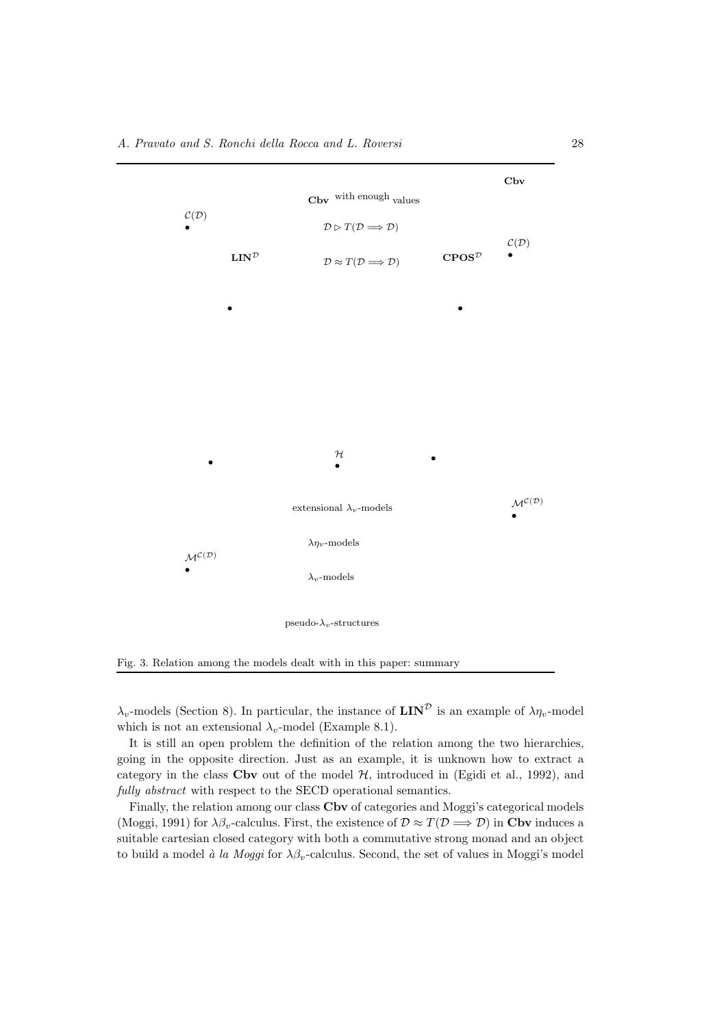**Cbv**

**Cbv** with enough values

$\mathcal{C}(\mathcal{D})$

$\mathcal{D} \rhd T(\mathcal{D} \Longrightarrow \mathcal{D})$

$\mathcal{C}(\mathcal{D})$

$\mathbf{LIN}^{\mathcal{D}}$

$\mathcal{D} \approx T(\mathcal{D} \Longrightarrow \mathcal{D})$

$\mathbf{CPOS}^{\mathcal{D}}$

$\mathcal{H}$

extensional $\lambda_v$-models

$\mathcal{M}^{\mathcal{C}(\mathcal{D})}$

$\lambda\eta_v$-models

$\mathcal{M}^{\mathcal{C}(\mathcal{D})}$

$\lambda_v$-models

pseudo-$\lambda_v$-structures

Fig. 3. Relation among the models dealt with in this paper: summary

$\lambda_v$-models (Section 8). In particular, the instance of $\mathbf{LIN}^{\mathcal{D}}$ is an example of $\lambda\eta_v$-model which is not an extensional $\lambda_v$-model (Example 8.1).

It is still an open problem the definition of the relation among the two hierarchies, going in the opposite direction. Just as an example, it is unknown how to extract a category in the class **Cbv** out of the model $\mathcal{H}$, introduced in (Egidi et al., 1992), and *fully abstract* with respect to the SECD operational semantics.

Finally, the relation among our class **Cbv** of categories and Moggi's categorical models (Moggi, 1991) for $\lambda\beta_v$-calculus. First, the existence of $\mathcal{D} \approx T(\mathcal{D} \Longrightarrow \mathcal{D})$ in **Cbv** induces a suitable cartesian closed category with both a commutative strong monad and an object to build a model *à la Moggi* for $\lambda\beta_v$-calculus. Second, the set of values in Moggi's model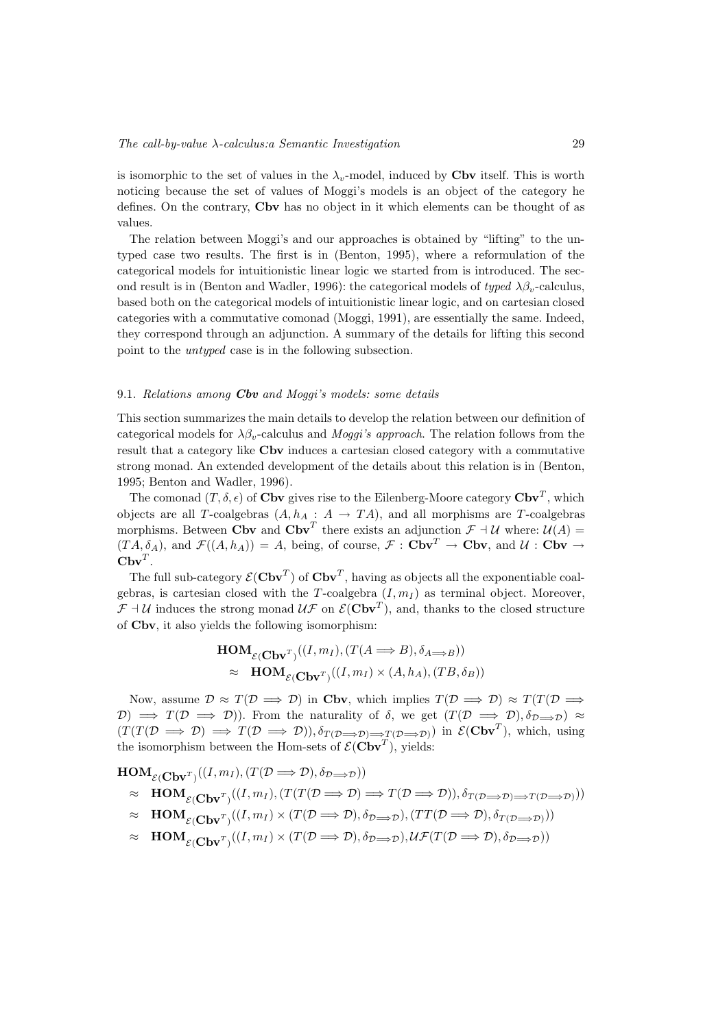is isomorphic to the set of values in the $\lambda_v$-model, induced by **Cbv** itself. This is worth noticing because the set of values of Moggi's models is an object of the category he defines. On the contrary, **Cbv** has no object in it which elements can be thought of as values.

The relation between Moggi's and our approaches is obtained by "lifting" to the untyped case two results. The first is in (Benton, 1995), where a reformulation of the categorical models for intuitionistic linear logic we started from is introduced. The second result is in (Benton and Wadler, 1996): the categorical models of *typed* $\lambda\beta_v$-calculus, based both on the categorical models of intuitionistic linear logic, and on cartesian closed categories with a commutative comonad (Moggi, 1991), are essentially the same. Indeed, they correspond through an adjunction. A summary of the details for lifting this second point to the *untyped* case is in the following subsection.

### 9.1. *Relations among* ***Cbv*** *and Moggi's models: some details*

This section summarizes the main details to develop the relation between our definition of categorical models for $\lambda\beta_v$-calculus and *Moggi's approach*. The relation follows from the result that a category like **Cbv** induces a cartesian closed category with a commutative strong monad. An extended development of the details about this relation is in (Benton, 1995; Benton and Wadler, 1996).

The comonad $(T, \delta, \epsilon)$ of **Cbv** gives rise to the Eilenberg-Moore category $\mathbf{Cbv}^T$, which objects are all $T$-coalgebras $(A, h_A : A \to TA)$, and all morphisms are $T$-coalgebras morphisms. Between **Cbv** and $\mathbf{Cbv}^T$ there exists an adjunction $\mathcal{F} \dashv \mathcal{U}$ where: $\mathcal{U}(A) = (TA, \delta_A)$, and $\mathcal{F}((A, h_A)) = A$, being, of course, $\mathcal{F} : \mathbf{Cbv}^T \to \mathbf{Cbv}$, and $\mathcal{U} : \mathbf{Cbv} \to \mathbf{Cbv}^T$.

The full sub-category $\mathcal{E}(\mathbf{Cbv}^T)$ of $\mathbf{Cbv}^T$, having as objects all the exponentiable coalgebras, is cartesian closed with the $T$-coalgebra $(I, m_I)$ as terminal object. Moreover, $\mathcal{F} \dashv \mathcal{U}$ induces the strong monad $\mathcal{UF}$ on $\mathcal{E}(\mathbf{Cbv}^T)$, and, thanks to the closed structure of **Cbv**, it also yields the following isomorphism:

$$
\begin{aligned}
&\mathbf{HOM}_{\mathcal{E}(\mathbf{Cbv}^T)}((I, m_I), (T(A \Longrightarrow B), \delta_{A \Longrightarrow B})) \\
&\quad \approx \quad \mathbf{HOM}_{\mathcal{E}(\mathbf{Cbv}^T)}((I, m_I) \times (A, h_A), (TB, \delta_B))
\end{aligned}
$$

Now, assume $\mathcal{D} \approx T(\mathcal{D} \Longrightarrow \mathcal{D})$ in **Cbv**, which implies $T(\mathcal{D} \Longrightarrow \mathcal{D}) \approx T(T(\mathcal{D} \Longrightarrow \mathcal{D}) \Longrightarrow T(\mathcal{D} \Longrightarrow \mathcal{D}))$. From the naturality of $\delta$, we get $(T(\mathcal{D} \Longrightarrow \mathcal{D}), \delta_{\mathcal{D} \Longrightarrow \mathcal{D}}) \approx (T(T(\mathcal{D} \Longrightarrow \mathcal{D}) \Longrightarrow T(\mathcal{D} \Longrightarrow \mathcal{D})), \delta_{T(\mathcal{D} \Longrightarrow \mathcal{D}) \Longrightarrow T(\mathcal{D} \Longrightarrow \mathcal{D})})$ in $\mathcal{E}(\mathbf{Cbv}^T)$, which, using the isomorphism between the Hom-sets of $\mathcal{E}(\mathbf{Cbv}^T)$, yields:

$$
\begin{aligned}
&\mathbf{HOM}_{\mathcal{E}(\mathbf{Cbv}^T)}((I, m_I), (T(\mathcal{D} \Longrightarrow \mathcal{D}), \delta_{\mathcal{D} \Longrightarrow \mathcal{D}})) \\
&\approx \quad \mathbf{HOM}_{\mathcal{E}(\mathbf{Cbv}^T)}((I, m_I), (T(T(\mathcal{D} \Longrightarrow \mathcal{D}) \Longrightarrow T(\mathcal{D} \Longrightarrow \mathcal{D})), \delta_{T(\mathcal{D} \Longrightarrow \mathcal{D}) \Longrightarrow T(\mathcal{D} \Longrightarrow \mathcal{D})})) \\
&\approx \quad \mathbf{HOM}_{\mathcal{E}(\mathbf{Cbv}^T)}((I, m_I) \times (T(\mathcal{D} \Longrightarrow \mathcal{D}), \delta_{\mathcal{D} \Longrightarrow \mathcal{D}}), (TT(\mathcal{D} \Longrightarrow \mathcal{D}), \delta_{T(\mathcal{D} \Longrightarrow \mathcal{D})})) \\
&\approx \quad \mathbf{HOM}_{\mathcal{E}(\mathbf{Cbv}^T)}((I, m_I) \times (T(\mathcal{D} \Longrightarrow \mathcal{D}), \delta_{\mathcal{D} \Longrightarrow \mathcal{D}}), \mathcal{UF}(T(\mathcal{D} \Longrightarrow \mathcal{D}), \delta_{\mathcal{D} \Longrightarrow \mathcal{D}}))
\end{aligned}
$$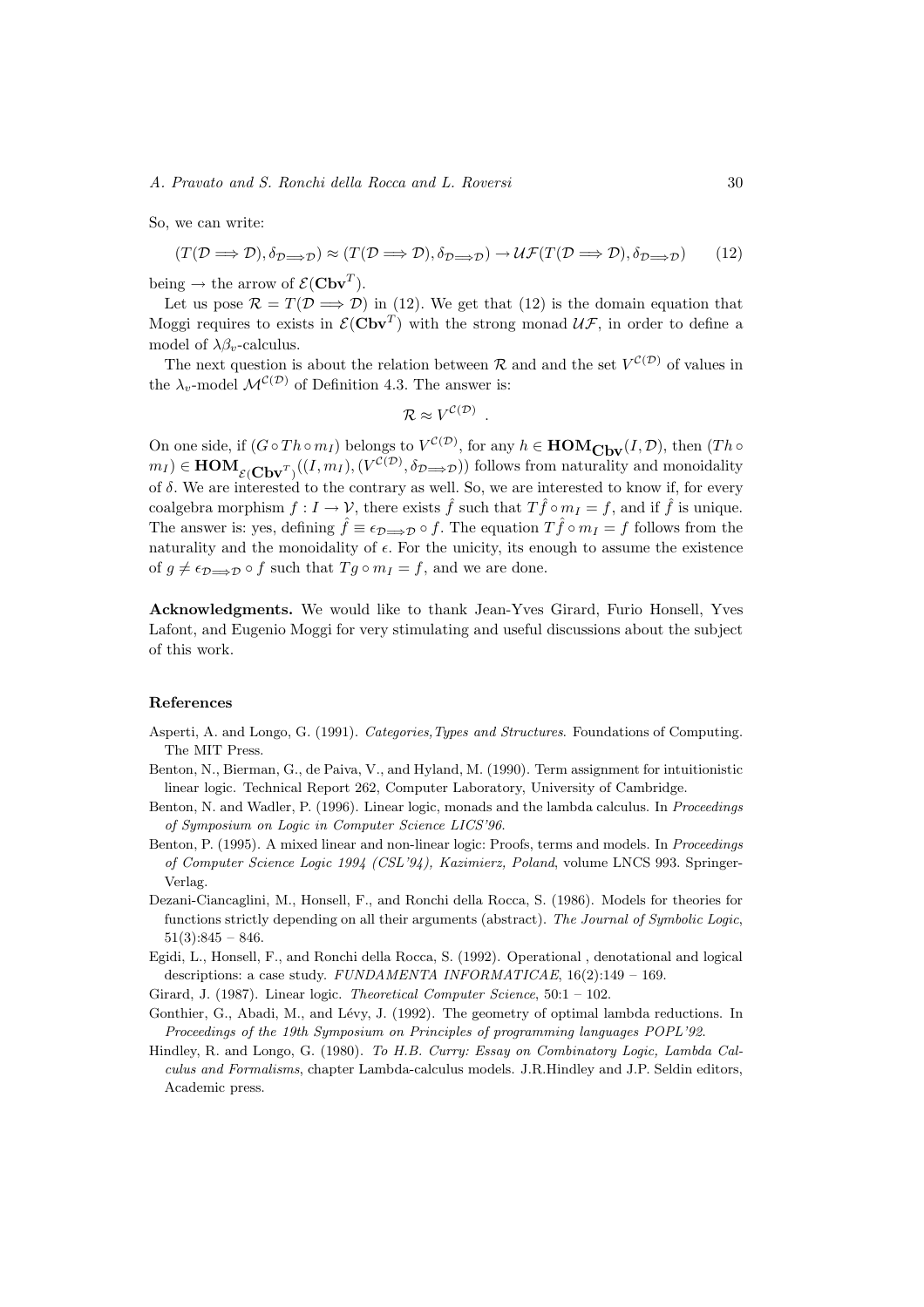So, we can write:

$$(T(\mathcal{D} \Longrightarrow \mathcal{D}), \delta_{\mathcal{D} \Longrightarrow \mathcal{D}}) \approx (T(\mathcal{D} \Longrightarrow \mathcal{D}), \delta_{\mathcal{D} \Longrightarrow \mathcal{D}}) \to \mathcal{UF}(T(\mathcal{D} \Longrightarrow \mathcal{D}), \delta_{\mathcal{D} \Longrightarrow \mathcal{D}}) \qquad (12)$$

being $\to$ the arrow of $\mathcal{E}(\mathbf{Cbv}^T)$.

Let us pose $\mathcal{R} = T(\mathcal{D} \Longrightarrow \mathcal{D})$ in (12). We get that (12) is the domain equation that Moggi requires to exists in $\mathcal{E}(\mathbf{Cbv}^T)$ with the strong monad $\mathcal{UF}$, in order to define a model of $\lambda\beta_v$-calculus.

The next question is about the relation between $\mathcal{R}$ and and the set $V^{\mathcal{C}(\mathcal{D})}$ of values in the $\lambda_v$-model $\mathcal{M}^{\mathcal{C}(\mathcal{D})}$ of Definition 4.3. The answer is:

$$\mathcal{R} \approx V^{\mathcal{C}(\mathcal{D})} \ .$$

On one side, if $(G \circ Th \circ m_I)$ belongs to $V^{\mathcal{C}(\mathcal{D})}$, for any $h \in \mathbf{HOM}_{\mathbf{Cbv}}(I, \mathcal{D})$, then $(Th \circ m_I) \in \mathbf{HOM}_{\mathcal{E}(\mathbf{Cbv}^T)}((I, m_I), (V^{\mathcal{C}(\mathcal{D})}, \delta_{\mathcal{D} \Longrightarrow \mathcal{D}}))$ follows from naturality and monoidality of $\delta$. We are interested to the contrary as well. So, we are interested to know if, for every coalgebra morphism $f : I \to \mathcal{V}$, there exists $\hat{f}$ such that $T\hat{f} \circ m_I = f$, and if $\hat{f}$ is unique. The answer is: yes, defining $\hat{f} \equiv \epsilon_{\mathcal{D} \Longrightarrow \mathcal{D}} \circ f$. The equation $T\hat{f} \circ m_I = f$ follows from the naturality and the monoidality of $\epsilon$. For the unicity, its enough to assume the existence of $g \neq \epsilon_{\mathcal{D} \Longrightarrow \mathcal{D}} \circ f$ such that $Tg \circ m_I = f$, and we are done.

**Acknowledgments.** We would like to thank Jean-Yves Girard, Furio Honsell, Yves Lafont, and Eugenio Moggi for very stimulating and useful discussions about the subject of this work.

### References

Asperti, A. and Longo, G. (1991). *Categories,Types and Structures*. Foundations of Computing. The MIT Press.

Benton, N., Bierman, G., de Paiva, V., and Hyland, M. (1990). Term assignment for intuitionistic linear logic. Technical Report 262, Computer Laboratory, University of Cambridge.

Benton, N. and Wadler, P. (1996). Linear logic, monads and the lambda calculus. In *Proceedings of Symposium on Logic in Computer Science LICS'96*.

Benton, P. (1995). A mixed linear and non-linear logic: Proofs, terms and models. In *Proceedings of Computer Science Logic 1994 (CSL'94), Kazimierz, Poland*, volume LNCS 993. Springer-Verlag.

Dezani-Ciancaglini, M., Honsell, F., and Ronchi della Rocca, S. (1986). Models for theories for functions strictly depending on all their arguments (abstract). *The Journal of Symbolic Logic*, 51(3):845 – 846.

Egidi, L., Honsell, F., and Ronchi della Rocca, S. (1992). Operational , denotational and logical descriptions: a case study. *FUNDAMENTA INFORMATICAE*, 16(2):149 – 169.

Girard, J. (1987). Linear logic. *Theoretical Computer Science*, 50:1 – 102.

Gonthier, G., Abadi, M., and Lévy, J. (1992). The geometry of optimal lambda reductions. In *Proceedings of the 19th Symposium on Principles of programming languages POPL'92*.

Hindley, R. and Longo, G. (1980). *To H.B. Curry: Essay on Combinatory Logic, Lambda Calculus and Formalisms*, chapter Lambda-calculus models. J.R.Hindley and J.P. Seldin editors, Academic press.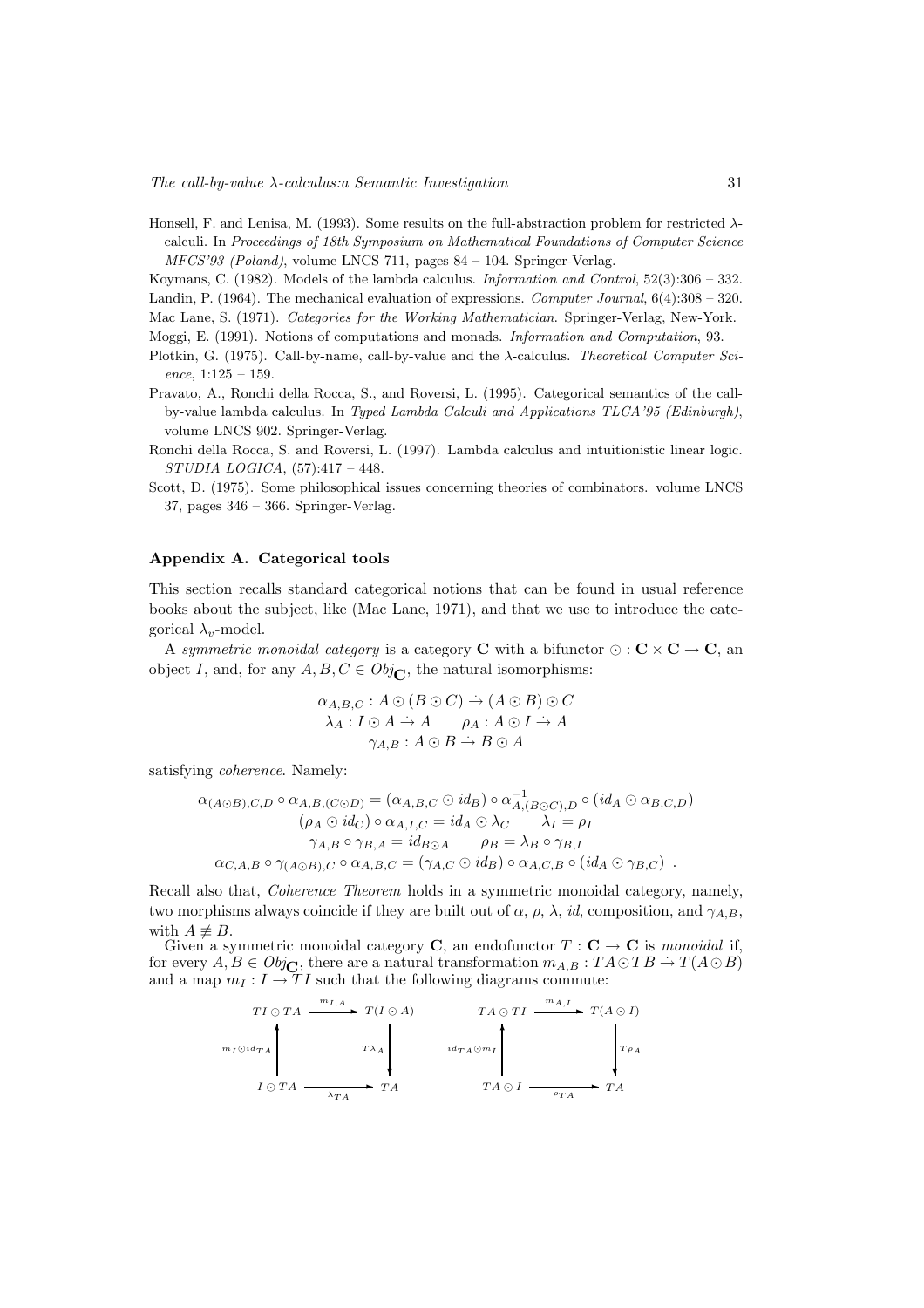Honsell, F. and Lenisa, M. (1993). Some results on the full-abstraction problem for restricted $\lambda$-calculi. In *Proceedings of 18th Symposium on Mathematical Foundations of Computer Science MFCS'93 (Poland)*, volume LNCS 711, pages 84 – 104. Springer-Verlag.

Koymans, C. (1982). Models of the lambda calculus. *Information and Control*, 52(3):306 – 332.

Landin, P. (1964). The mechanical evaluation of expressions. *Computer Journal*, 6(4):308 – 320.

Mac Lane, S. (1971). *Categories for the Working Mathematician*. Springer-Verlag, New-York.

Moggi, E. (1991). Notions of computations and monads. *Information and Computation*, 93.

Plotkin, G. (1975). Call-by-name, call-by-value and the $\lambda$-calculus. *Theoretical Computer Science*, 1:125 – 159.

Pravato, A., Ronchi della Rocca, S., and Roversi, L. (1995). Categorical semantics of the call-by-value lambda calculus. In *Typed Lambda Calculi and Applications TLCA'95 (Edinburgh)*, volume LNCS 902. Springer-Verlag.

Ronchi della Rocca, S. and Roversi, L. (1997). Lambda calculus and intuitionistic linear logic. *STUDIA LOGICA*, (57):417 – 448.

Scott, D. (1975). Some philosophical issues concerning theories of combinators. volume LNCS 37, pages 346 – 366. Springer-Verlag.

## Appendix A. Categorical tools

This section recalls standard categorical notions that can be found in usual reference books about the subject, like (Mac Lane, 1971), and that we use to introduce the categorical $\lambda_v$-model.

A *symmetric monoidal category* is a category $\mathbf{C}$ with a bifunctor $\odot : \mathbf{C} \times \mathbf{C} \to \mathbf{C}$, an object $I$, and, for any $A, B, C \in Obj_{\mathbf{C}}$, the natural isomorphisms:

$$\alpha_{A,B,C} : A \odot (B \odot C) \dot{\to} (A \odot B) \odot C$$
$$\lambda_A : I \odot A \dot{\to} A \qquad \rho_A : A \odot I \dot{\to} A$$
$$\gamma_{A,B} : A \odot B \dot{\to} B \odot A$$

satisfying *coherence*. Namely:

$$\alpha_{(A \odot B),C,D} \circ \alpha_{A,B,(C \odot D)} = (\alpha_{A,B,C} \odot id_B) \circ \alpha^{-1}_{A,(B \odot C),D} \circ (id_A \odot \alpha_{B,C,D})$$
$$(\rho_A \odot id_C) \circ \alpha_{A,I,C} = id_A \odot \lambda_C \qquad \lambda_I = \rho_I$$
$$\gamma_{A,B} \circ \gamma_{B,A} = id_{B \odot A} \qquad \rho_B = \lambda_B \circ \gamma_{B,I}$$
$$\alpha_{C,A,B} \circ \gamma_{(A \odot B),C} \circ \alpha_{A,B,C} = (\gamma_{A,C} \odot id_B) \circ \alpha_{A,C,B} \circ (id_A \odot \gamma_{B,C}) \ .$$

Recall also that, *Coherence Theorem* holds in a symmetric monoidal category, namely, two morphisms always coincide if they are built out of $\alpha$, $\rho$, $\lambda$, $id$, composition, and $\gamma_{A,B}$, with $A \not\equiv B$.

Given a symmetric monoidal category $\mathbf{C}$, an endofunctor $T : \mathbf{C} \to \mathbf{C}$ is *monoidal* if, for every $A, B \in Obj_{\mathbf{C}}$, there are a natural transformation $m_{A,B} : TA \odot TB \dot{\to} T(A \odot B)$ and a map $m_I : I \to TI$ such that the following diagrams commute:

$$\begin{array}{ccc} TI \odot TA & \xrightarrow{m_{I,A}} & T(I \odot A) \\ \uparrow{\scriptstyle m_I \odot id_{TA}} & & \downarrow{\scriptstyle T\lambda_A} \\ I \odot TA & \xrightarrow{\lambda_{TA}} & TA \end{array} \qquad \begin{array}{ccc} TA \odot TI & \xrightarrow{m_{A,I}} & T(A \odot I) \\ \uparrow{\scriptstyle id_{TA} \odot m_I} & & \downarrow{\scriptstyle T\rho_A} \\ TA \odot I & \xrightarrow{\rho_{TA}} & TA \end{array}$$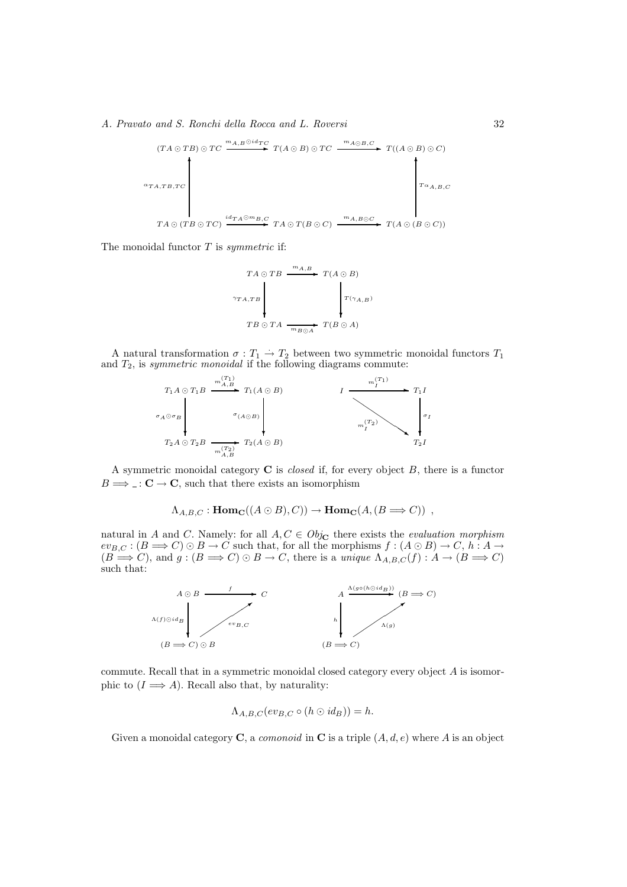$$
\begin{array}{ccccc}
(TA \odot TB) \odot TC & \xrightarrow{m_{A,B} \odot id_{TC}} & T(A \odot B) \odot TC & \xrightarrow{m_{A \odot B, C}} & T((A \odot B) \odot C) \\
\uparrow{\scriptstyle \alpha_{TA,TB,TC}} & & & & \uparrow{\scriptstyle T\alpha_{A,B,C}} \\
TA \odot (TB \odot TC) & \xrightarrow{id_{TA} \odot m_{B,C}} & TA \odot T(B \odot C) & \xrightarrow{m_{A, B \odot C}} & T(A \odot (B \odot C))
\end{array}
$$

The monoidal functor $T$ is *symmetric* if:

$$
\begin{array}{ccc}
TA \odot TB & \xrightarrow{m_{A,B}} & T(A \odot B) \\
\downarrow{\scriptstyle \gamma_{TA,TB}} & & \downarrow{\scriptstyle T(\gamma_{A,B})} \\
TB \odot TA & \xrightarrow[m_{B \odot A}]{} & T(B \odot A)
\end{array}
$$

A natural transformation $\sigma : T_1 \dot{\rightarrow} T_2$ between two symmetric monoidal functors $T_1$ and $T_2$, is *symmetric monoidal* if the following diagrams commute:

$$
\begin{array}{ccc}
T_1 A \odot T_1 B & \xrightarrow{m^{(T_1)}_{A,B}} & T_1(A \odot B) \\
\downarrow{\scriptstyle \sigma_A \odot \sigma_B} & & \downarrow{\scriptstyle \sigma_{(A \odot B)}} \\
T_2 A \odot T_2 B & \xrightarrow[m^{(T_2)}_{A,B}]{} & T_2(A \odot B)
\end{array}
\qquad
\begin{array}{ccc}
I & \xrightarrow{m^{(T_1)}_I} & T_1 I \\
 & \searrow{\scriptstyle m^{(T_2)}_I} & \downarrow{\scriptstyle \sigma_I} \\
 & & T_2 I
\end{array}
$$

A symmetric monoidal category $\mathbf{C}$ is *closed* if, for every object $B$, there is a functor $B \Longrightarrow \_ : \mathbf{C} \to \mathbf{C}$, such that there exists an isomorphism

$$
\Lambda_{A,B,C} : \mathbf{Hom_C}((A \odot B), C)) \to \mathbf{Hom_C}(A, (B \Longrightarrow C)) \enspace ,
$$

natural in $A$ and $C$. Namely: for all $A, C \in Obj_{\mathbf{C}}$ there exists the *evaluation morphism* $ev_{B,C} : (B \Longrightarrow C) \odot B \to C$ such that, for all the morphisms $f : (A \odot B) \to C$, $h : A \to (B \Longrightarrow C)$, and $g : (B \Longrightarrow C) \odot B \to C$, there is a *unique* $\Lambda_{A,B,C}(f) : A \to (B \Longrightarrow C)$ such that:

$$
\begin{array}{ccc}
A \odot B & \xrightarrow{f} & C \\
\downarrow{\scriptstyle \Lambda(f) \odot id_B} & \nearrow{\scriptstyle ev_{B,C}} & \\
(B \Longrightarrow C) \odot B & &
\end{array}
\qquad
\begin{array}{ccc}
A & \xrightarrow{\Lambda(g \circ (h \odot id_B))} & (B \Longrightarrow C) \\
\downarrow{\scriptstyle h} & \nearrow{\scriptstyle \Lambda(g)} & \\
(B \Longrightarrow C) & &
\end{array}
$$

commute. Recall that in a symmetric monoidal closed category every object $A$ is isomorphic to $(I \Longrightarrow A)$. Recall also that, by naturality:

$$
\Lambda_{A,B,C}(ev_{B,C} \circ (h \odot id_B)) = h.
$$

Given a monoidal category $\mathbf{C}$, a *comonoid* in $\mathbf{C}$ is a triple $(A, d, e)$ where $A$ is an object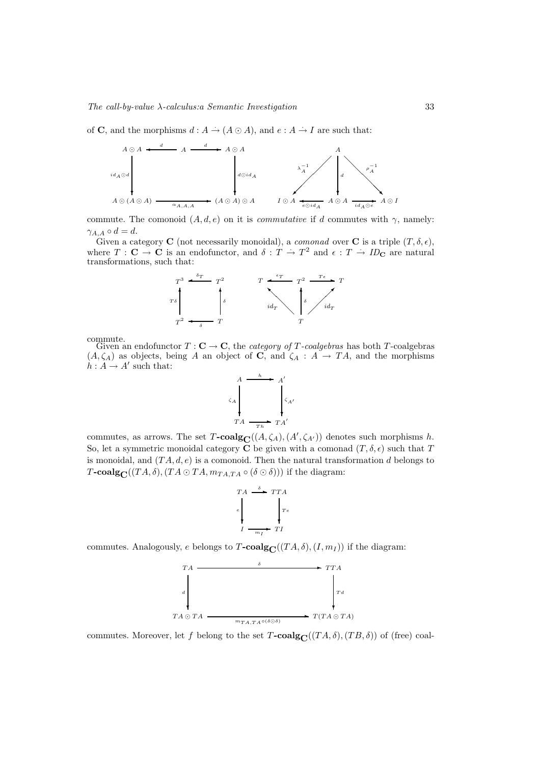of $\mathbf{C}$, and the morphisms $d : A \dot\rightarrow (A \odot A)$, and $e : A \dot\rightarrow I$ are such that:

$$
\begin{array}{ccccc}
A \odot A & \xleftarrow{d} & A & \xrightarrow{d} & A \odot A \\
\downarrow{\scriptstyle id_A \odot d} & & & & \downarrow{\scriptstyle d \odot id_A} \\
A \odot (A \odot A) & & \xrightarrow{\alpha_{A,A,A}} & & (A \odot A) \odot A
\end{array}
\qquad
\begin{array}{ccccc}
 & & A & & \\
 & \swarrow{\scriptstyle \lambda_A^{-1}} & \downarrow{\scriptstyle d} & \searrow{\scriptstyle \rho_A^{-1}} & \\
I \odot A & \xleftarrow{e \odot id_A} & A \odot A & \xrightarrow{id_A \odot e} & A \odot I
\end{array}
$$

commute. The comonoid $(A, d, e)$ on it is *commutative* if $d$ commutes with $\gamma$, namely: $\gamma_{A,A} \circ d = d$.

Given a category $\mathbf{C}$ (not necessarily monoidal), a *comonad* over $\mathbf{C}$ is a triple $(T, \delta, \epsilon)$, where $T : \mathbf{C} \rightarrow \mathbf{C}$ is an endofunctor, and $\delta : T \dot\rightarrow T^2$ and $\epsilon : T \dot\rightarrow ID_{\mathbf{C}}$ are natural transformations, such that:

$$
\begin{array}{ccc}
T^3 & \xleftarrow{\delta_T} & T^2 \\
\uparrow{\scriptstyle T\delta} & & \uparrow{\scriptstyle \delta} \\
T^2 & \xleftarrow{\delta} & T
\end{array}
\qquad
\begin{array}{ccccc}
T & \xleftarrow{\epsilon_T} & T^2 & \xrightarrow{T\epsilon} & T \\
 & \nwarrow{\scriptstyle id_T} & \uparrow{\scriptstyle \delta} & \nearrow{\scriptstyle id_T} & \\
 & & T & &
\end{array}
$$

commute.

Given an endofunctor $T : \mathbf{C} \rightarrow \mathbf{C}$, the *category of $T$-coalgebras* has both $T$-coalgebras $(A, \zeta_A)$ as objects, being $A$ an object of $\mathbf{C}$, and $\zeta_A : A \rightarrow TA$, and the morphisms $h : A \rightarrow A'$ such that:

$$
\begin{array}{ccc}
A & \xrightarrow{h} & A' \\
\downarrow{\scriptstyle \zeta_A} & & \downarrow{\scriptstyle \zeta_{A'}} \\
TA & \xrightarrow{Th} & TA'
\end{array}
$$

commutes, as arrows. The set $T$-$\mathbf{coalg}_{\mathbf{C}}((A, \zeta_A), (A', \zeta_{A'}))$ denotes such morphisms $h$. So, let a symmetric monoidal category $\mathbf{C}$ be given with a comonad $(T, \delta, \epsilon)$ such that $T$ is monoidal, and $(TA, d, e)$ is a comonoid. Then the natural transformation $d$ belongs to $T$-$\mathbf{coalg}_{\mathbf{C}}((TA, \delta), (TA \odot TA, m_{TA,TA} \circ (\delta \odot \delta)))$ if the diagram:

$$
\begin{array}{ccc}
TA & \xrightarrow{\delta} & TTA \\
\downarrow{\scriptstyle e} & & \downarrow{\scriptstyle Te} \\
I & \xrightarrow{m_I} & TI
\end{array}
$$

commutes. Analogously, $e$ belongs to $T$-$\mathbf{coalg}_{\mathbf{C}}((TA, \delta), (I, m_I))$ if the diagram:

$$
\begin{array}{ccc}
TA & \xrightarrow{\delta} & TTA \\
\downarrow{\scriptstyle d} & & \downarrow{\scriptstyle Td} \\
TA \odot TA & \xrightarrow{m_{TA,TA} \circ (\delta \odot \delta)} & T(TA \odot TA)
\end{array}
$$

commutes. Moreover, let $f$ belong to the set $T$-$\mathbf{coalg}_{\mathbf{C}}((TA, \delta), (TB, \delta))$ of (free) coal-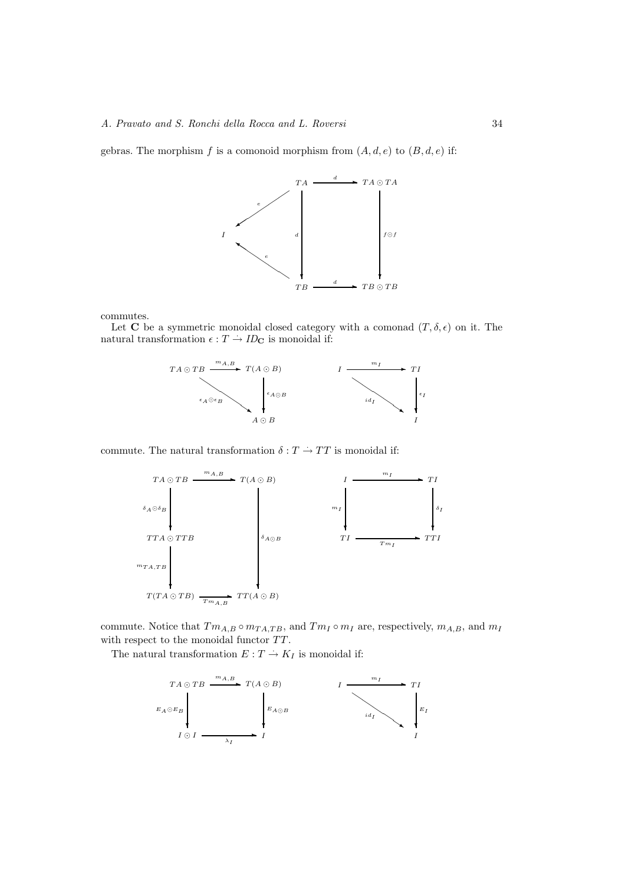gebras. The morphism $f$ is a comonoid morphism from $(A, d, e)$ to $(B, d, e)$ if:

$$
\begin{array}{ccccc}
 & & TA & \xrightarrow{d} & TA \odot TA \\
 & \swarrow^{e} & \Big\downarrow d & & \Big\downarrow f \odot f \\
I & & & & \\
 & \nwarrow_{e} & TB & \xrightarrow{d} & TB \odot TB
\end{array}
$$

commutes.

Let $\mathbf{C}$ be a symmetric monoidal closed category with a comonad $(T, \delta, \epsilon)$ on it. The natural transformation $\epsilon : T \dot{\rightarrow} ID_{\mathbf{C}}$ is monoidal if:

$$
\begin{array}{ccc}
TA \odot TB & \xrightarrow{m_{A,B}} & T(A \odot B) \\
 & \searrow^{\epsilon_A \odot \epsilon_B} & \Big\downarrow \epsilon_{A \odot B} \\
 & & A \odot B
\end{array}
\qquad
\begin{array}{ccc}
I & \xrightarrow{m_I} & TI \\
 & \searrow^{id_I} & \Big\downarrow \epsilon_I \\
 & & I
\end{array}
$$

commute. The natural transformation $\delta : T \dot{\rightarrow} TT$ is monoidal if:

$$
\begin{array}{ccc}
TA \odot TB & \xrightarrow{m_{A,B}} & T(A \odot B) \\
\Big\downarrow \delta_A \odot \delta_B & & \\
TTA \odot TTB & & \Big\downarrow \delta_{A \odot B} \\
\Big\downarrow m_{TA,TB} & & \\
T(TA \odot TB) & \xrightarrow{Tm_{A,B}} & TT(A \odot B)
\end{array}
\qquad
\begin{array}{ccc}
I & \xrightarrow{m_I} & TI \\
\Big\downarrow m_I & & \Big\downarrow \delta_I \\
TI & \xrightarrow{Tm_I} & TTI
\end{array}
$$

commute. Notice that $Tm_{A,B} \circ m_{TA,TB}$, and $Tm_I \circ m_I$ are, respectively, $m_{A,B}$, and $m_I$ with respect to the monoidal functor $TT$.

The natural transformation $E : T \dot{\rightarrow} K_I$ is monoidal if:

$$
\begin{array}{ccc}
TA \odot TB & \xrightarrow{m_{A,B}} & T(A \odot B) \\
\Big\downarrow E_A \odot E_B & & \Big\downarrow E_{A \odot B} \\
I \odot I & \xrightarrow{\lambda_I} & I
\end{array}
\qquad
\begin{array}{ccc}
I & \xrightarrow{m_I} & TI \\
 & \searrow^{id_I} & \Big\downarrow E_I \\
 & & I
\end{array}
$$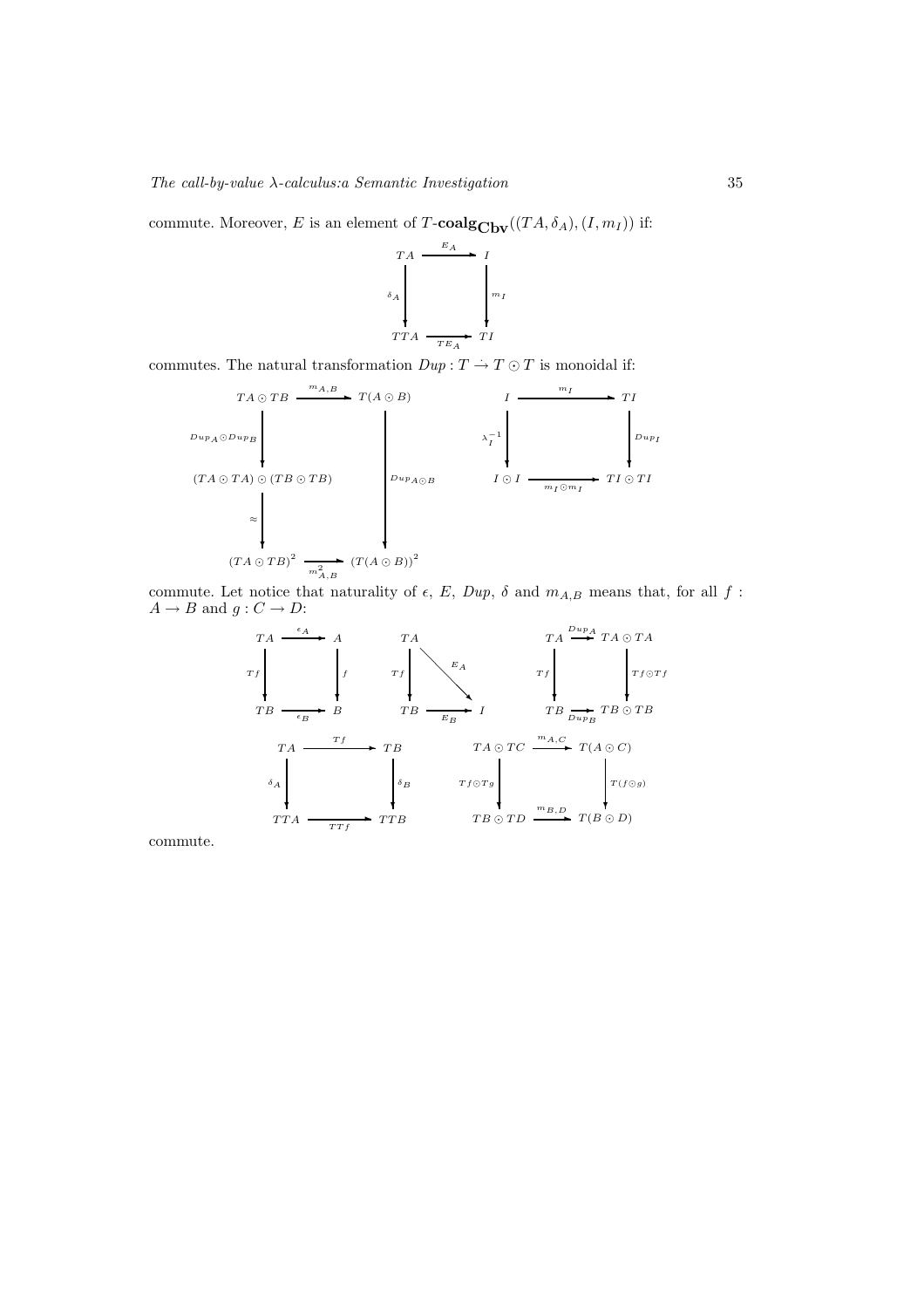commute. Moreover, $E$ is an element of $T\text{-}\mathbf{coalg_{Cbv}}((TA, \delta_A), (I, m_I))$ if:

$$
\begin{array}{ccc}
TA & \xrightarrow{E_A} & I \\
{\scriptstyle \delta_A}\downarrow & & \downarrow{\scriptstyle m_I} \\
TTA & \xrightarrow[TE_A]{} & TI
\end{array}
$$

commutes. The natural transformation $Dup : T \dot{\rightarrow} T \odot T$ is monoidal if:

$$
\begin{array}{ccc}
TA \odot TB & \xrightarrow{m_{A,B}} & T(A \odot B) \\
{\scriptstyle Dup_A \odot Dup_B}\downarrow & & \\
(TA \odot TA) \odot (TB \odot TB) & & \downarrow{\scriptstyle Dup_{A \odot B}} \\
{\scriptstyle \approx}\downarrow & & \\
(TA \odot TB)^2 & \xrightarrow[m^2_{A,B}]{} & (T(A \odot B))^2
\end{array}
\qquad
\begin{array}{ccc}
I & \xrightarrow{m_I} & TI \\
{\scriptstyle \lambda_I^{-1}}\downarrow & & \downarrow{\scriptstyle Dup_I} \\
I \odot I & \xrightarrow[m_I \odot m_I]{} & TI \odot TI
\end{array}
$$

commute. Let notice that naturality of $\epsilon$, $E$, $Dup$, $\delta$ and $m_{A,B}$ means that, for all $f : A \to B$ and $g : C \to D$:

$$
\begin{array}{ccc}
TA & \xrightarrow{\epsilon_A} & A \\
{\scriptstyle Tf}\downarrow & & \downarrow{\scriptstyle f} \\
TB & \xrightarrow[\epsilon_B]{} & B
\end{array}
\qquad
\begin{array}{ccc}
TA & & \\
{\scriptstyle Tf}\downarrow & \searrow^{E_A} & \\
TB & \xrightarrow[E_B]{} & I
\end{array}
\qquad
\begin{array}{ccc}
TA & \xrightarrow{Dup_A} & TA \odot TA \\
{\scriptstyle Tf}\downarrow & & \downarrow{\scriptstyle Tf \odot Tf} \\
TB & \xrightarrow[Dup_B]{} & TB \odot TB
\end{array}
$$

$$
\begin{array}{ccc}
TA & \xrightarrow{Tf} & TB \\
{\scriptstyle \delta_A}\downarrow & & \downarrow{\scriptstyle \delta_B} \\
TTA & \xrightarrow[TTf]{} & TTB
\end{array}
\qquad
\begin{array}{ccc}
TA \odot TC & \xrightarrow{m_{A,C}} & T(A \odot C) \\
{\scriptstyle Tf \odot Tg}\downarrow & & \downarrow{\scriptstyle T(f \odot g)} \\
TB \odot TD & \xrightarrow{m_{B,D}} & T(B \odot D)
\end{array}
$$

commute.